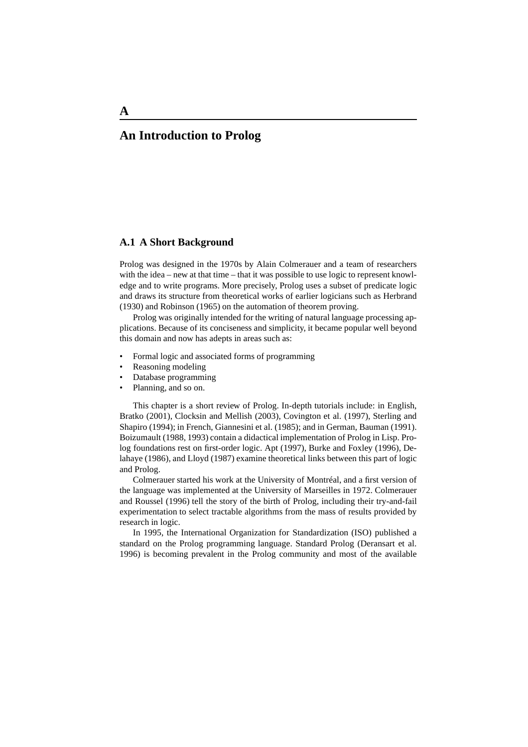# A

# An Introduction to Prolog

## A.1 A Short Background

Prolog was designed in the 1970s by Alain Colmerauer and a team of researchers with the idea – new at that time – that it was possible to use logic to represent knowledge and to write programs. More precisely, Prolog uses a subset of predicate logic and draws its structure from theoretical works of earlier logicians such as Herbrand (1930) and Robinson (1965) on the automation of theorem proving.

Prolog was originally intended for the writing of natural language processing applications. Because of its conciseness and simplicity, it became popular well beyond this domain and now has adepts in areas such as:

- Formal logic and associated forms of programming
- Reasoning modeling
- Database programming
- Planning, and so on.

This chapter is a short review of Prolog. In-depth tutorials include: in English, Bratko (2001), Clocksin and Mellish (2003), Covington et al. (1997), Sterling and Shapiro (1994); in French, Giannesini et al. (1985); and in German, Bauman (1991). Boizumault (1988, 1993) contain a didactical implementation of Prolog in Lisp. Prolog foundations rest on first-order logic. Apt (1997), Burke and Foxley (1996), Delahaye (1986), and Lloyd (1987) examine theoretical links between this part of logic and Prolog.

Colmerauer started his work at the University of Montréal, and a first version of the language was implemented at the University of Marseilles in 1972. Colmerauer and Roussel (1996) tell the story of the birth of Prolog, including their try-and-fail experimentation to select tractable algorithms from the mass of results provided by research in logic.

In 1995, the International Organization for Standardization (ISO) published a standard on the Prolog programming language. Standard Prolog (Deransart et al. 1996) is becoming prevalent in the Prolog community and most of the available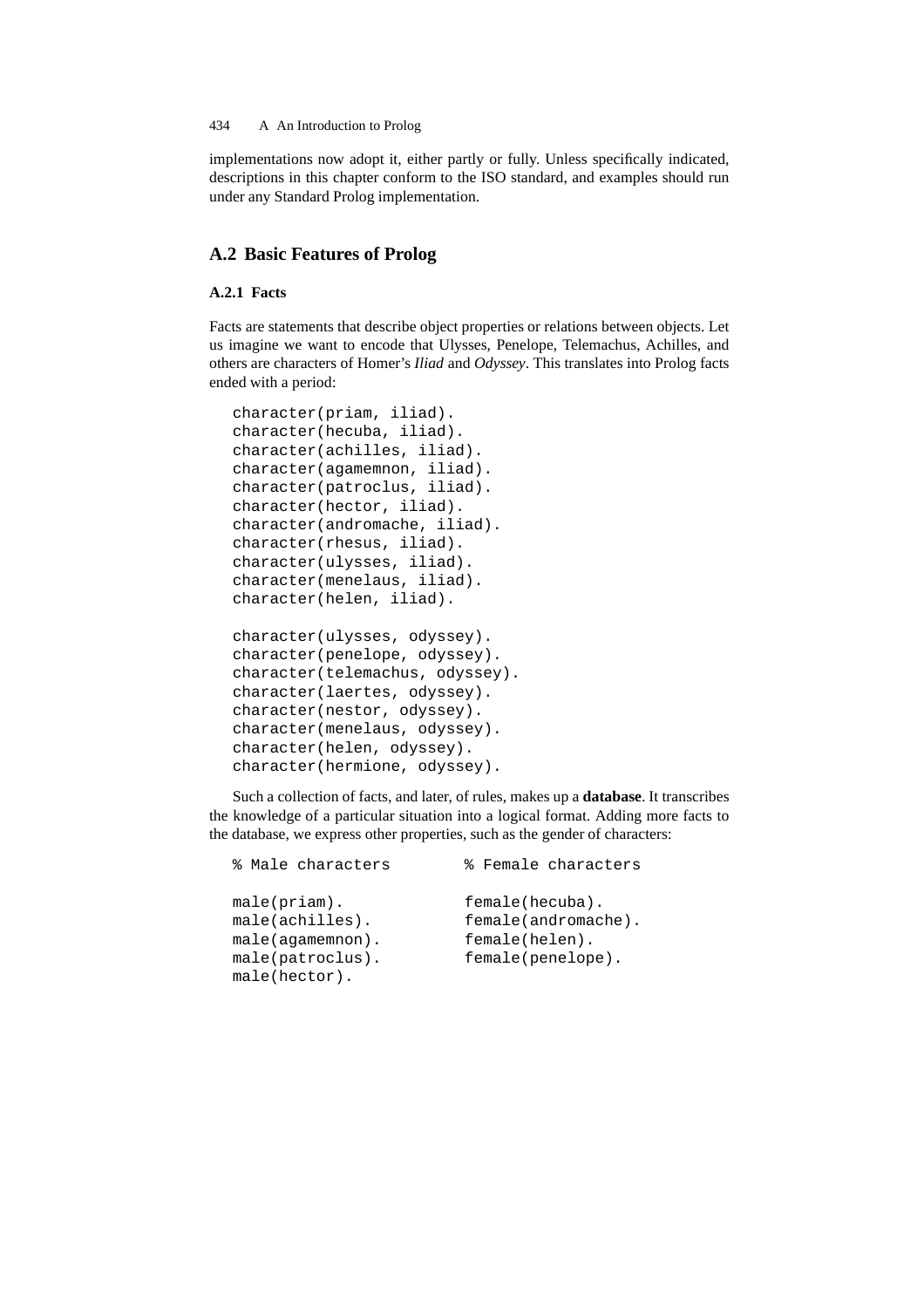implementations now adopt it, either partly or fully. Unless specifically indicated, descriptions in this chapter conform to the ISO standard, and examples should run under any Standard Prolog implementation.

## A.2 Basic Features of Prolog

### A.2.1 Facts

Facts are statements that describe object properties or relations between objects. Let us imagine we want to encode that Ulysses, Penelope, Telemachus, Achilles, and others are characters of Homer's *Iliad* and *Odyssey*. This translates into Prolog facts ended with a period:

```
character(priam, iliad).
character(hecuba, iliad).
character(achilles, iliad).
character(agamemnon, iliad).
character(patroclus, iliad).
character(hector, iliad).
character(andromache, iliad).
character(rhesus, iliad).
character(ulysses, iliad).
character(menelaus, iliad).
character(helen, iliad).

character(ulysses, odyssey).
character(penelope, odyssey).
character(telemachus, odyssey).
character(laertes, odyssey).
character(nestor, odyssey).
character(menelaus, odyssey).
character(helen, odyssey).
character(hermione, odyssey).
```

Such a collection of facts, and later, of rules, makes up a **database**. It transcribes the knowledge of a particular situation into a logical format. Adding more facts to the database, we express other properties, such as the gender of characters:

```
% Male characters        % Female characters

male(priam).             female(hecuba).
male(achilles).          female(andromache).
male(agamemnon).         female(helen).
male(patroclus).         female(penelope).
male(hector).
```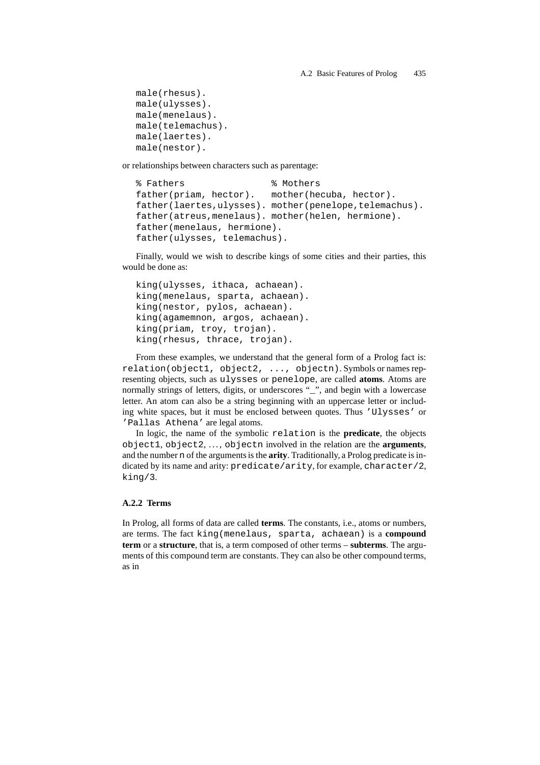```
male(rhesus).
male(ulysses).
male(menelaus).
male(telemachus).
male(laertes).
male(nestor).
```

or relationships between characters such as parentage:

```
% Fathers                   % Mothers
father(priam, hector).      mother(hecuba, hector).
father(laertes,ulysses). mother(penelope,telemachus).
father(atreus,menelaus). mother(helen, hermione).
father(menelaus, hermione).
father(ulysses, telemachus).
```

Finally, would we wish to describe kings of some cities and their parties, this would be done as:

```
king(ulysses, ithaca, achaean).
king(menelaus, sparta, achaean).
king(nestor, pylos, achaean).
king(agamemnon, argos, achaean).
king(priam, troy, trojan).
king(rhesus, thrace, trojan).
```

From these examples, we understand that the general form of a Prolog fact is: `relation(object1, object2, ..., objectn)`. Symbols or names representing objects, such as `ulysses` or `penelope`, are called **atoms**. Atoms are normally strings of letters, digits, or underscores "_", and begin with a lowercase letter. An atom can also be a string beginning with an uppercase letter or including white spaces, but it must be enclosed between quotes. Thus `'Ulysses'` or `'Pallas Athena'` are legal atoms.

In logic, the name of the symbolic `relation` is the **predicate**, the objects `object1`, `object2`, ..., `objectn` involved in the relation are the **arguments**, and the number `n` of the arguments is the **arity**. Traditionally, a Prolog predicate is indicated by its name and arity: `predicate/arity`, for example, `character/2`, `king/3`.

### A.2.2 Terms

In Prolog, all forms of data are called **terms**. The constants, i.e., atoms or numbers, are terms. The fact `king(menelaus, sparta, achaean)` is a **compound term** or a **structure**, that is, a term composed of other terms – **subterms**. The arguments of this compound term are constants. They can also be other compound terms, as in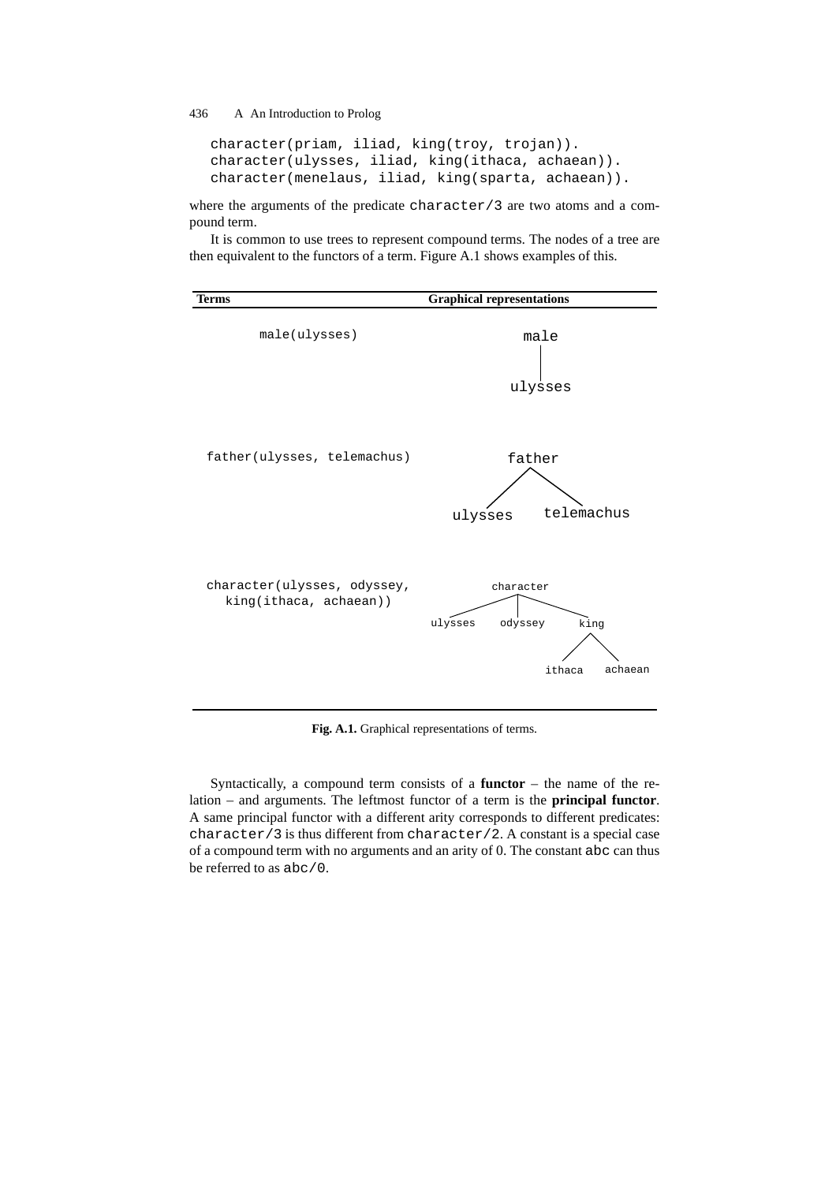```
character(priam, iliad, king(troy, trojan)).
character(ulysses, iliad, king(ithaca, achaean)).
character(menelaus, iliad, king(sparta, achaean)).
```

where the arguments of the predicate `character/3` are two atoms and a compound term.

It is common to use trees to represent compound terms. The nodes of a tree are then equivalent to the functors of a term. Figure A.1 shows examples of this.

| Terms | Graphical representations |
| --- | --- |
| `male(ulysses)` | male → ulysses |
| `father(ulysses, telemachus)` | father → ulysses, telemachus |
| `character(ulysses, odyssey, king(ithaca, achaean))` | character → ulysses, odyssey, king; king → ithaca, achaean |

**Fig. A.1.** Graphical representations of terms.

Syntactically, a compound term consists of a **functor** – the name of the relation – and arguments. The leftmost functor of a term is the **principal functor**. A same principal functor with a different arity corresponds to different predicates: `character/3` is thus different from `character/2`. A constant is a special case of a compound term with no arguments and an arity of 0. The constant `abc` can thus be referred to as `abc/0`.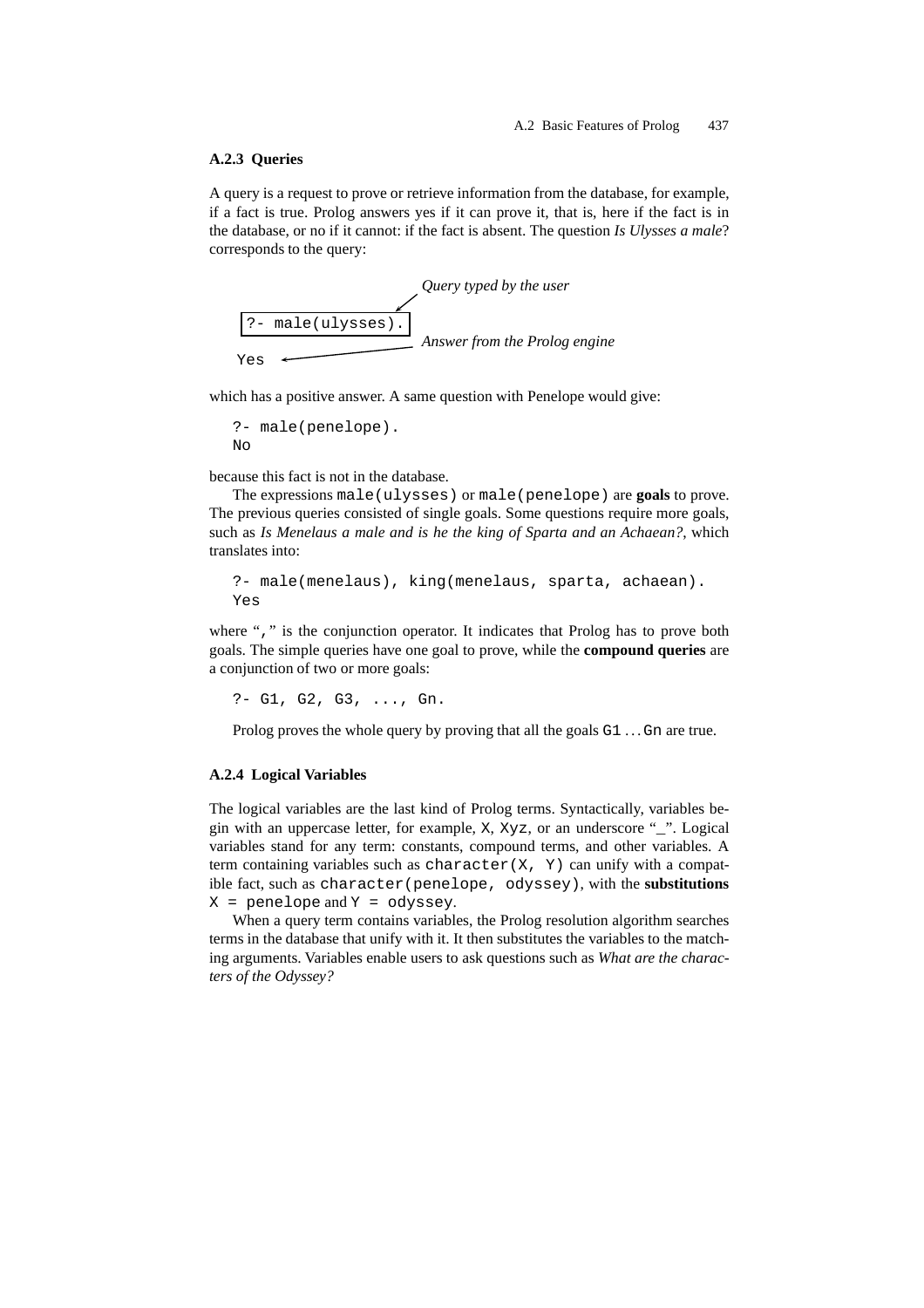### A.2.3 Queries

A query is a request to prove or retrieve information from the database, for example, if a fact is true. Prolog answers yes if it can prove it, that is, here if the fact is in the database, or no if it cannot: if the fact is absent. The question *Is Ulysses a male*? corresponds to the query:

*Query typed by the user*

```
?- male(ulysses).
Yes
```

*Answer from the Prolog engine*

which has a positive answer. A same question with Penelope would give:

```
?- male(penelope).
No
```

because this fact is not in the database.

The expressions `male(ulysses)` or `male(penelope)` are **goals** to prove. The previous queries consisted of single goals. Some questions require more goals, such as *Is Menelaus a male and is he the king of Sparta and an Achaean?*, which translates into:

```
?- male(menelaus), king(menelaus, sparta, achaean).
Yes
```

where "`,`" is the conjunction operator. It indicates that Prolog has to prove both goals. The simple queries have one goal to prove, while the **compound queries** are a conjunction of two or more goals:

```
?- G1, G2, G3, ..., Gn.
```

Prolog proves the whole query by proving that all the goals `G1` ... `Gn` are true.

### A.2.4 Logical Variables

The logical variables are the last kind of Prolog terms. Syntactically, variables begin with an uppercase letter, for example, `X`, `Xyz`, or an underscore "_". Logical variables stand for any term: constants, compound terms, and other variables. A term containing variables such as `character(X, Y)` can unify with a compatible fact, such as `character(penelope, odyssey)`, with the **substitutions** `X = penelope` and `Y = odyssey`.

When a query term contains variables, the Prolog resolution algorithm searches terms in the database that unify with it. It then substitutes the variables to the matching arguments. Variables enable users to ask questions such as *What are the characters of the Odyssey?*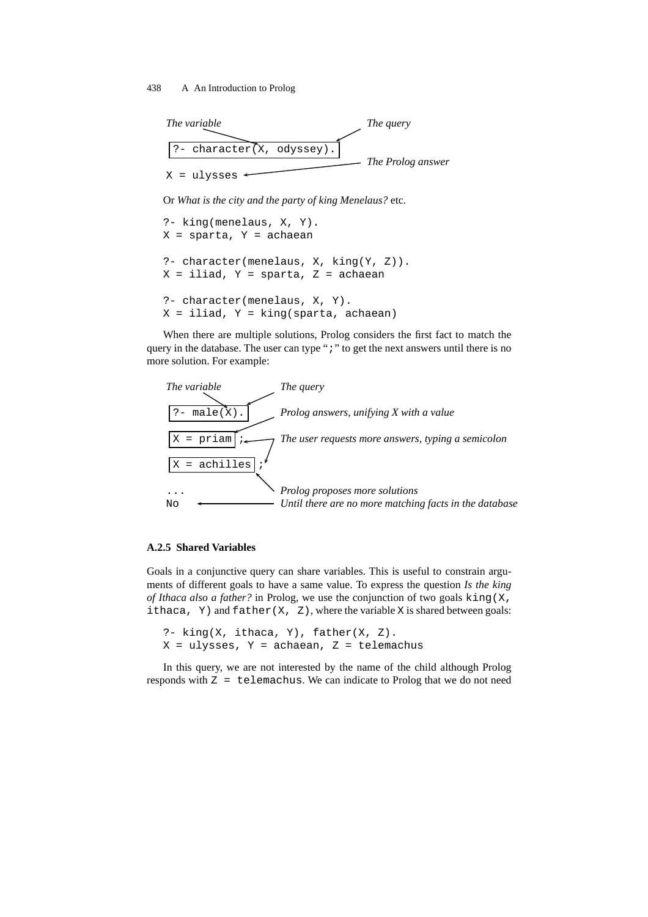```
The variable                                          The query

?- character(X, odyssey).
                                                      The Prolog answer
X = ulysses
```

Or *What is the city and the party of king Menelaus?* etc.

```
?- king(menelaus, X, Y).
X = sparta, Y = achaean

?- character(menelaus, X, king(Y, Z)).
X = iliad, Y = sparta, Z = achaean

?- character(menelaus, X, Y).
X = iliad, Y = king(sparta, achaean)
```

When there are multiple solutions, Prolog considers the first fact to match the query in the database. The user can type "`;`" to get the next answers until there is no more solution. For example:

```
The variable        The query

?- male(X).         Prolog answers, unifying X with a value

X = priam ;         The user requests more answers, typing a semicolon

X = achilles ;

...                 Prolog proposes more solutions
No                  Until there are no more matching facts in the database
```

### A.2.5 Shared Variables

Goals in a conjunctive query can share variables. This is useful to constrain arguments of different goals to have a same value. To express the question *Is the king of Ithaca also a father?* in Prolog, we use the conjunction of two goals `king(X, ithaca, Y)` and `father(X, Z)`, where the variable `X` is shared between goals:

```
?- king(X, ithaca, Y), father(X, Z).
X = ulysses, Y = achaean, Z = telemachus
```

In this query, we are not interested by the name of the child although Prolog responds with `Z = telemachus`. We can indicate to Prolog that we do not need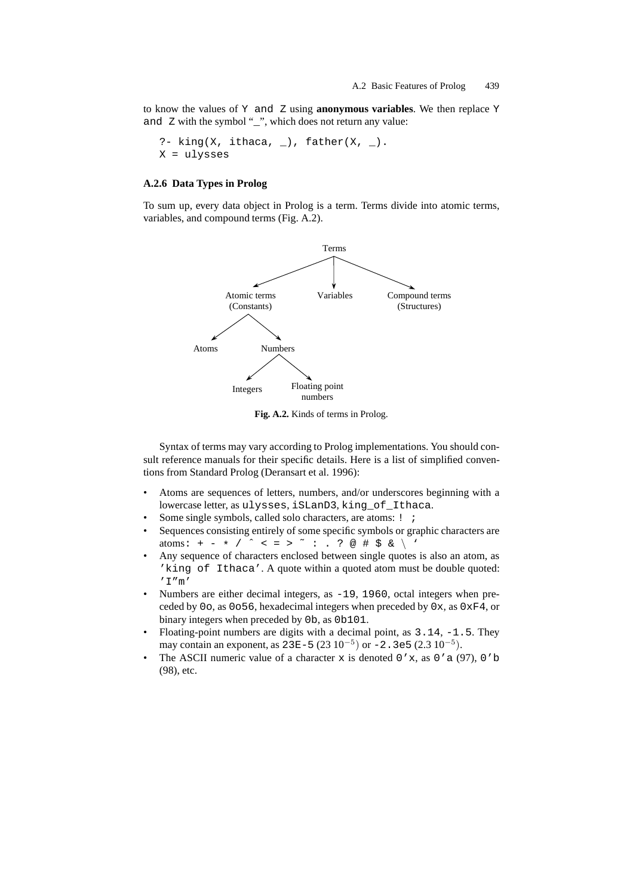to know the values of `Y` and `Z` using **anonymous variables**. We then replace `Y` and `Z` with the symbol "_", which does not return any value:

```
?- king(X, ithaca, _), father(X, _).
X = ulysses
```

### A.2.6 Data Types in Prolog

To sum up, every data object in Prolog is a term. Terms divide into atomic terms, variables, and compound terms (Fig. A.2).

```
                         Terms
          ┌────────────────┼────────────────┐
          ▼                ▼                ▼
    Atomic terms       Variables     Compound terms
    (Constants)                        (Structures)
      ┌────┴────┐
      ▼         ▼
    Atoms    Numbers
              ┌────┴────┐
              ▼         ▼
          Integers   Floating point
                        numbers
```

**Fig. A.2.** Kinds of terms in Prolog.

Syntax of terms may vary according to Prolog implementations. You should consult reference manuals for their specific details. Here is a list of simplified conventions from Standard Prolog (Deransart et al. 1996):

- Atoms are sequences of letters, numbers, and/or underscores beginning with a lowercase letter, as `ulysses`, `iSLanD3`, `king_of_Ithaca`.
- Some single symbols, called solo characters, are atoms: `! ;`
- Sequences consisting entirely of some specific symbols or graphic characters are atoms: `+ - * / ^ < = > ~ : . ? @ # $ & \ '`
- Any sequence of characters enclosed between single quotes is also an atom, as `'king of Ithaca'`. A quote within a quoted atom must be double quoted: `'I''m'`
- Numbers are either decimal integers, as `-19`, `1960`, octal integers when preceded by `0o`, as `0o56`, hexadecimal integers when preceded by `0x`, as `0xF4`, or binary integers when preceded by `0b`, as `0b101`.
- Floating-point numbers are digits with a decimal point, as `3.14`, `-1.5`. They may contain an exponent, as `23E-5` ($23\ 10^{-5}$) or `-2.3e5` ($2.3\ 10^{-5}$).
- The ASCII numeric value of a character `x` is denoted `0'x`, as `0'a` (97), `0'b` (98), etc.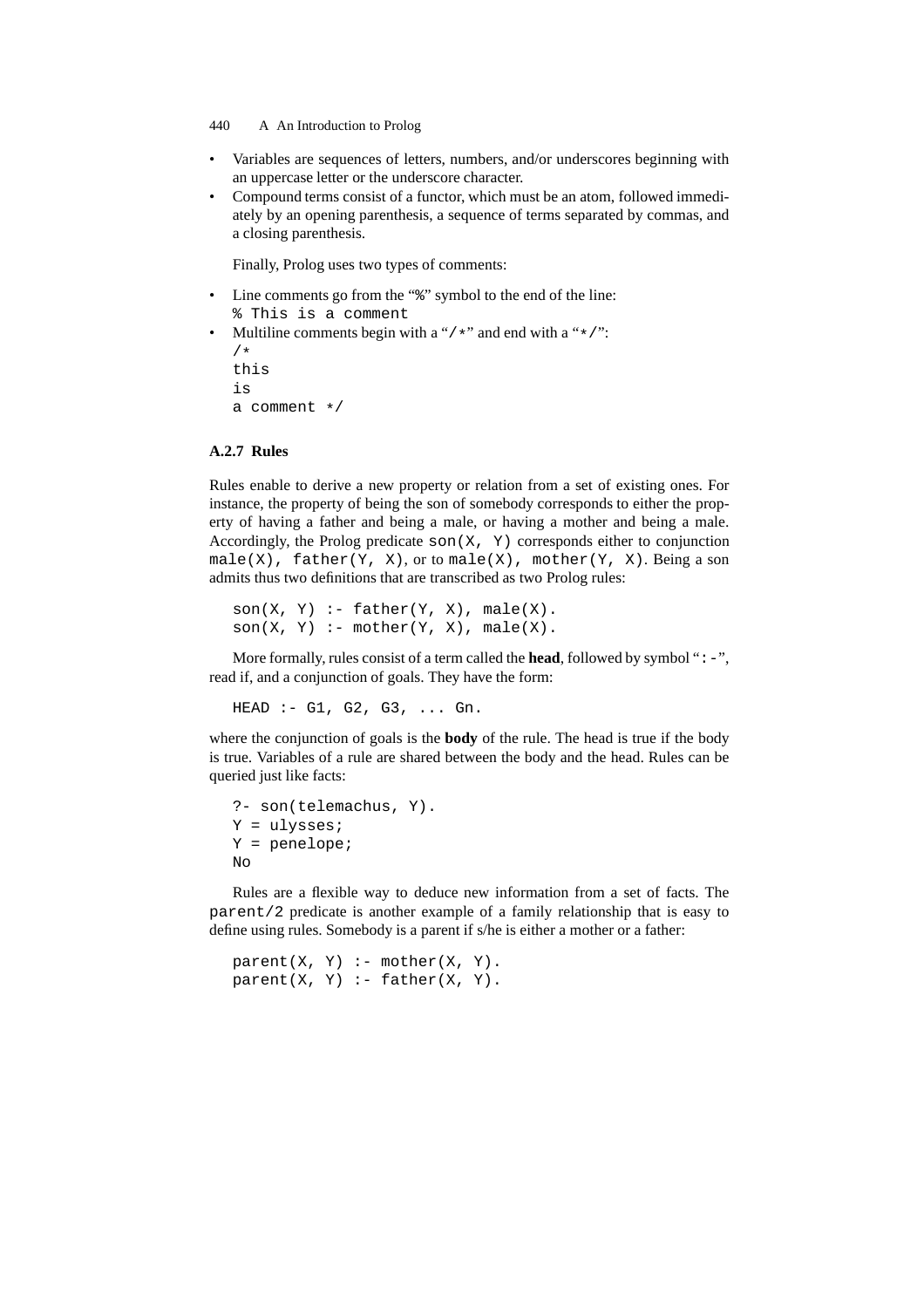- Variables are sequences of letters, numbers, and/or underscores beginning with an uppercase letter or the underscore character.
- Compound terms consist of a functor, which must be an atom, followed immediately by an opening parenthesis, a sequence of terms separated by commas, and a closing parenthesis.

Finally, Prolog uses two types of comments:

- Line comments go from the "%" symbol to the end of the line:
```
% This is a comment
```
- Multiline comments begin with a "/*" and end with a "*/":
```
/*
this
is
a comment */
```

### A.2.7 Rules

Rules enable to derive a new property or relation from a set of existing ones. For instance, the property of being the son of somebody corresponds to either the property of having a father and being a male, or having a mother and being a male. Accordingly, the Prolog predicate `son(X, Y)` corresponds either to conjunction `male(X), father(Y, X)`, or to `male(X), mother(Y, X)`. Being a son admits thus two definitions that are transcribed as two Prolog rules:

```
son(X, Y) :- father(Y, X), male(X).
son(X, Y) :- mother(Y, X), male(X).
```

More formally, rules consist of a term called the **head**, followed by symbol ":-", read if, and a conjunction of goals. They have the form:

```
HEAD :- G1, G2, G3, ... Gn.
```

where the conjunction of goals is the **body** of the rule. The head is true if the body is true. Variables of a rule are shared between the body and the head. Rules can be queried just like facts:

```
?- son(telemachus, Y).
Y = ulysses;
Y = penelope;
No
```

Rules are a flexible way to deduce new information from a set of facts. The `parent/2` predicate is another example of a family relationship that is easy to define using rules. Somebody is a parent if s/he is either a mother or a father:

```
parent(X, Y) :- mother(X, Y).
parent(X, Y) :- father(X, Y).
```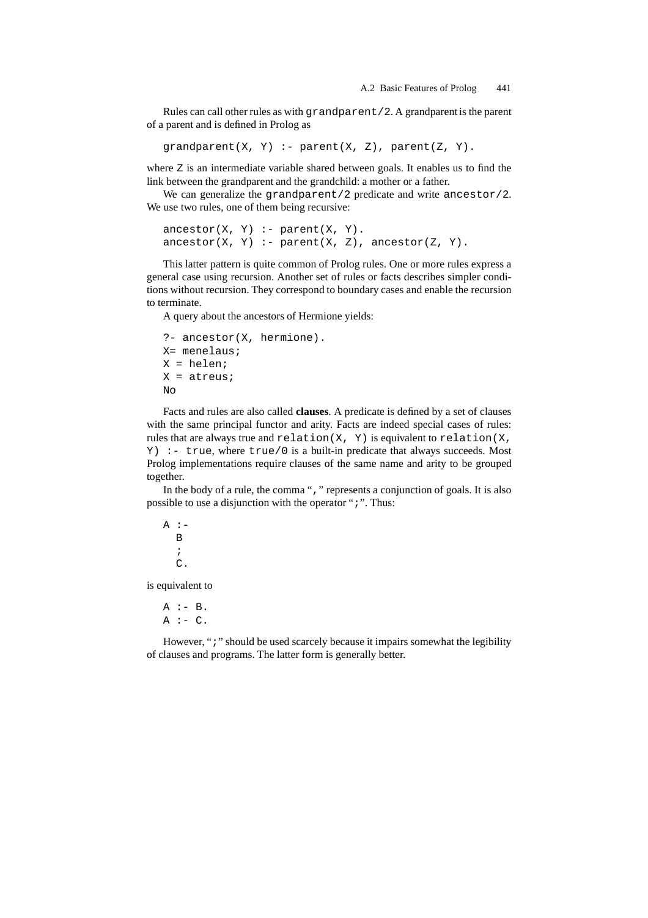Rules can call other rules as with `grandparent/2`. A grandparent is the parent of a parent and is defined in Prolog as

```
grandparent(X, Y) :- parent(X, Z), parent(Z, Y).
```

where `Z` is an intermediate variable shared between goals. It enables us to find the link between the grandparent and the grandchild: a mother or a father.

We can generalize the `grandparent/2` predicate and write `ancestor/2`. We use two rules, one of them being recursive:

```
ancestor(X, Y) :- parent(X, Y).
ancestor(X, Y) :- parent(X, Z), ancestor(Z, Y).
```

This latter pattern is quite common of Prolog rules. One or more rules express a general case using recursion. Another set of rules or facts describes simpler conditions without recursion. They correspond to boundary cases and enable the recursion to terminate.

A query about the ancestors of Hermione yields:

```
?- ancestor(X, hermione).
X= menelaus;
X = helen;
X = atreus;
No
```

Facts and rules are also called **clauses**. A predicate is defined by a set of clauses with the same principal functor and arity. Facts are indeed special cases of rules: rules that are always true and `relation(X, Y)` is equivalent to `relation(X, Y) :- true`, where `true/0` is a built-in predicate that always succeeds. Most Prolog implementations require clauses of the same name and arity to be grouped together.

In the body of a rule, the comma "`,`" represents a conjunction of goals. It is also possible to use a disjunction with the operator "`;`". Thus:

```
A :-
  B
  ;
  C.
```

is equivalent to

```
A :- B.
A :- C.
```

However, "`;`" should be used scarcely because it impairs somewhat the legibility of clauses and programs. The latter form is generally better.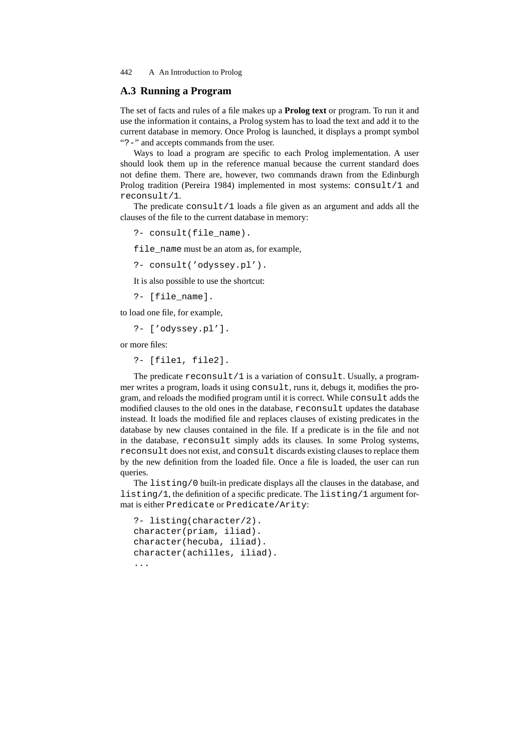## A.3 Running a Program

The set of facts and rules of a file makes up a **Prolog text** or program. To run it and use the information it contains, a Prolog system has to load the text and add it to the current database in memory. Once Prolog is launched, it displays a prompt symbol "`?-`" and accepts commands from the user.

Ways to load a program are specific to each Prolog implementation. A user should look them up in the reference manual because the current standard does not define them. There are, however, two commands drawn from the Edinburgh Prolog tradition (Pereira 1984) implemented in most systems: `consult/1` and `reconsult/1`.

The predicate `consult/1` loads a file given as an argument and adds all the clauses of the file to the current database in memory:

```
?- consult(file_name).
```

`file_name` must be an atom as, for example,

```
?- consult('odyssey.pl').
```

It is also possible to use the shortcut:

```
?- [file_name].
```

to load one file, for example,

```
?- ['odyssey.pl'].
```

or more files:

```
?- [file1, file2].
```

The predicate `reconsult/1` is a variation of `consult`. Usually, a programmer writes a program, loads it using `consult`, runs it, debugs it, modifies the program, and reloads the modified program until it is correct. While `consult` adds the modified clauses to the old ones in the database, `reconsult` updates the database instead. It loads the modified file and replaces clauses of existing predicates in the database by new clauses contained in the file. If a predicate is in the file and not in the database, `reconsult` simply adds its clauses. In some Prolog systems, `reconsult` does not exist, and `consult` discards existing clauses to replace them by the new definition from the loaded file. Once a file is loaded, the user can run queries.

The `listing/0` built-in predicate displays all the clauses in the database, and `listing/1`, the definition of a specific predicate. The `listing/1` argument format is either `Predicate` or `Predicate/Arity`:

```
?- listing(character/2).
character(priam, iliad).
character(hecuba, iliad).
character(achilles, iliad).
...
```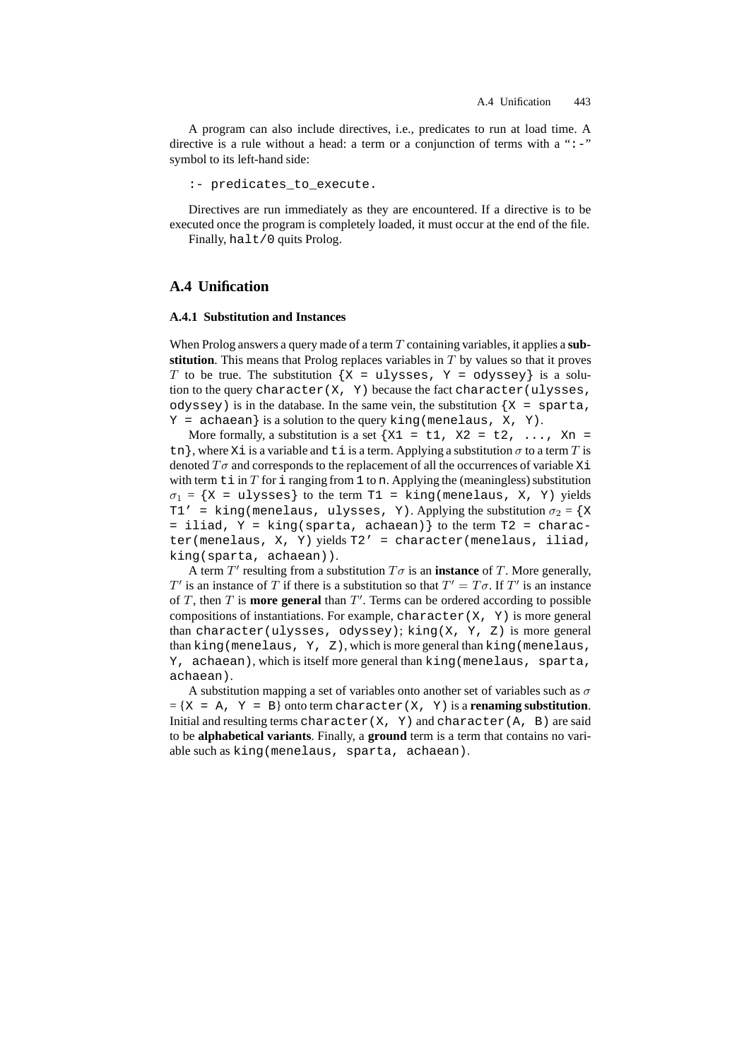A program can also include directives, i.e., predicates to run at load time. A directive is a rule without a head: a term or a conjunction of terms with a "`:-`" symbol to its left-hand side:

```
:- predicates_to_execute.
```

Directives are run immediately as they are encountered. If a directive is to be executed once the program is completely loaded, it must occur at the end of the file.

Finally, `halt/0` quits Prolog.

## A.4 Unification

### A.4.1 Substitution and Instances

When Prolog answers a query made of a term $T$ containing variables, it applies a **substitution**. This means that Prolog replaces variables in $T$ by values so that it proves $T$ to be true. The substitution `{X = ulysses, Y = odyssey}` is a solution to the query `character(X, Y)` because the fact `character(ulysses, odyssey)` is in the database. In the same vein, the substitution `{X = sparta, Y = achaean}` is a solution to the query `king(menelaus, X, Y)`.

More formally, a substitution is a set `{X1 = t1, X2 = t2, ..., Xn = tn}`, where `Xi` is a variable and `ti` is a term. Applying a substitution $\sigma$ to a term $T$ is denoted $T\sigma$ and corresponds to the replacement of all the occurrences of variable `Xi` with term `ti` in $T$ for `i` ranging from `1` to `n`. Applying the (meaningless) substitution $\sigma_1$ = `{X = ulysses}` to the term `T1 = king(menelaus, X, Y)` yields `T1' = king(menelaus, ulysses, Y)`. Applying the substitution $\sigma_2$ = `{X = iliad, Y = king(sparta, achaean)}` to the term `T2 = character(menelaus, X, Y)` yields `T2' = character(menelaus, iliad, king(sparta, achaean))`.

A term $T'$ resulting from a substitution $T\sigma$ is an **instance** of $T$. More generally, $T'$ is an instance of $T$ if there is a substitution so that $T' = T\sigma$. If $T'$ is an instance of $T$, then $T$ is **more general** than $T'$. Terms can be ordered according to possible compositions of instantiations. For example, `character(X, Y)` is more general than `character(ulysses, odyssey)`; `king(X, Y, Z)` is more general than `king(menelaus, Y, Z)`, which is more general than `king(menelaus, Y, achaean)`, which is itself more general than `king(menelaus, sparta, achaean)`.

A substitution mapping a set of variables onto another set of variables such as $\sigma$ = `{X = A, Y = B}` onto term `character(X, Y)` is a **renaming substitution**. Initial and resulting terms `character(X, Y)` and `character(A, B)` are said to be **alphabetical variants**. Finally, a **ground** term is a term that contains no variable such as `king(menelaus, sparta, achaean)`.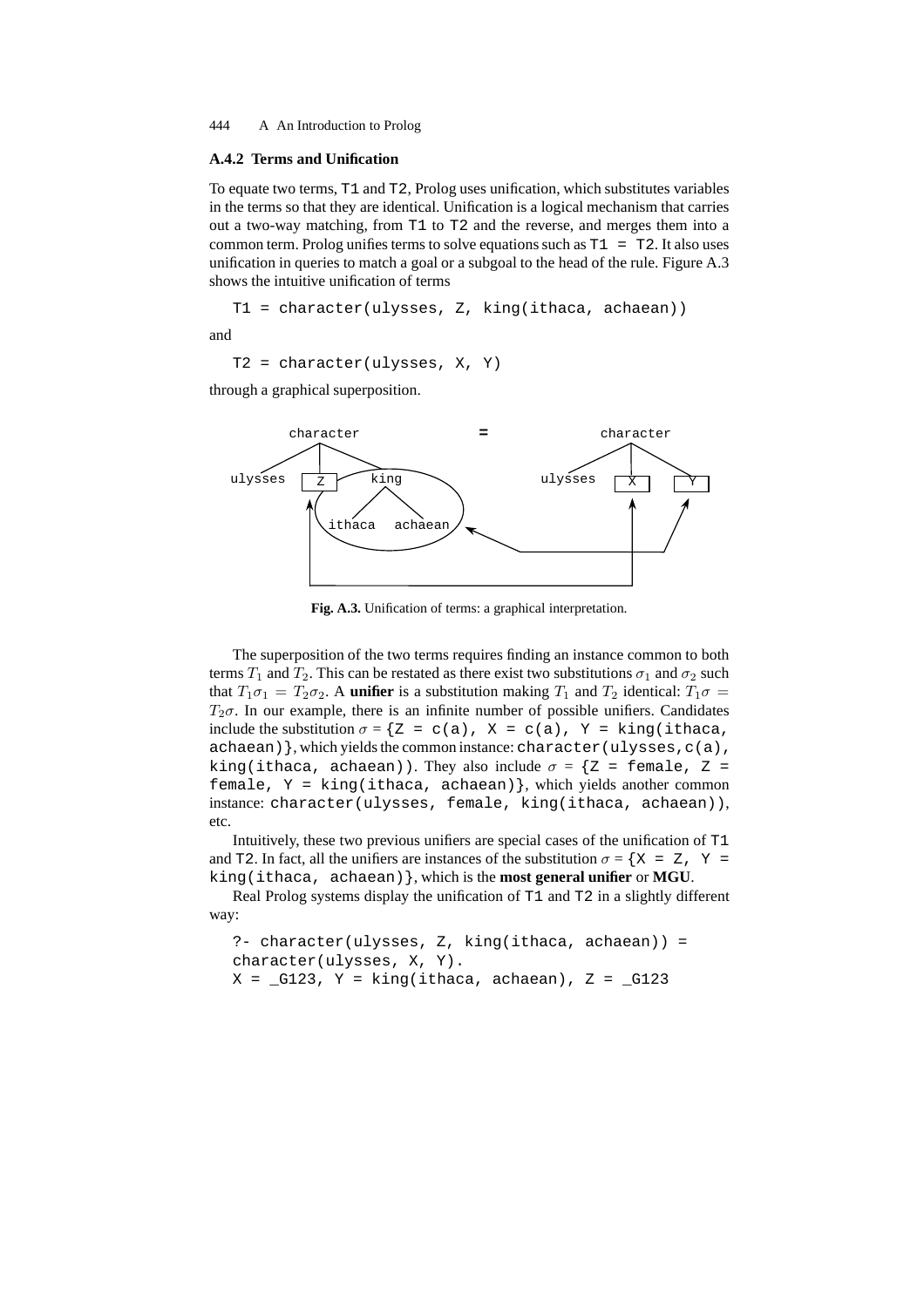### A.4.2 Terms and Unification

To equate two terms, `T1` and `T2`, Prolog uses unification, which substitutes variables in the terms so that they are identical. Unification is a logical mechanism that carries out a two-way matching, from `T1` to `T2` and the reverse, and merges them into a common term. Prolog unifies terms to solve equations such as `T1 = T2`. It also uses unification in queries to match a goal or a subgoal to the head of the rule. Figure A.3 shows the intuitive unification of terms

```
T1 = character(ulysses, Z, king(ithaca, achaean))
```

and

```
T2 = character(ulysses, X, Y)
```

through a graphical superposition.

**Fig. A.3.** Unification of terms: a graphical interpretation.

The superposition of the two terms requires finding an instance common to both terms $T_1$ and $T_2$. This can be restated as there exist two substitutions $\sigma_1$ and $\sigma_2$ such that $T_1\sigma_1 = T_2\sigma_2$. A **unifier** is a substitution making $T_1$ and $T_2$ identical: $T_1\sigma = T_2\sigma$. In our example, there is an infinite number of possible unifiers. Candidates include the substitution $\sigma$ = {`Z = c(a), X = c(a), Y = king(ithaca, achaean)`}, which yields the common instance: `character(ulysses,c(a), king(ithaca, achaean))`. They also include $\sigma$ = {`Z = female, Z = female, Y = king(ithaca, achaean)`}, which yields another common instance: `character(ulysses, female, king(ithaca, achaean))`, etc.

Intuitively, these two previous unifiers are special cases of the unification of `T1` and `T2`. In fact, all the unifiers are instances of the substitution $\sigma$ = {`X = Z, Y = king(ithaca, achaean)`}, which is the **most general unifier** or **MGU**.

Real Prolog systems display the unification of `T1` and `T2` in a slightly different way:

```
?- character(ulysses, Z, king(ithaca, achaean)) =
character(ulysses, X, Y).
X = _G123, Y = king(ithaca, achaean), Z = _G123
```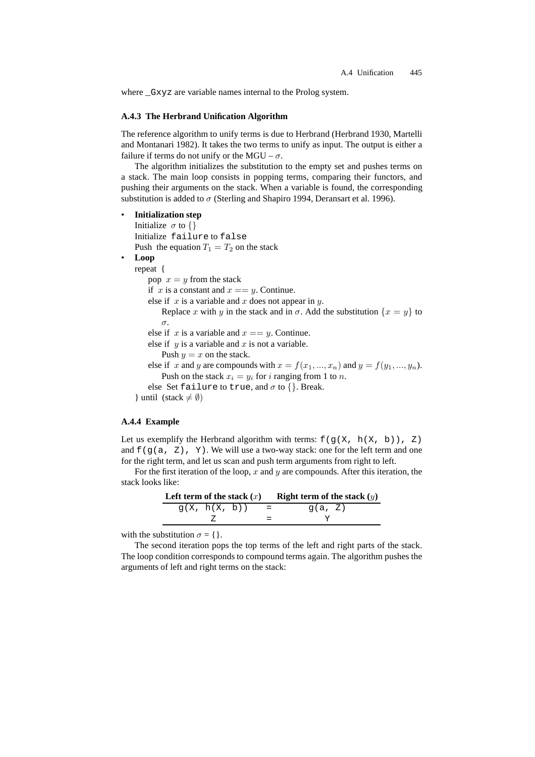where `_Gxyz` are variable names internal to the Prolog system.

### A.4.3 The Herbrand Unification Algorithm

The reference algorithm to unify terms is due to Herbrand (Herbrand 1930, Martelli and Montanari 1982). It takes the two terms to unify as input. The output is either a failure if terms do not unify or the MGU – $\sigma$.

The algorithm initializes the substitution to the empty set and pushes terms on a stack. The main loop consists in popping terms, comparing their functors, and pushing their arguments on the stack. When a variable is found, the corresponding substitution is added to $\sigma$ (Sterling and Shapiro 1994, Deransart et al. 1996).

- **Initialization step**
  Initialize $\sigma$ to $\{\}$
  Initialize `failure` to `false`
  Push the equation $T_1 = T_2$ on the stack
- **Loop**
  repeat {
  pop $x = y$ from the stack
  if $x$ is a constant and $x == y$. Continue.
  else if $x$ is a variable and $x$ does not appear in $y$.
  Replace $x$ with $y$ in the stack and in $\sigma$. Add the substitution $\{x = y\}$ to $\sigma$.
  else if $x$ is a variable and $x == y$. Continue.
  else if $y$ is a variable and $x$ is not a variable.
  Push $y = x$ on the stack.
  else if $x$ and $y$ are compounds with $x = f(x_1, ..., x_n)$ and $y = f(y_1, ..., y_n)$.
  Push on the stack $x_i = y_i$ for $i$ ranging from 1 to $n$.
  else Set `failure` to `true`, and $\sigma$ to $\{\}$. Break.
  } until (stack $\neq \emptyset$)

### A.4.4 Example

Let us exemplify the Herbrand algorithm with terms: `f(g(X, h(X, b)), Z)` and `f(g(a, Z), Y)`. We will use a two-way stack: one for the left term and one for the right term, and let us scan and push term arguments from right to left.

For the first iteration of the loop, $x$ and $y$ are compounds. After this iteration, the stack looks like:

| Left term of the stack ($x$) | | Right term of the stack ($y$) |
|---|---|---|
| `g(X, h(X, b))` | = | `g(a, Z)` |
| `Z` | = | `Y` |

with the substitution $\sigma$ = {}.

The second iteration pops the top terms of the left and right parts of the stack. The loop condition corresponds to compound terms again. The algorithm pushes the arguments of left and right terms on the stack: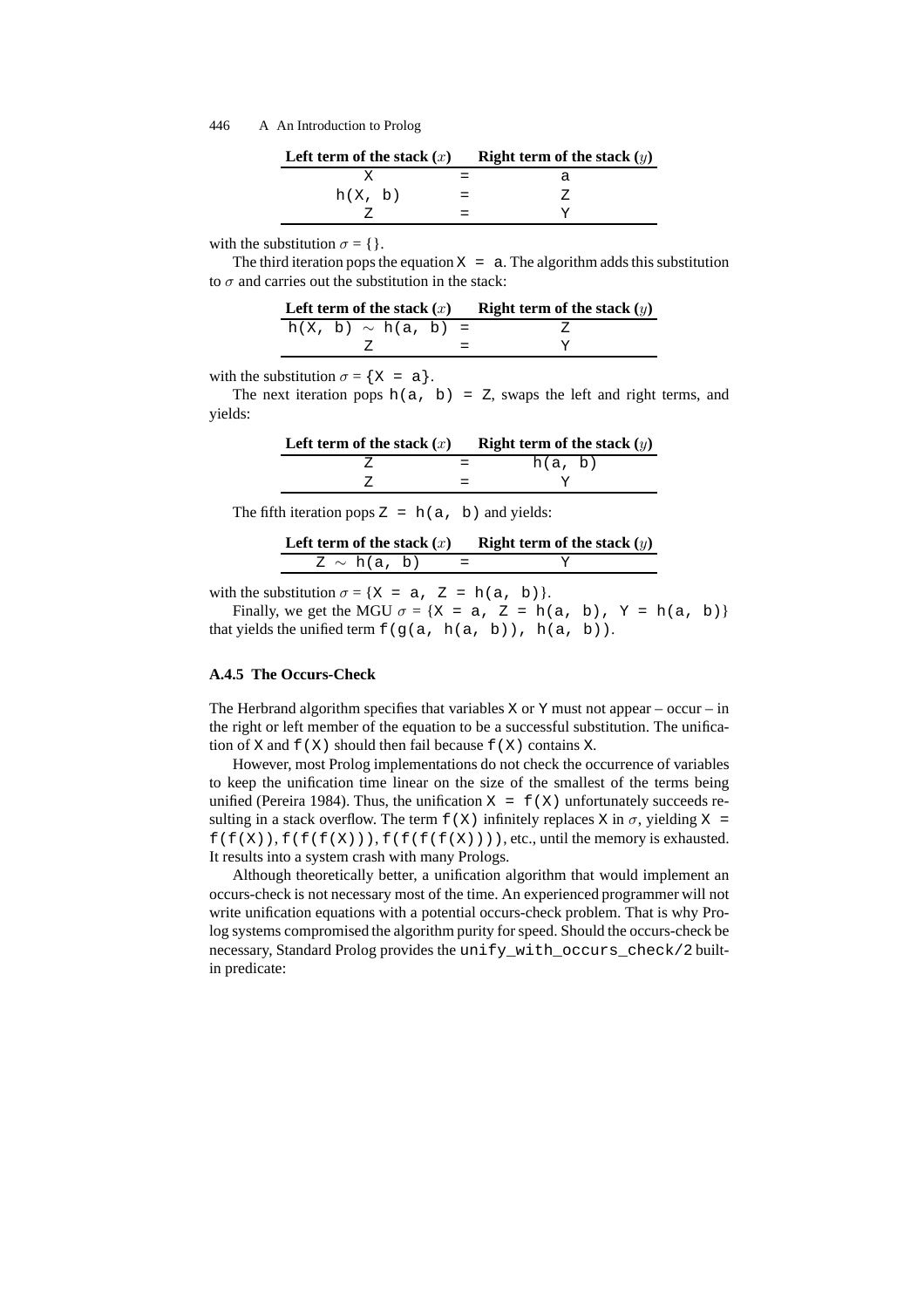| Left term of the stack ($x$) | | Right term of the stack ($y$) |
|---|---|---|
| X | = | a |
| h(X, b) | = | Z |
| Z | = | Y |

with the substitution $\sigma$ = {}.

The third iteration pops the equation `X = a`. The algorithm adds this substitution to $\sigma$ and carries out the substitution in the stack:

| Left term of the stack ($x$) | | Right term of the stack ($y$) |
|---|---|---|
| h(X, b) ∼ h(a, b) | = | Z |
| Z | = | Y |

with the substitution $\sigma$ = `{X = a}`.

The next iteration pops `h(a, b) = Z`, swaps the left and right terms, and yields:

| Left term of the stack ($x$) | | Right term of the stack ($y$) |
|---|---|---|
| Z | = | h(a, b) |
| Z | = | Y |

The fifth iteration pops `Z = h(a, b)` and yields:

| Left term of the stack ($x$) | | Right term of the stack ($y$) |
|---|---|---|
| Z ∼ h(a, b) | = | Y |

with the substitution $\sigma$ = {`X = a, Z = h(a, b)`}.

Finally, we get the MGU $\sigma$ = {`X = a, Z = h(a, b), Y = h(a, b)`} that yields the unified term `f(g(a, h(a, b)), h(a, b))`.

### A.4.5 The Occurs-Check

The Herbrand algorithm specifies that variables `X` or `Y` must not appear – occur – in the right or left member of the equation to be a successful substitution. The unification of `X` and `f(X)` should then fail because `f(X)` contains `X`.

However, most Prolog implementations do not check the occurrence of variables to keep the unification time linear on the size of the smallest of the terms being unified (Pereira 1984). Thus, the unification `X = f(X)` unfortunately succeeds resulting in a stack overflow. The term `f(X)` infinitely replaces `X` in $\sigma$, yielding `X = f(f(X))`, `f(f(f(X)))`, `f(f(f(f(X))))`, etc., until the memory is exhausted. It results into a system crash with many Prologs.

Although theoretically better, a unification algorithm that would implement an occurs-check is not necessary most of the time. An experienced programmer will not write unification equations with a potential occurs-check problem. That is why Prolog systems compromised the algorithm purity for speed. Should the occurs-check be necessary, Standard Prolog provides the `unify_with_occurs_check/2` built-in predicate: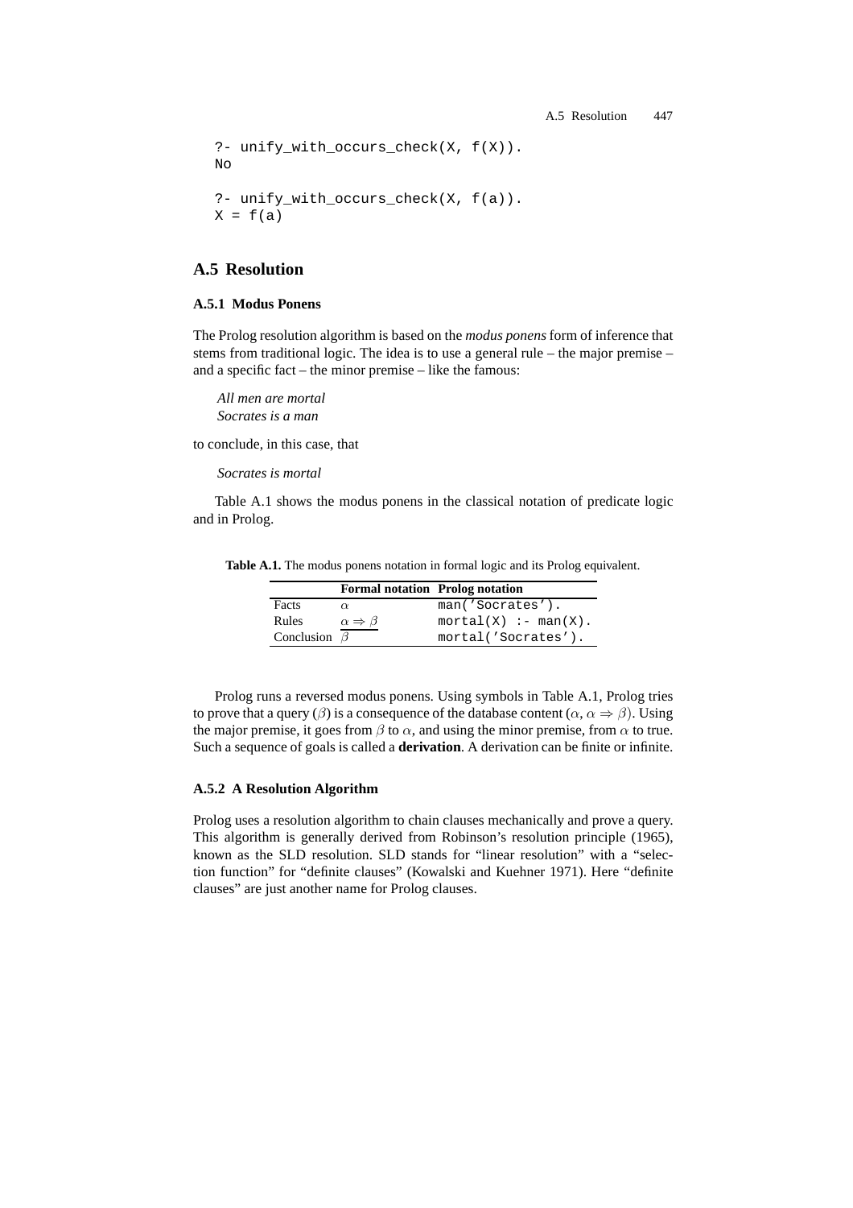```
?- unify_with_occurs_check(X, f(X)).
No

?- unify_with_occurs_check(X, f(a)).
X = f(a)
```

## A.5 Resolution

### A.5.1 Modus Ponens

The Prolog resolution algorithm is based on the *modus ponens* form of inference that stems from traditional logic. The idea is to use a general rule – the major premise – and a specific fact – the minor premise – like the famous:

*All men are mortal*
*Socrates is a man*

to conclude, in this case, that

*Socrates is mortal*

Table A.1 shows the modus ponens in the classical notation of predicate logic and in Prolog.

**Table A.1.** The modus ponens notation in formal logic and its Prolog equivalent.

| | **Formal notation** | **Prolog notation** |
|---|---|---|
| Facts | $\alpha$ | `man('Socrates').` |
| Rules | $\alpha \Rightarrow \beta$ | `mortal(X) :- man(X).` |
| Conclusion | $\beta$ | `mortal('Socrates').` |

Prolog runs a reversed modus ponens. Using symbols in Table A.1, Prolog tries to prove that a query ($\beta$) is a consequence of the database content ($\alpha$, $\alpha \Rightarrow \beta$). Using the major premise, it goes from $\beta$ to $\alpha$, and using the minor premise, from $\alpha$ to true. Such a sequence of goals is called a **derivation**. A derivation can be finite or infinite.

### A.5.2 A Resolution Algorithm

Prolog uses a resolution algorithm to chain clauses mechanically and prove a query. This algorithm is generally derived from Robinson's resolution principle (1965), known as the SLD resolution. SLD stands for "linear resolution" with a "selection function" for "definite clauses" (Kowalski and Kuehner 1971). Here "definite clauses" are just another name for Prolog clauses.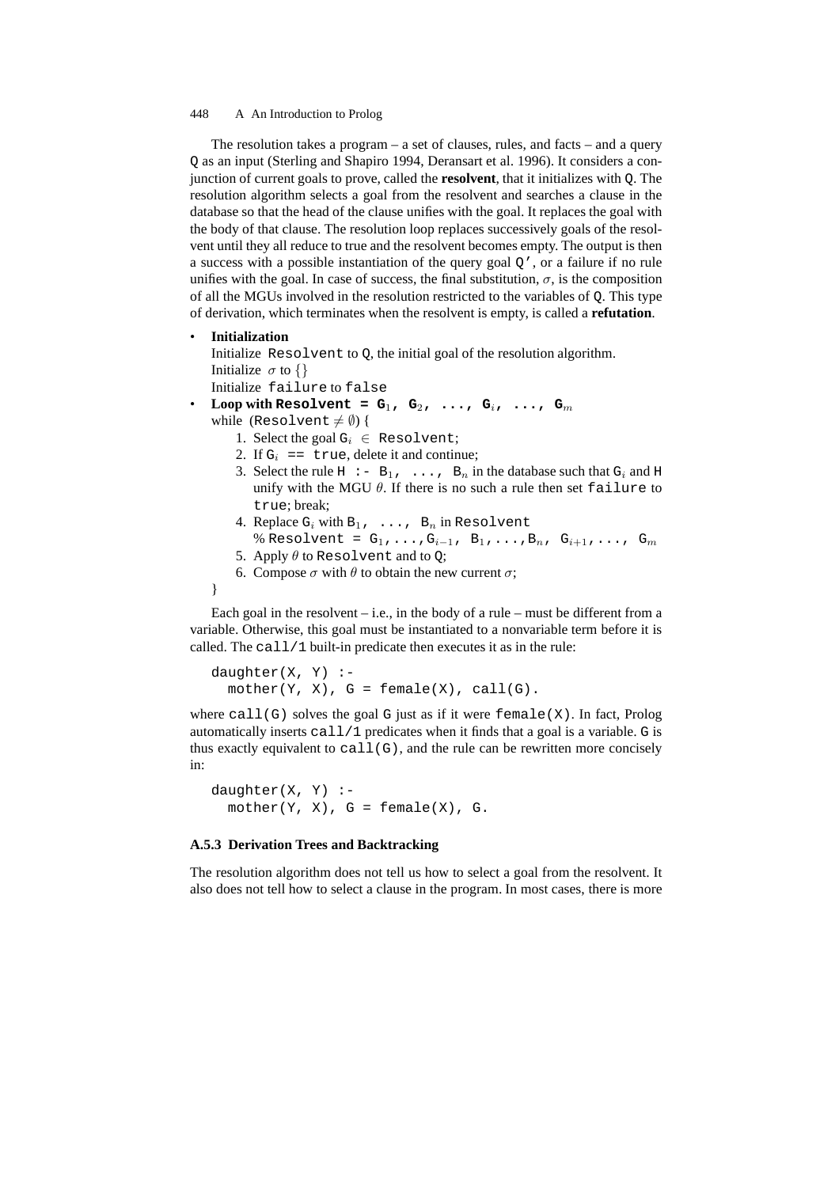The resolution takes a program – a set of clauses, rules, and facts – and a query Q as an input (Sterling and Shapiro 1994, Deransart et al. 1996). It considers a conjunction of current goals to prove, called the **resolvent**, that it initializes with Q. The resolution algorithm selects a goal from the resolvent and searches a clause in the database so that the head of the clause unifies with the goal. It replaces the goal with the body of that clause. The resolution loop replaces successively goals of the resolvent until they all reduce to true and the resolvent becomes empty. The output is then a success with a possible instantiation of the query goal Q', or a failure if no rule unifies with the goal. In case of success, the final substitution, $\sigma$, is the composition of all the MGUs involved in the resolution restricted to the variables of Q. This type of derivation, which terminates when the resolvent is empty, is called a **refutation**.

- **Initialization**
  Initialize `Resolvent` to Q, the initial goal of the resolution algorithm.
  Initialize $\sigma$ to $\{\}$
  Initialize `failure` to `false`
- **Loop with `Resolvent =` $G_1$, $G_2$, ..., $G_i$, ..., $G_m$**
  while (`Resolvent` $\neq \emptyset$) {
  1. Select the goal $G_i \in$ `Resolvent`;
  2. If $G_i$ `== true`, delete it and continue;
  3. Select the rule `H :-` $B_1$, ..., $B_n$ in the database such that $G_i$ and H unify with the MGU $\theta$. If there is no such a rule then set `failure` to `true`; break;
  4. Replace $G_i$ with $B_1$, ..., $B_n$ in `Resolvent`
     % `Resolvent =` $G_1, \ldots, G_{i-1}, B_1, \ldots, B_n, G_{i+1}, \ldots, G_m$
  5. Apply $\theta$ to `Resolvent` and to Q;
  6. Compose $\sigma$ with $\theta$ to obtain the new current $\sigma$;

  }

Each goal in the resolvent – i.e., in the body of a rule – must be different from a variable. Otherwise, this goal must be instantiated to a nonvariable term before it is called. The `call/1` built-in predicate then executes it as in the rule:

```
daughter(X, Y) :-
  mother(Y, X), G = female(X), call(G).
```

where `call(G)` solves the goal G just as if it were `female(X)`. In fact, Prolog automatically inserts `call/1` predicates when it finds that a goal is a variable. G is thus exactly equivalent to `call(G)`, and the rule can be rewritten more concisely in:

```
daughter(X, Y) :-
  mother(Y, X), G = female(X), G.
```

### A.5.3 Derivation Trees and Backtracking

The resolution algorithm does not tell us how to select a goal from the resolvent. It also does not tell how to select a clause in the program. In most cases, there is more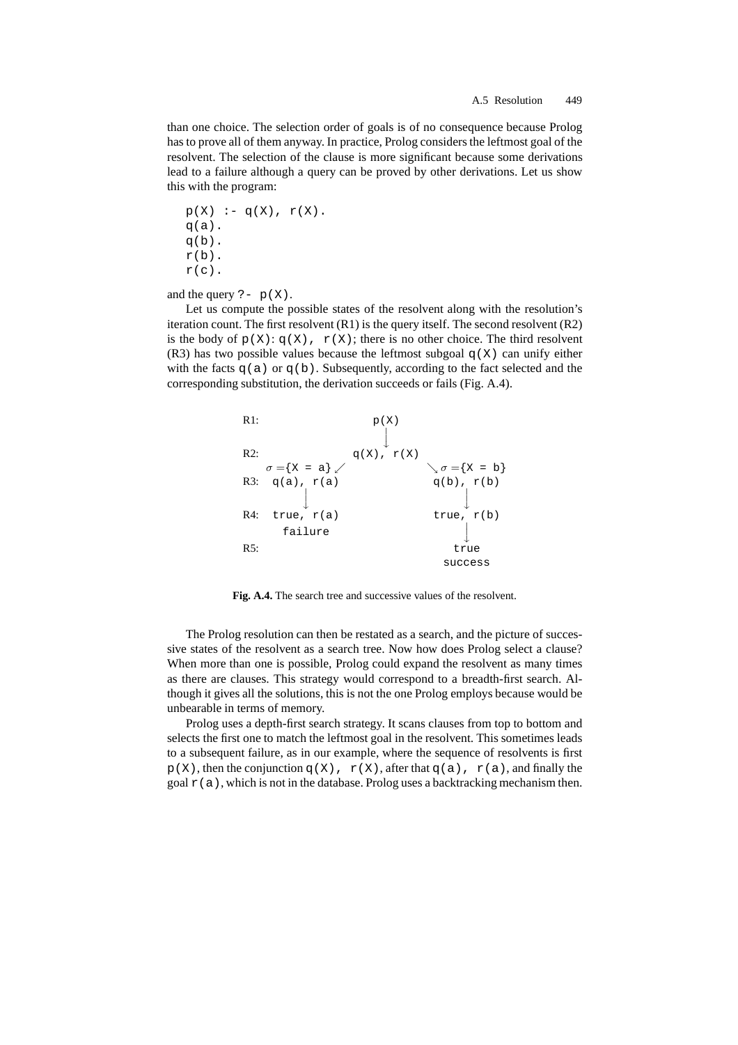than one choice. The selection order of goals is of no consequence because Prolog has to prove all of them anyway. In practice, Prolog considers the leftmost goal of the resolvent. The selection of the clause is more significant because some derivations lead to a failure although a query can be proved by other derivations. Let us show this with the program:

```
p(X) :- q(X), r(X).
q(a).
q(b).
r(b).
r(c).
```

and the query `?- p(X)`.

Let us compute the possible states of the resolvent along with the resolution's iteration count. The first resolvent (R1) is the query itself. The second resolvent (R2) is the body of `p(X)`: `q(X), r(X)`; there is no other choice. The third resolvent (R3) has two possible values because the leftmost subgoal `q(X)` can unify either with the facts `q(a)` or `q(b)`. Subsequently, according to the fact selected and the corresponding substitution, the derivation succeeds or fails (Fig. A.4).

```
R1:                      p(X)
                          |
R2:                  q(X), r(X)
     σ ={X = a} ↙                  ↘ σ ={X = b}
R3:  q(a), r(a)                     q(b), r(b)
         |                              |
R4:  true, r(a)                     true, r(b)
       failure                          |
R5:                                   true
                                     success
```

**Fig. A.4.** The search tree and successive values of the resolvent.

The Prolog resolution can then be restated as a search, and the picture of successive states of the resolvent as a search tree. Now how does Prolog select a clause? When more than one is possible, Prolog could expand the resolvent as many times as there are clauses. This strategy would correspond to a breadth-first search. Although it gives all the solutions, this is not the one Prolog employs because would be unbearable in terms of memory.

Prolog uses a depth-first search strategy. It scans clauses from top to bottom and selects the first one to match the leftmost goal in the resolvent. This sometimes leads to a subsequent failure, as in our example, where the sequence of resolvents is first `p(X)`, then the conjunction `q(X), r(X)`, after that `q(a), r(a)`, and finally the goal `r(a)`, which is not in the database. Prolog uses a backtracking mechanism then.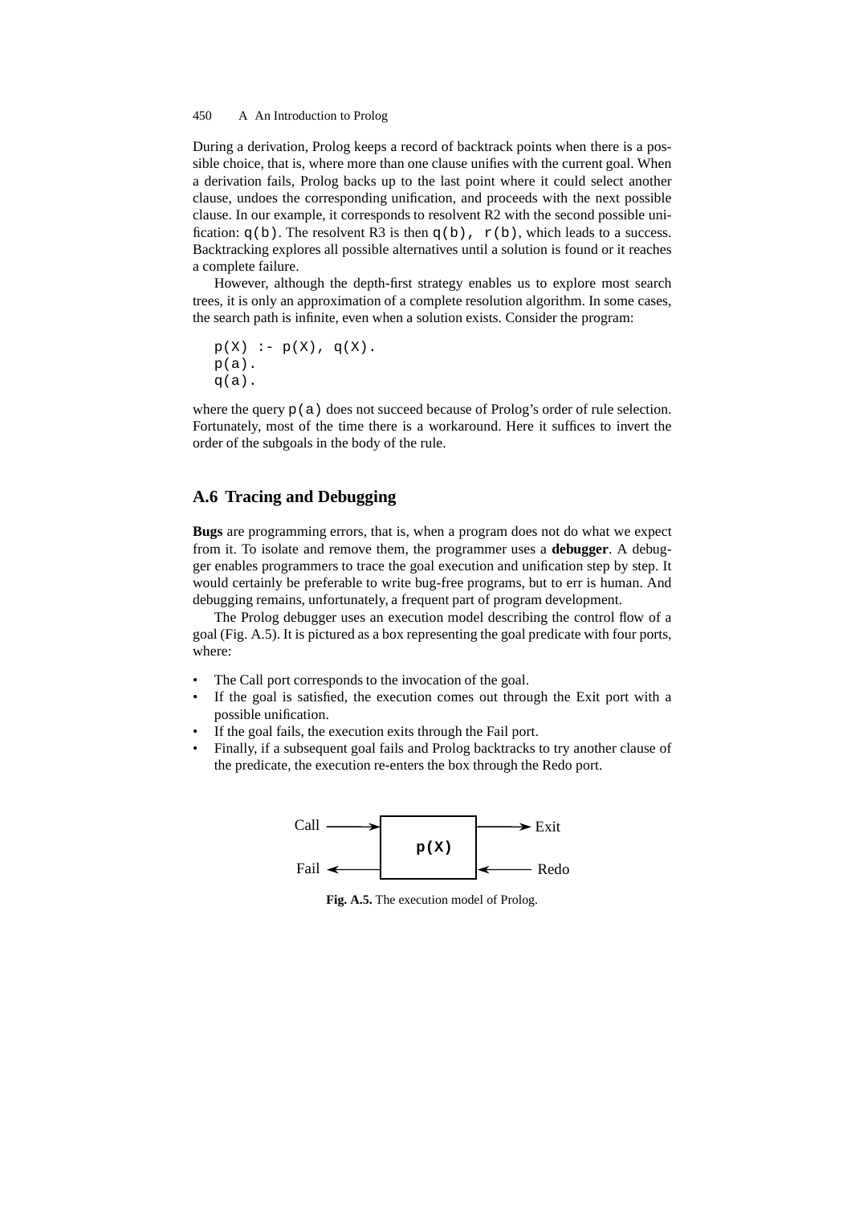During a derivation, Prolog keeps a record of backtrack points when there is a possible choice, that is, where more than one clause unifies with the current goal. When a derivation fails, Prolog backs up to the last point where it could select another clause, undoes the corresponding unification, and proceeds with the next possible clause. In our example, it corresponds to resolvent R2 with the second possible unification: `q(b)`. The resolvent R3 is then `q(b), r(b)`, which leads to a success. Backtracking explores all possible alternatives until a solution is found or it reaches a complete failure.

However, although the depth-first strategy enables us to explore most search trees, it is only an approximation of a complete resolution algorithm. In some cases, the search path is infinite, even when a solution exists. Consider the program:

```
p(X) :- p(X), q(X).
p(a).
q(a).
```

where the query `p(a)` does not succeed because of Prolog's order of rule selection. Fortunately, most of the time there is a workaround. Here it suffices to invert the order of the subgoals in the body of the rule.

## A.6 Tracing and Debugging

**Bugs** are programming errors, that is, when a program does not do what we expect from it. To isolate and remove them, the programmer uses a **debugger**. A debugger enables programmers to trace the goal execution and unification step by step. It would certainly be preferable to write bug-free programs, but to err is human. And debugging remains, unfortunately, a frequent part of program development.

The Prolog debugger uses an execution model describing the control flow of a goal (Fig. A.5). It is pictured as a box representing the goal predicate with four ports, where:

- The Call port corresponds to the invocation of the goal.
- If the goal is satisfied, the execution comes out through the Exit port with a possible unification.
- If the goal fails, the execution exits through the Fail port.
- Finally, if a subsequent goal fails and Prolog backtracks to try another clause of the predicate, the execution re-enters the box through the Redo port.

```
Call ----->+--------+-----> Exit
           |  p(X)  |
Fail <-----+--------+<----- Redo
```

**Fig. A.5.** The execution model of Prolog.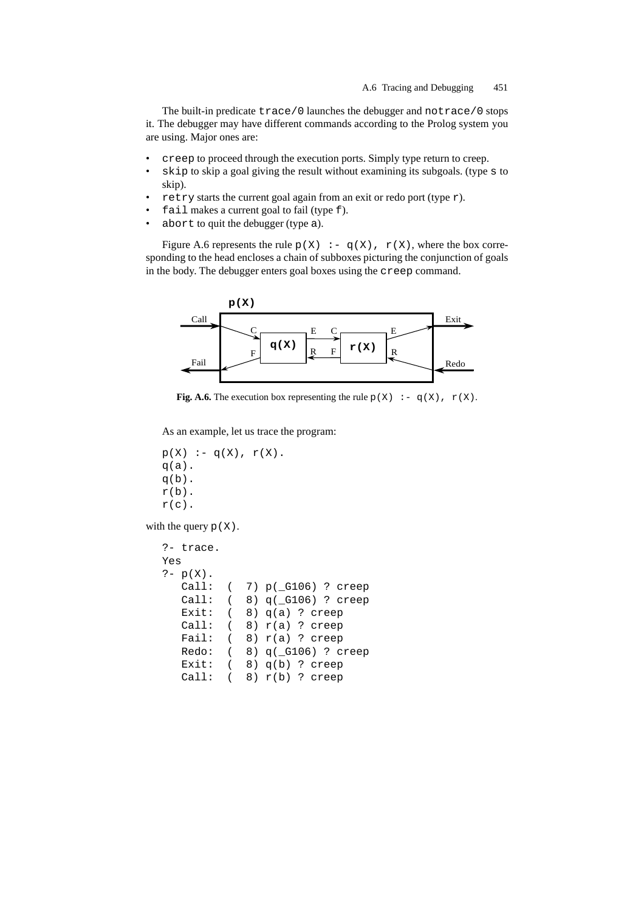The built-in predicate `trace/0` launches the debugger and `notrace/0` stops it. The debugger may have different commands according to the Prolog system you are using. Major ones are:

- `creep` to proceed through the execution ports. Simply type return to creep.
- `skip` to skip a goal giving the result without examining its subgoals. (type `s` to skip).
- `retry` starts the current goal again from an exit or redo port (type `r`).
- `fail` makes a current goal to fail (type `f`).
- `abort` to quit the debugger (type `a`).

Figure A.6 represents the rule `p(X) :- q(X), r(X)`, where the box corresponding to the head encloses a chain of subboxes picturing the conjunction of goals in the body. The debugger enters goal boxes using the `creep` command.

**Fig. A.6.** The execution box representing the rule `p(X) :- q(X), r(X)`.

As an example, let us trace the program:

```
p(X) :- q(X), r(X).
q(a).
q(b).
r(b).
r(c).
```

with the query `p(X)`.

```
?- trace.
Yes
?- p(X).
   Call:  (  7) p(_G106) ? creep
   Call:  (  8) q(_G106) ? creep
   Exit:  (  8) q(a) ? creep
   Call:  (  8) r(a) ? creep
   Fail:  (  8) r(a) ? creep
   Redo:  (  8) q(_G106) ? creep
   Exit:  (  8) q(b) ? creep
   Call:  (  8) r(b) ? creep
```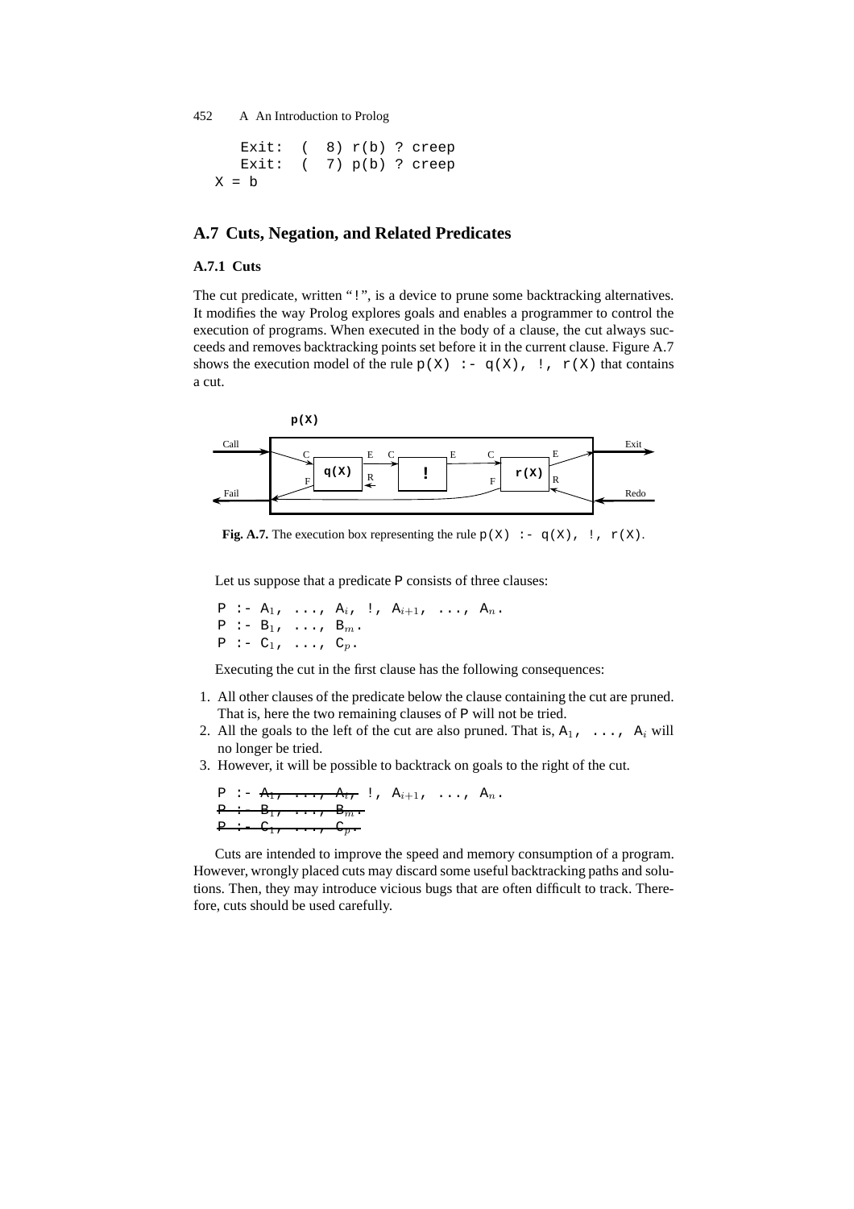```
   Exit:  (  8) r(b) ? creep
   Exit:  (  7) p(b) ? creep
X = b
```

## A.7 Cuts, Negation, and Related Predicates

### A.7.1 Cuts

The cut predicate, written "`!`", is a device to prune some backtracking alternatives. It modifies the way Prolog explores goals and enables a programmer to control the execution of programs. When executed in the body of a clause, the cut always succeeds and removes backtracking points set before it in the current clause. Figure A.7 shows the execution model of the rule `p(X) :- q(X), !, r(X)` that contains a cut.

**Fig. A.7.** The execution box representing the rule `p(X) :- q(X), !, r(X)`.

Let us suppose that a predicate `P` consists of three clauses:

```
P :- A1, ..., Ai, !, Ai+1, ..., An.
P :- B1, ..., Bm.
P :- C1, ..., Cp.
```

Executing the cut in the first clause has the following consequences:

1. All other clauses of the predicate below the clause containing the cut are pruned. That is, here the two remaining clauses of `P` will not be tried.
2. All the goals to the left of the cut are also pruned. That is, $A_1$, ..., $A_i$ will no longer be tried.
3. However, it will be possible to backtrack on goals to the right of the cut.

```
P :- ~~A1, ..., Ai,~~ !, Ai+1, ..., An.
~~P :- B1, ..., Bm.~~
~~P :- C1, ..., Cp.~~
```

Cuts are intended to improve the speed and memory consumption of a program. However, wrongly placed cuts may discard some useful backtracking paths and solutions. Then, they may introduce vicious bugs that are often difficult to track. Therefore, cuts should be used carefully.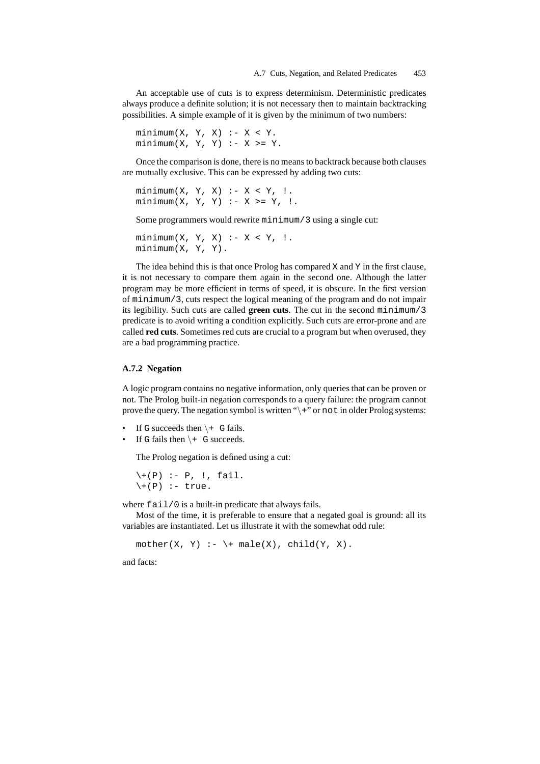An acceptable use of cuts is to express determinism. Deterministic predicates always produce a definite solution; it is not necessary then to maintain backtracking possibilities. A simple example of it is given by the minimum of two numbers:

```
minimum(X, Y, X) :- X < Y.
minimum(X, Y, Y) :- X >= Y.
```

Once the comparison is done, there is no means to backtrack because both clauses are mutually exclusive. This can be expressed by adding two cuts:

```
minimum(X, Y, X) :- X < Y, !.
minimum(X, Y, Y) :- X >= Y, !.
```

Some programmers would rewrite `minimum/3` using a single cut:

```
minimum(X, Y, X) :- X < Y, !.
minimum(X, Y, Y).
```

The idea behind this is that once Prolog has compared `X` and `Y` in the first clause, it is not necessary to compare them again in the second one. Although the latter program may be more efficient in terms of speed, it is obscure. In the first version of `minimum/3`, cuts respect the logical meaning of the program and do not impair its legibility. Such cuts are called **green cuts**. The cut in the second `minimum/3` predicate is to avoid writing a condition explicitly. Such cuts are error-prone and are called **red cuts**. Sometimes red cuts are crucial to a program but when overused, they are a bad programming practice.

### A.7.2 Negation

A logic program contains no negative information, only queries that can be proven or not. The Prolog built-in negation corresponds to a query failure: the program cannot prove the query. The negation symbol is written "\+" or `not` in older Prolog systems:

- If `G` succeeds then `\+ G` fails.
- If `G` fails then `\+ G` succeeds.

The Prolog negation is defined using a cut:

```
\+(P) :- P, !, fail.
\+(P) :- true.
```

where `fail/0` is a built-in predicate that always fails.

Most of the time, it is preferable to ensure that a negated goal is ground: all its variables are instantiated. Let us illustrate it with the somewhat odd rule:

```
mother(X, Y) :- \+ male(X), child(Y, X).
```

and facts: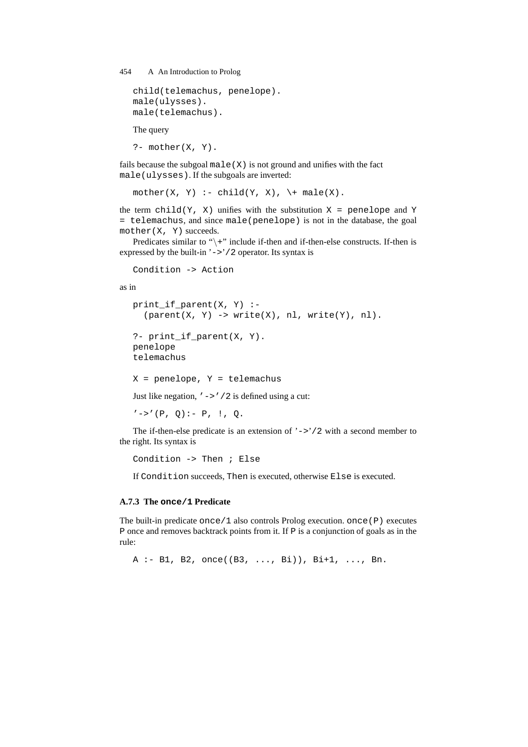```
child(telemachus, penelope).
male(ulysses).
male(telemachus).
```

The query

```
?- mother(X, Y).
```

fails because the subgoal `male(X)` is not ground and unifies with the fact `male(ulysses)`. If the subgoals are inverted:

```
mother(X, Y) :- child(Y, X), \+ male(X).
```

the term `child(Y, X)` unifies with the substitution `X = penelope` and `Y = telemachus`, and since `male(penelope)` is not in the database, the goal `mother(X, Y)` succeeds.

Predicates similar to "\+" include if-then and if-then-else constructs. If-then is expressed by the built-in `'->'/2` operator. Its syntax is

```
Condition -> Action
```

as in

```
print_if_parent(X, Y) :-
  (parent(X, Y) -> write(X), nl, write(Y), nl).

?- print_if_parent(X, Y).
penelope
telemachus

X = penelope, Y = telemachus
```

Just like negation, `'->'/2` is defined using a cut:

```
'->'(P, Q):- P, !, Q.
```

The if-then-else predicate is an extension of `'->'/2` with a second member to the right. Its syntax is

```
Condition -> Then ; Else
```

If `Condition` succeeds, `Then` is executed, otherwise `Else` is executed.

### A.7.3 The `once/1` Predicate

The built-in predicate `once/1` also controls Prolog execution. `once(P)` executes `P` once and removes backtrack points from it. If `P` is a conjunction of goals as in the rule:

```
A :- B1, B2, once((B3, ..., Bi)), Bi+1, ..., Bn.
```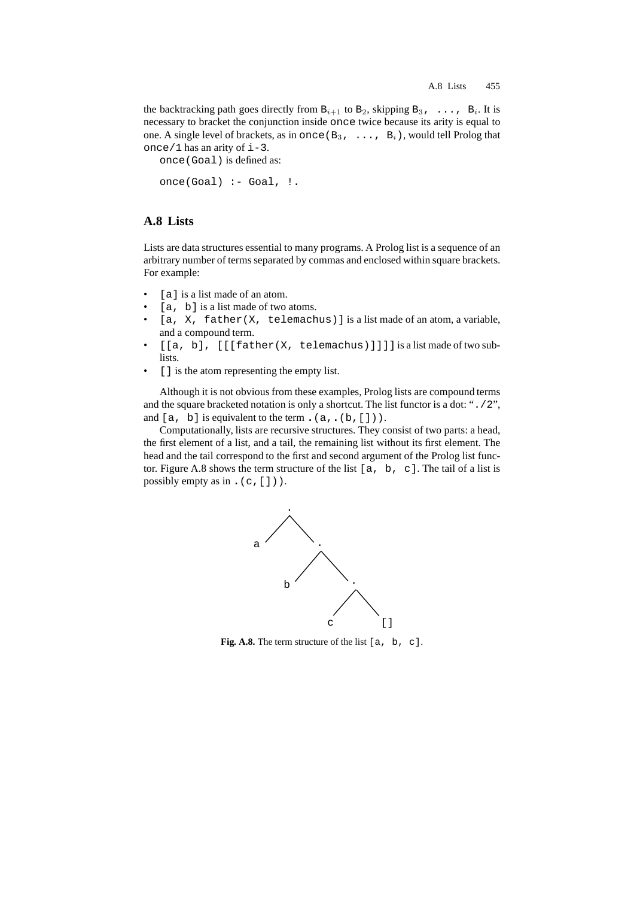the backtracking path goes directly from $B_{i+1}$ to $B_2$, skipping $B_3$, ..., $B_i$. It is necessary to bracket the conjunction inside `once` twice because its arity is equal to one. A single level of brackets, as in `once(`$B_3$`, ..., `$B_i$`)`, would tell Prolog that `once/1` has an arity of `i-3`.

`once(Goal)` is defined as:

```
once(Goal) :- Goal, !.
```

## A.8 Lists

Lists are data structures essential to many programs. A Prolog list is a sequence of an arbitrary number of terms separated by commas and enclosed within square brackets. For example:

- `[a]` is a list made of an atom.
- `[a, b]` is a list made of two atoms.
- `[a, X, father(X, telemachus)]` is a list made of an atom, a variable, and a compound term.
- `[[a, b], [[[father(X, telemachus)]]]]` is a list made of two sublists.
- `[]` is the atom representing the empty list.

Although it is not obvious from these examples, Prolog lists are compound terms and the square bracketed notation is only a shortcut. The list functor is a dot: "`./2`", and `[a, b]` is equivalent to the term `.(a,.(b,[]))`.

Computationally, lists are recursive structures. They consist of two parts: a head, the first element of a list, and a tail, the remaining list without its first element. The head and the tail correspond to the first and second argument of the Prolog list functor. Figure A.8 shows the term structure of the list `[a, b, c]`. The tail of a list is possibly empty as in `.(c,[]))`.

```
      .
     / \
    a   .
       / \
      b   .
         / \
        c   []
```

**Fig. A.8.** The term structure of the list `[a, b, c]`.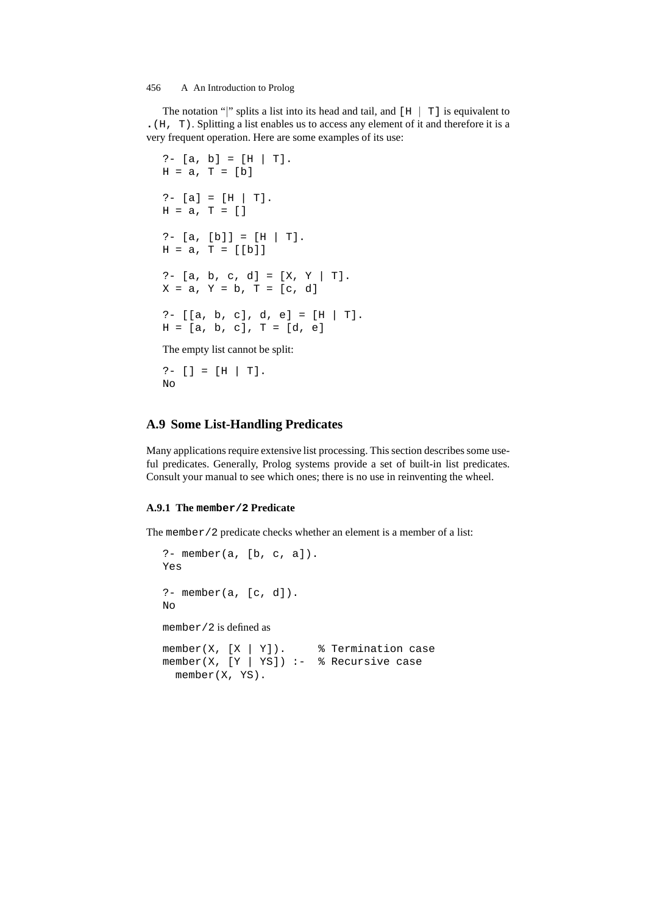The notation "|" splits a list into its head and tail, and `[H | T]` is equivalent to `.(H, T)`. Splitting a list enables us to access any element of it and therefore it is a very frequent operation. Here are some examples of its use:

```
?- [a, b] = [H | T].
H = a, T = [b]

?- [a] = [H | T].
H = a, T = []

?- [a, [b]] = [H | T].
H = a, T = [[b]]

?- [a, b, c, d] = [X, Y | T].
X = a, Y = b, T = [c, d]

?- [[a, b, c], d, e] = [H | T].
H = [a, b, c], T = [d, e]
```

The empty list cannot be split:

```
?- [] = [H | T].
No
```

## A.9 Some List-Handling Predicates

Many applications require extensive list processing. This section describes some useful predicates. Generally, Prolog systems provide a set of built-in list predicates. Consult your manual to see which ones; there is no use in reinventing the wheel.

### A.9.1 The `member/2` Predicate

The `member/2` predicate checks whether an element is a member of a list:

```
?- member(a, [b, c, a]).
Yes

?- member(a, [c, d]).
No
```

`member/2` is defined as

```
member(X, [X | Y]).      % Termination case
member(X, [Y | YS]) :-   % Recursive case
  member(X, YS).
```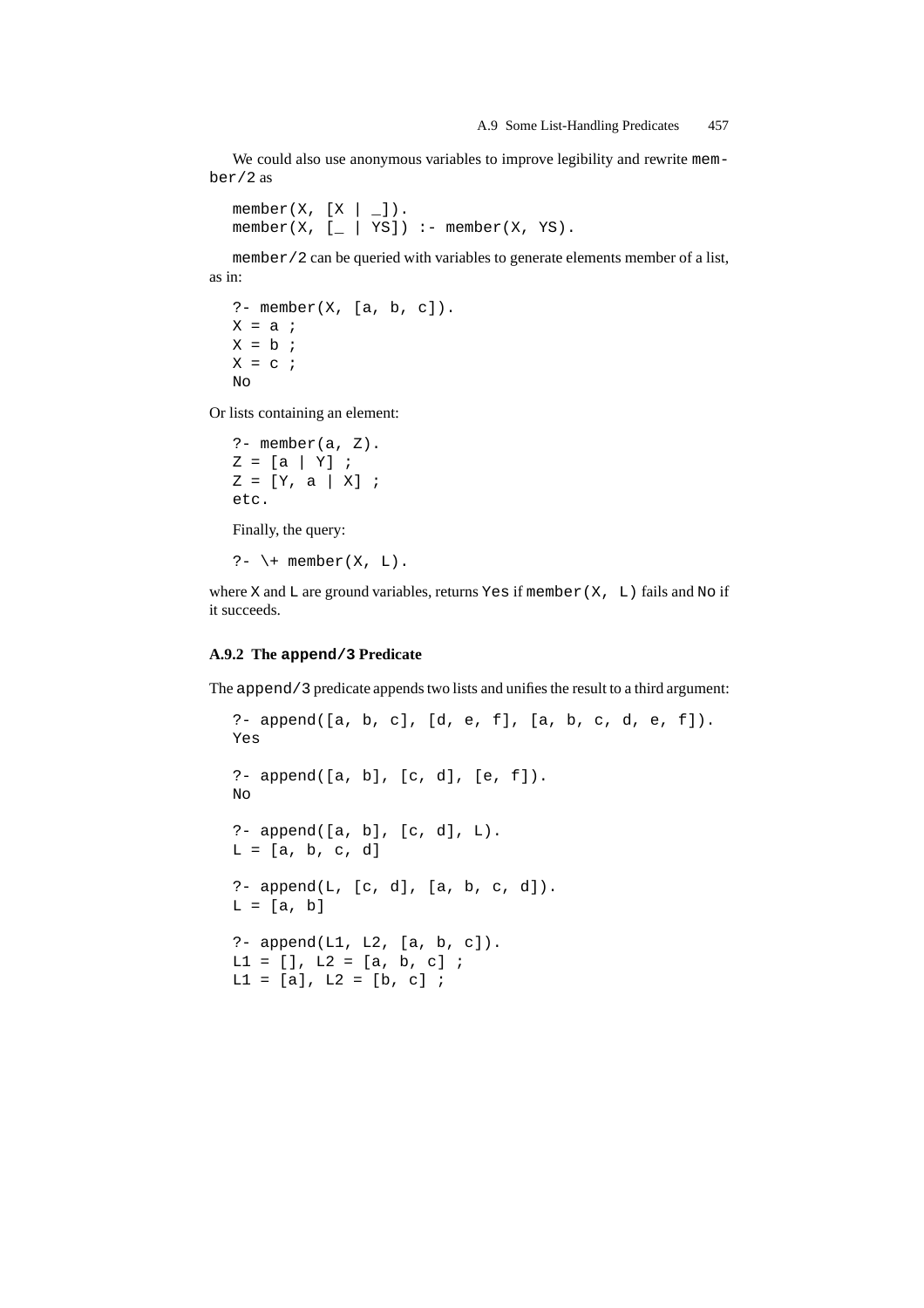We could also use anonymous variables to improve legibility and rewrite `member/2` as

```
member(X, [X | _]).
member(X, [_ | YS]) :- member(X, YS).
```

`member/2` can be queried with variables to generate elements member of a list, as in:

```
?- member(X, [a, b, c]).
X = a ;
X = b ;
X = c ;
No
```

Or lists containing an element:

```
?- member(a, Z).
Z = [a | Y] ;
Z = [Y, a | X] ;
etc.
```

Finally, the query:

```
?- \+ member(X, L).
```

where `X` and `L` are ground variables, returns `Yes` if `member(X, L)` fails and `No` if it succeeds.

### A.9.2 The `append/3` Predicate

The `append/3` predicate appends two lists and unifies the result to a third argument:

```
?- append([a, b, c], [d, e, f], [a, b, c, d, e, f]).
Yes

?- append([a, b], [c, d], [e, f]).
No

?- append([a, b], [c, d], L).
L = [a, b, c, d]

?- append(L, [c, d], [a, b, c, d]).
L = [a, b]

?- append(L1, L2, [a, b, c]).
L1 = [], L2 = [a, b, c] ;
L1 = [a], L2 = [b, c] ;
```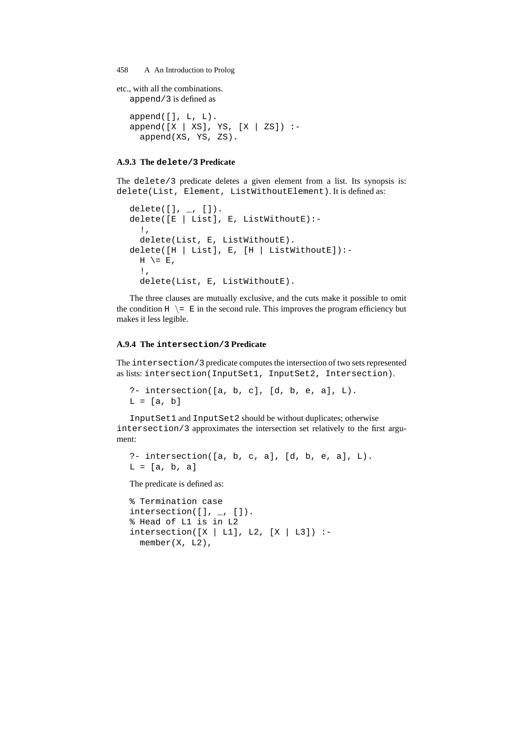etc., with all the combinations.

`append/3` is defined as

```
append([], L, L).
append([X | XS], YS, [X | ZS]) :-
  append(XS, YS, ZS).
```

### A.9.3 The `delete/3` Predicate

The `delete/3` predicate deletes a given element from a list. Its synopsis is: `delete(List, Element, ListWithoutElement)`. It is defined as:

```
delete([], _, []).
delete([E | List], E, ListWithoutE):-
  !,
  delete(List, E, ListWithoutE).
delete([H | List], E, [H | ListWithoutE]):-
  H \= E,
  !,
  delete(List, E, ListWithoutE).
```

The three clauses are mutually exclusive, and the cuts make it possible to omit the condition `H \= E` in the second rule. This improves the program efficiency but makes it less legible.

### A.9.4 The `intersection/3` Predicate

The `intersection/3` predicate computes the intersection of two sets represented as lists: `intersection(InputSet1, InputSet2, Intersection)`.

```
?- intersection([a, b, c], [d, b, e, a], L).
L = [a, b]
```

`InputSet1` and `InputSet2` should be without duplicates; otherwise `intersection/3` approximates the intersection set relatively to the first argument:

```
?- intersection([a, b, c, a], [d, b, e, a], L).
L = [a, b, a]
```

The predicate is defined as:

```
% Termination case
intersection([], _, []).
% Head of L1 is in L2
intersection([X | L1], L2, [X | L3]) :-
  member(X, L2),
```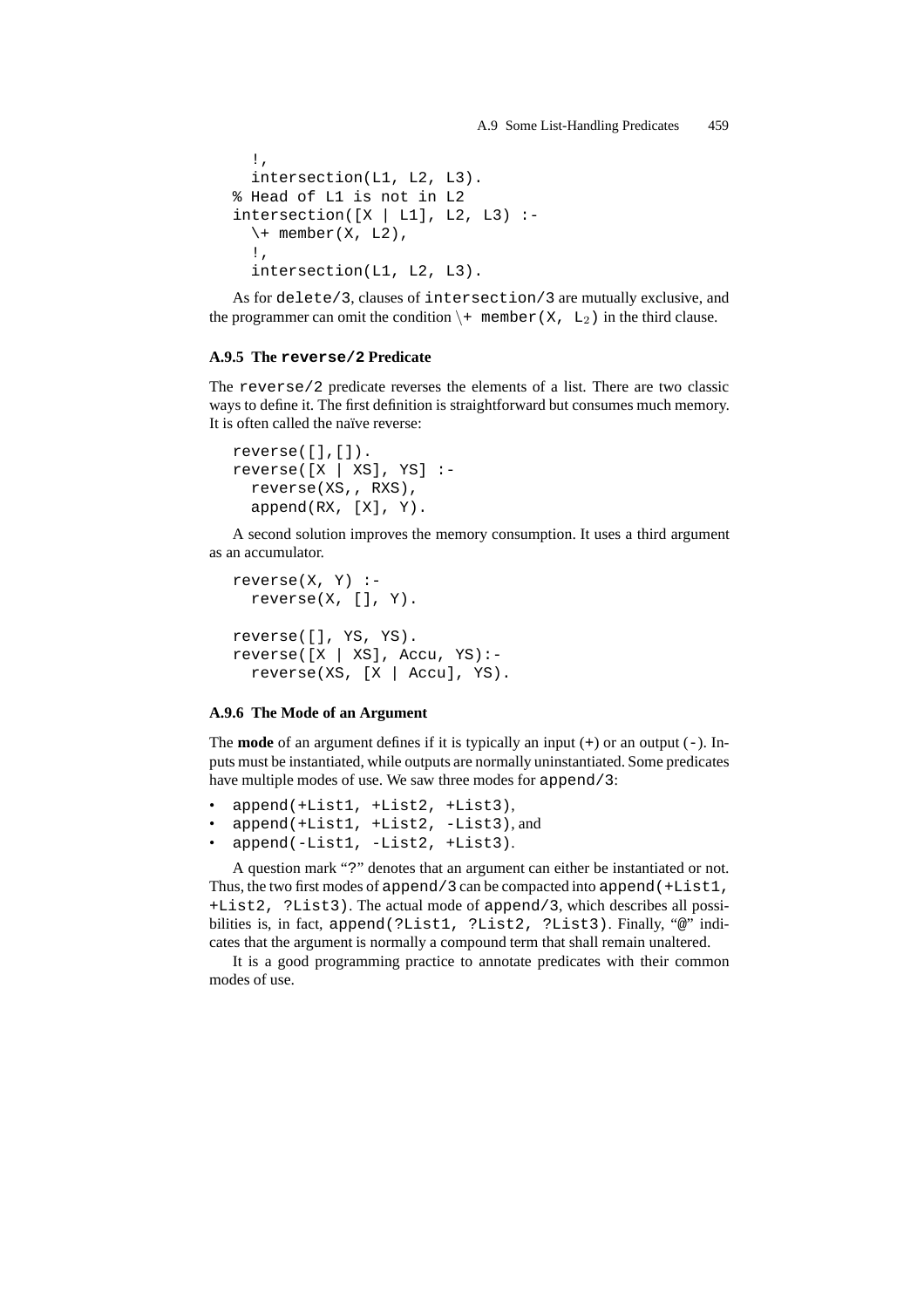```
  !,
  intersection(L1, L2, L3).
% Head of L1 is not in L2
intersection([X | L1], L2, L3) :-
  \+ member(X, L2),
  !,
  intersection(L1, L2, L3).
```

As for `delete/3`, clauses of `intersection/3` are mutually exclusive, and the programmer can omit the condition `\+ member(X, L2)` in the third clause.

### A.9.5 The `reverse/2` Predicate

The `reverse/2` predicate reverses the elements of a list. There are two classic ways to define it. The first definition is straightforward but consumes much memory. It is often called the naïve reverse:

```
reverse([],[]).
reverse([X | XS], YS] :-
  reverse(XS,, RXS),
  append(RX, [X], Y).
```

A second solution improves the memory consumption. It uses a third argument as an accumulator.

```
reverse(X, Y) :-
  reverse(X, [], Y).

reverse([], YS, YS).
reverse([X | XS], Accu, YS):-
  reverse(XS, [X | Accu], YS).
```

### A.9.6 The Mode of an Argument

The **mode** of an argument defines if it is typically an input (`+`) or an output (`-`). Inputs must be instantiated, while outputs are normally uninstantiated. Some predicates have multiple modes of use. We saw three modes for `append/3`:

- `append(+List1, +List2, +List3)`,
- `append(+List1, +List2, -List3)`, and
- `append(-List1, -List2, +List3)`.

A question mark "`?`" denotes that an argument can either be instantiated or not. Thus, the two first modes of `append/3` can be compacted into `append(+List1, +List2, ?List3)`. The actual mode of `append/3`, which describes all possibilities is, in fact, `append(?List1, ?List2, ?List3)`. Finally, "`@`" indicates that the argument is normally a compound term that shall remain unaltered.

It is a good programming practice to annotate predicates with their common modes of use.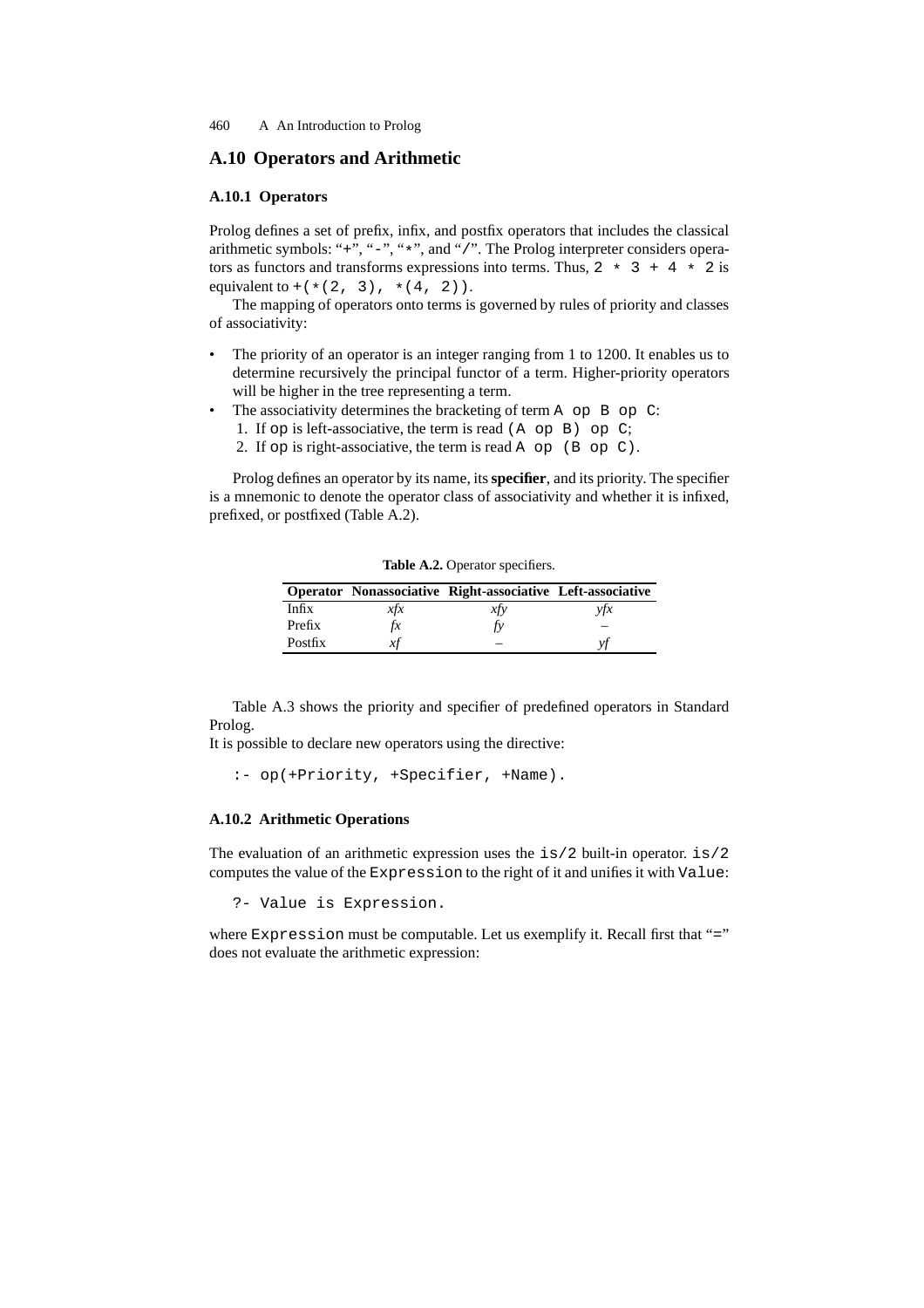## A.10 Operators and Arithmetic

### A.10.1 Operators

Prolog defines a set of prefix, infix, and postfix operators that includes the classical arithmetic symbols: "`+`", "`-`", "`*`", and "`/`". The Prolog interpreter considers operators as functors and transforms expressions into terms. Thus, `2 * 3 + 4 * 2` is equivalent to `+(*(2, 3), *(4, 2))`.

The mapping of operators onto terms is governed by rules of priority and classes of associativity:

- The priority of an operator is an integer ranging from 1 to 1200. It enables us to determine recursively the principal functor of a term. Higher-priority operators will be higher in the tree representing a term.
- The associativity determines the bracketing of term `A op B op C`:
  1. If `op` is left-associative, the term is read `(A op B) op C`;
  2. If `op` is right-associative, the term is read `A op (B op C)`.

Prolog defines an operator by its name, its **specifier**, and its priority. The specifier is a mnemonic to denote the operator class of associativity and whether it is infixed, prefixed, or postfixed (Table A.2).

**Table A.2.** Operator specifiers.

| Operator | Nonassociative | Right-associative | Left-associative |
|---|---|---|---|
| Infix | *xfx* | *xfy* | *yfx* |
| Prefix | *fx* | *fy* | – |
| Postfix | *xf* | – | *yf* |

Table A.3 shows the priority and specifier of predefined operators in Standard Prolog.

It is possible to declare new operators using the directive:

```
:- op(+Priority, +Specifier, +Name).
```

### A.10.2 Arithmetic Operations

The evaluation of an arithmetic expression uses the `is/2` built-in operator. `is/2` computes the value of the `Expression` to the right of it and unifies it with `Value`:

```
?- Value is Expression.
```

where `Expression` must be computable. Let us exemplify it. Recall first that "`=`" does not evaluate the arithmetic expression: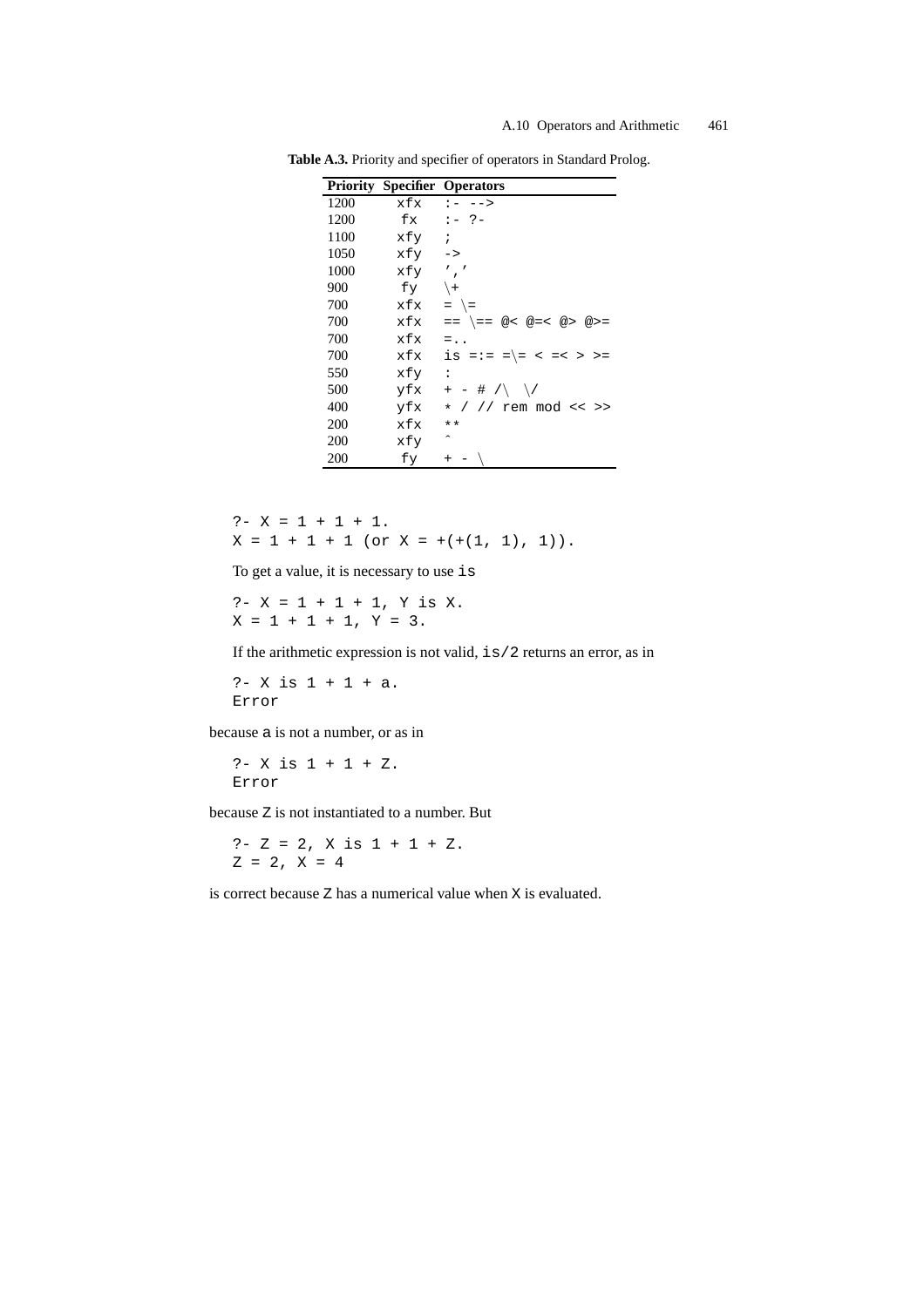**Table A.3.** Priority and specifier of operators in Standard Prolog.

| Priority | Specifier | Operators |
|---|---|---|
| 1200 | `xfx` | `:- -->` |
| 1200 | `fx` | `:- ?-` |
| 1100 | `xfy` | `;` |
| 1050 | `xfy` | `->` |
| 1000 | `xfy` | `','` |
| 900 | `fy` | `\+` |
| 700 | `xfx` | `= \=` |
| 700 | `xfx` | `== \== @< @=< @> @>=` |
| 700 | `xfx` | `=..` |
| 700 | `xfx` | `is =:= =\= < =< > >=` |
| 550 | `xfy` | `:` |
| 500 | `yfx` | `+ - # /\ \/` |
| 400 | `yfx` | `* / // rem mod << >>` |
| 200 | `xfx` | `**` |
| 200 | `xfy` | `^` |
| 200 | `fy` | `+ - \` |

```
?- X = 1 + 1 + 1.
X = 1 + 1 + 1 (or X = +(+(1, 1), 1)).
```

To get a value, it is necessary to use `is`

```
?- X = 1 + 1 + 1, Y is X.
X = 1 + 1 + 1, Y = 3.
```

If the arithmetic expression is not valid, `is/2` returns an error, as in

```
?- X is 1 + 1 + a.
Error
```

because `a` is not a number, or as in

```
?- X is 1 + 1 + Z.
Error
```

because `Z` is not instantiated to a number. But

```
?- Z = 2, X is 1 + 1 + Z.
Z = 2, X = 4
```

is correct because `Z` has a numerical value when `X` is evaluated.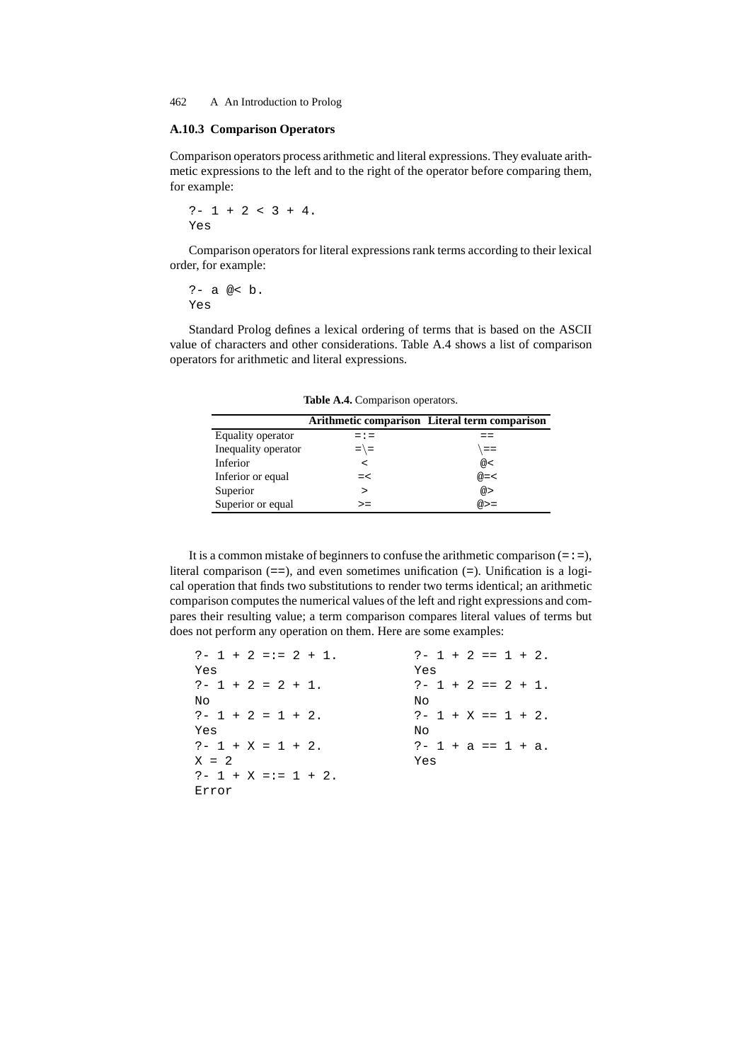### A.10.3 Comparison Operators

Comparison operators process arithmetic and literal expressions. They evaluate arithmetic expressions to the left and to the right of the operator before comparing them, for example:

```
?- 1 + 2 < 3 + 4.
Yes
```

Comparison operators for literal expressions rank terms according to their lexical order, for example:

```
?- a @< b.
Yes
```

Standard Prolog defines a lexical ordering of terms that is based on the ASCII value of characters and other considerations. Table A.4 shows a list of comparison operators for arithmetic and literal expressions.

**Table A.4.** Comparison operators.

| | **Arithmetic comparison** | **Literal term comparison** |
|---|---|---|
| Equality operator | `=:=` | `==` |
| Inequality operator | `=\=` | `\==` |
| Inferior | `<` | `@<` |
| Inferior or equal | `=<` | `@=<` |
| Superior | `>` | `@>` |
| Superior or equal | `>=` | `@>=` |

It is a common mistake of beginners to confuse the arithmetic comparison (`=:=`), literal comparison (`==`), and even sometimes unification (`=`). Unification is a logical operation that finds two substitutions to render two terms identical; an arithmetic comparison computes the numerical values of the left and right expressions and compares their resulting value; a term comparison compares literal values of terms but does not perform any operation on them. Here are some examples:

```
?- 1 + 2 =:= 2 + 1.
Yes
?- 1 + 2 = 2 + 1.
No
?- 1 + 2 = 1 + 2.
Yes
?- 1 + X = 1 + 2.
X = 2
?- 1 + X =:= 1 + 2.
Error
```

```
?- 1 + 2 == 1 + 2.
Yes
?- 1 + 2 == 2 + 1.
No
?- 1 + X == 1 + 2.
No
?- 1 + a == 1 + a.
Yes
```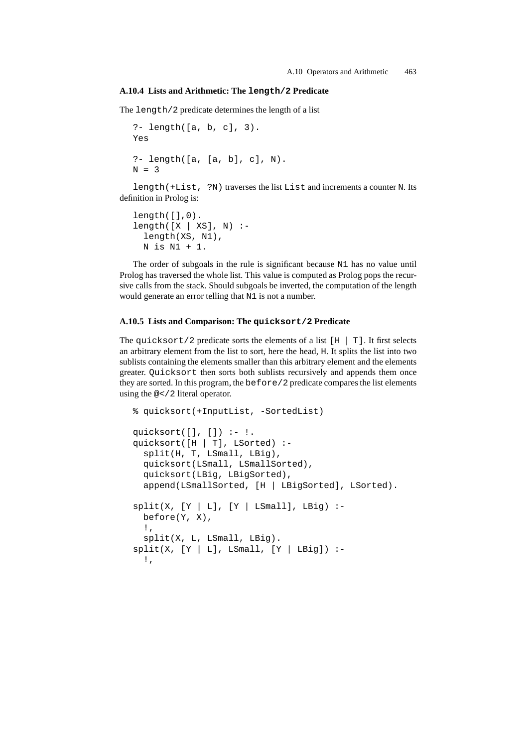### A.10.4 Lists and Arithmetic: The `length/2` Predicate

The `length/2` predicate determines the length of a list

```
?- length([a, b, c], 3).
Yes

?- length([a, [a, b], c], N).
N = 3
```

`length(+List, ?N)` traverses the list `List` and increments a counter `N`. Its definition in Prolog is:

```
length([],0).
length([X | XS], N) :-
  length(XS, N1),
  N is N1 + 1.
```

The order of subgoals in the rule is significant because `N1` has no value until Prolog has traversed the whole list. This value is computed as Prolog pops the recursive calls from the stack. Should subgoals be inverted, the computation of the length would generate an error telling that `N1` is not a number.

### A.10.5 Lists and Comparison: The `quicksort/2` Predicate

The `quicksort/2` predicate sorts the elements of a list `[H | T]`. It first selects an arbitrary element from the list to sort, here the head, `H`. It splits the list into two sublists containing the elements smaller than this arbitrary element and the elements greater. `Quicksort` then sorts both sublists recursively and appends them once they are sorted. In this program, the `before/2` predicate compares the list elements using the `@</2` literal operator.

```
% quicksort(+InputList, -SortedList)

quicksort([], []) :- !.
quicksort([H | T], LSorted) :-
  split(H, T, LSmall, LBig),
  quicksort(LSmall, LSmallSorted),
  quicksort(LBig, LBigSorted),
  append(LSmallSorted, [H | LBigSorted], LSorted).

split(X, [Y | L], [Y | LSmall], LBig) :-
  before(Y, X),
  !,
  split(X, L, LSmall, LBig).
split(X, [Y | L], LSmall, [Y | LBig]) :-
  !,
```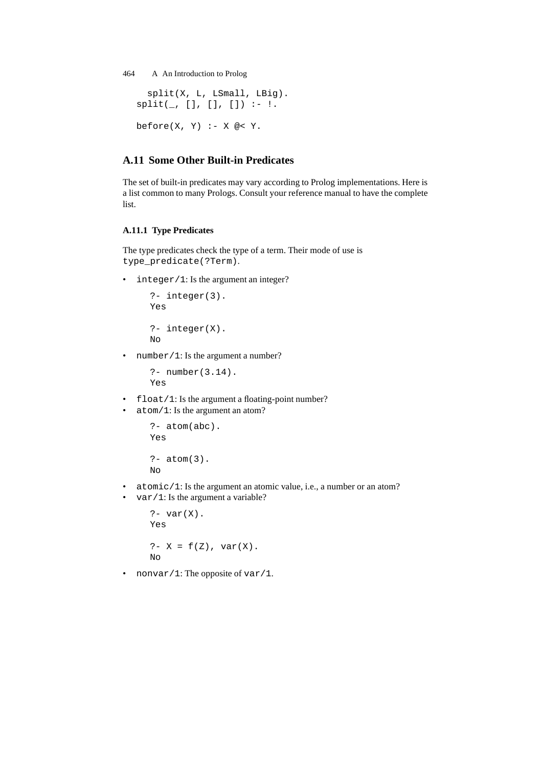```
  split(X, L, LSmall, LBig).
split(_, [], [], []) :- !.

before(X, Y) :- X @< Y.
```

## A.11 Some Other Built-in Predicates

The set of built-in predicates may vary according to Prolog implementations. Here is a list common to many Prologs. Consult your reference manual to have the complete list.

### A.11.1 Type Predicates

The type predicates check the type of a term. Their mode of use is `type_predicate(?Term)`.

- `integer/1`: Is the argument an integer?

```
?- integer(3).
Yes

?- integer(X).
No
```

- `number/1`: Is the argument a number?

```
?- number(3.14).
Yes
```

- `float/1`: Is the argument a floating-point number?
- `atom/1`: Is the argument an atom?

```
?- atom(abc).
Yes

?- atom(3).
No
```

- `atomic/1`: Is the argument an atomic value, i.e., a number or an atom?
- `var/1`: Is the argument a variable?

```
?- var(X).
Yes

?- X = f(Z), var(X).
No
```

- `nonvar/1`: The opposite of `var/1`.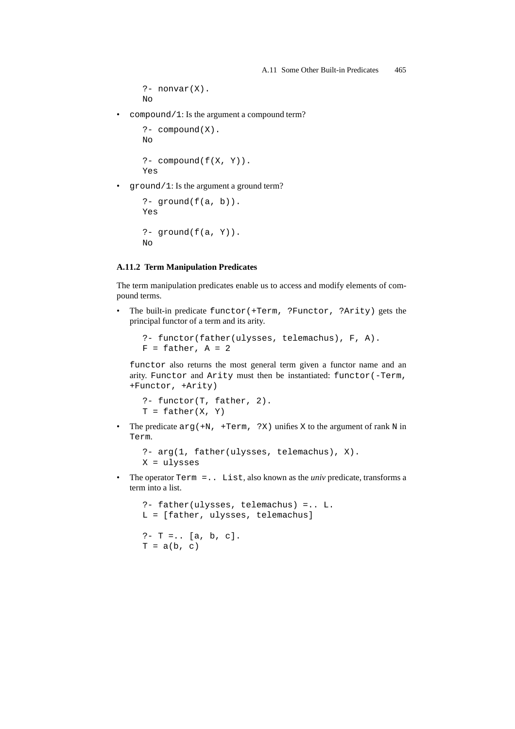```
?- nonvar(X).
No
```

- `compound/1`: Is the argument a compound term?

```
?- compound(X).
No

?- compound(f(X, Y)).
Yes
```

- `ground/1`: Is the argument a ground term?

```
?- ground(f(a, b)).
Yes

?- ground(f(a, Y)).
No
```

### A.11.2 Term Manipulation Predicates

The term manipulation predicates enable us to access and modify elements of compound terms.

- The built-in predicate `functor(+Term, ?Functor, ?Arity)` gets the principal functor of a term and its arity.

```
?- functor(father(ulysses, telemachus), F, A).
F = father, A = 2
```

  `functor` also returns the most general term given a functor name and an arity. `Functor` and `Arity` must then be instantiated: `functor(-Term, +Functor, +Arity)`

```
?- functor(T, father, 2).
T = father(X, Y)
```

- The predicate `arg(+N, +Term, ?X)` unifies `X` to the argument of rank `N` in `Term`.

```
?- arg(1, father(ulysses, telemachus), X).
X = ulysses
```

- The operator `Term =.. List`, also known as the *univ* predicate, transforms a term into a list.

```
?- father(ulysses, telemachus) =.. L.
L = [father, ulysses, telemachus]

?- T =.. [a, b, c].
T = a(b, c)
```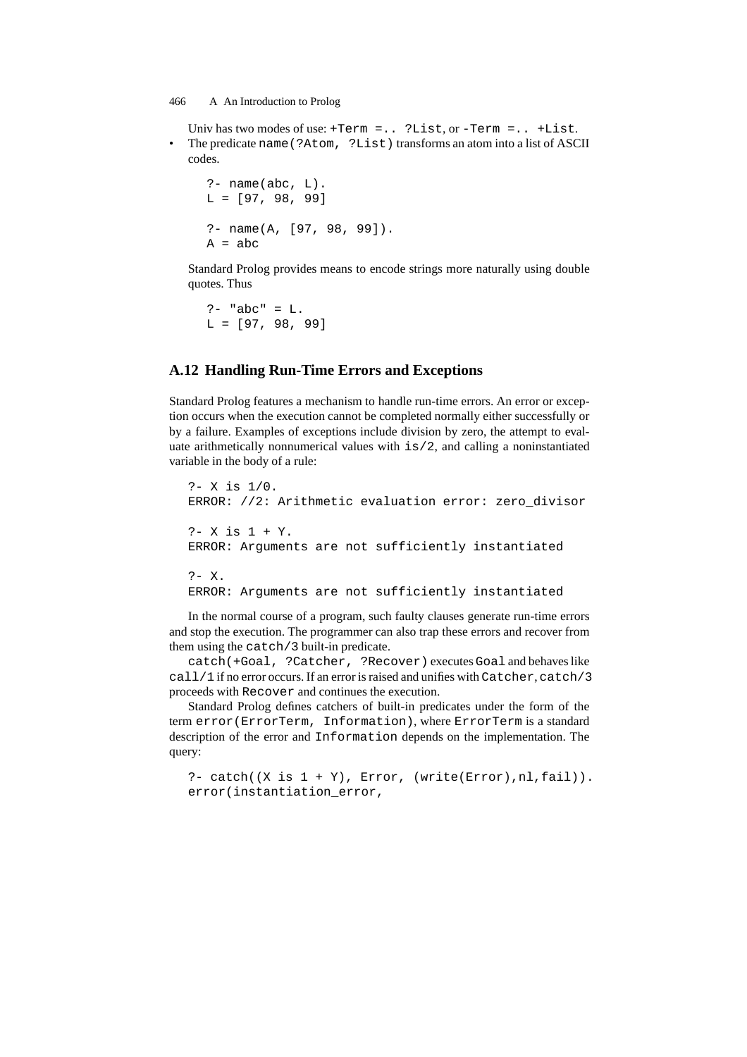Univ has two modes of use: `+Term =.. ?List`, or `-Term =.. +List`.

- The predicate `name(?Atom, ?List)` transforms an atom into a list of ASCII codes.

```
?- name(abc, L).
L = [97, 98, 99]

?- name(A, [97, 98, 99]).
A = abc
```

Standard Prolog provides means to encode strings more naturally using double quotes. Thus

```
?- "abc" = L.
L = [97, 98, 99]
```

## A.12 Handling Run-Time Errors and Exceptions

Standard Prolog features a mechanism to handle run-time errors. An error or exception occurs when the execution cannot be completed normally either successfully or by a failure. Examples of exceptions include division by zero, the attempt to evaluate arithmetically nonnumerical values with `is/2`, and calling a noninstantiated variable in the body of a rule:

```
?- X is 1/0.
ERROR: //2: Arithmetic evaluation error: zero_divisor

?- X is 1 + Y.
ERROR: Arguments are not sufficiently instantiated

?- X.
ERROR: Arguments are not sufficiently instantiated
```

In the normal course of a program, such faulty clauses generate run-time errors and stop the execution. The programmer can also trap these errors and recover from them using the `catch/3` built-in predicate.

`catch(+Goal, ?Catcher, ?Recover)` executes `Goal` and behaves like `call/1` if no error occurs. If an error is raised and unifies with `Catcher`, `catch/3` proceeds with `Recover` and continues the execution.

Standard Prolog defines catchers of built-in predicates under the form of the term `error(ErrorTerm, Information)`, where `ErrorTerm` is a standard description of the error and `Information` depends on the implementation. The query:

```
?- catch((X is 1 + Y), Error, (write(Error),nl,fail)).
error(instantiation_error,
```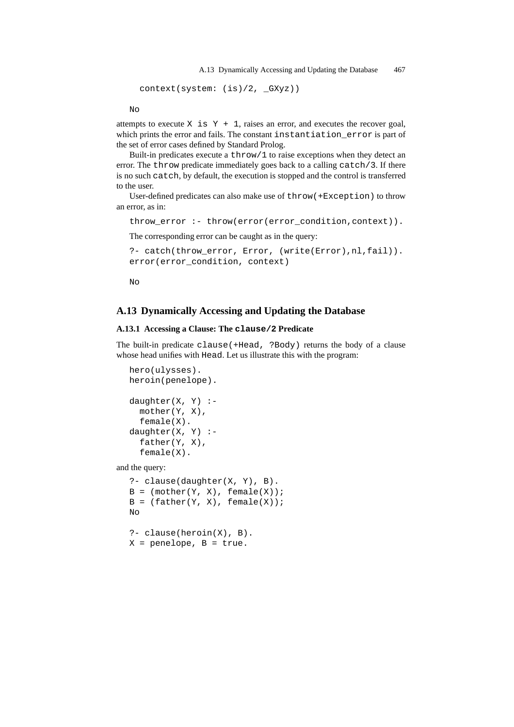```
context(system: (is)/2, _GXyz))
```

```
No
```

attempts to execute `X is Y + 1`, raises an error, and executes the recover goal, which prints the error and fails. The constant `instantiation_error` is part of the set of error cases defined by Standard Prolog.

Built-in predicates execute a `throw/1` to raise exceptions when they detect an error. The `throw` predicate immediately goes back to a calling `catch/3`. If there is no such `catch`, by default, the execution is stopped and the control is transferred to the user.

User-defined predicates can also make use of `throw(+Exception)` to throw an error, as in:

```
throw_error :- throw(error(error_condition,context)).
```

The corresponding error can be caught as in the query:

```
?- catch(throw_error, Error, (write(Error),nl,fail)).
error(error_condition, context)

No
```

## A.13 Dynamically Accessing and Updating the Database

### A.13.1 Accessing a Clause: The `clause/2` Predicate

The built-in predicate `clause(+Head, ?Body)` returns the body of a clause whose head unifies with `Head`. Let us illustrate this with the program:

```
hero(ulysses).
heroin(penelope).

daughter(X, Y) :-
  mother(Y, X),
  female(X).
daughter(X, Y) :-
  father(Y, X),
  female(X).
```

and the query:

```
?- clause(daughter(X, Y), B).
B = (mother(Y, X), female(X));
B = (father(Y, X), female(X));
No

?- clause(heroin(X), B).
X = penelope, B = true.
```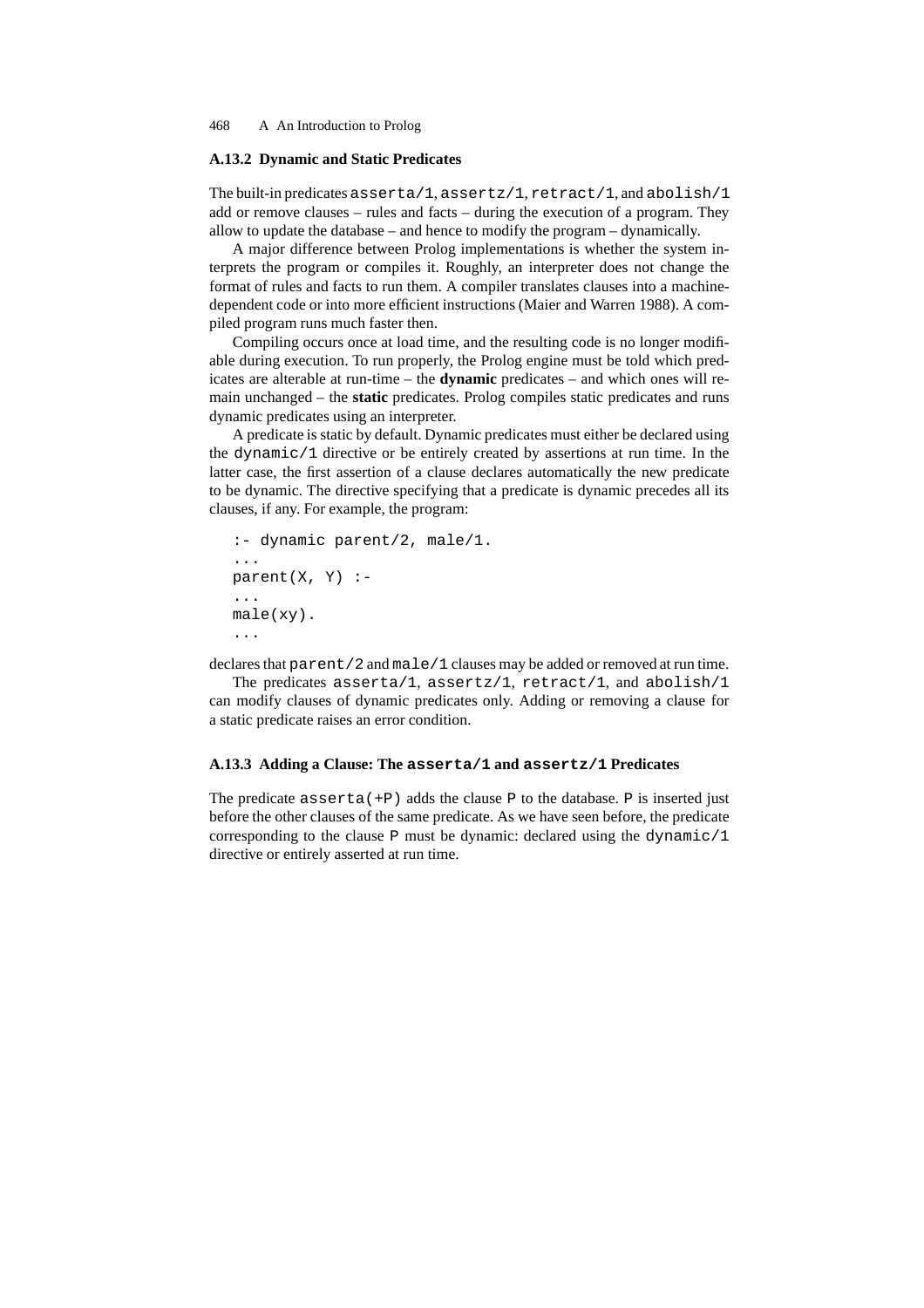### A.13.2 Dynamic and Static Predicates

The built-in predicates `asserta/1`, `assertz/1`, `retract/1`, and `abolish/1` add or remove clauses – rules and facts – during the execution of a program. They allow to update the database – and hence to modify the program – dynamically.

A major difference between Prolog implementations is whether the system interprets the program or compiles it. Roughly, an interpreter does not change the format of rules and facts to run them. A compiler translates clauses into a machine-dependent code or into more efficient instructions (Maier and Warren 1988). A compiled program runs much faster then.

Compiling occurs once at load time, and the resulting code is no longer modifiable during execution. To run properly, the Prolog engine must be told which predicates are alterable at run-time – the **dynamic** predicates – and which ones will remain unchanged – the **static** predicates. Prolog compiles static predicates and runs dynamic predicates using an interpreter.

A predicate is static by default. Dynamic predicates must either be declared using the `dynamic/1` directive or be entirely created by assertions at run time. In the latter case, the first assertion of a clause declares automatically the new predicate to be dynamic. The directive specifying that a predicate is dynamic precedes all its clauses, if any. For example, the program:

```
:- dynamic parent/2, male/1.
...
parent(X, Y) :-
...
male(xy).
...
```

declares that `parent/2` and `male/1` clauses may be added or removed at run time.

The predicates `asserta/1`, `assertz/1`, `retract/1`, and `abolish/1` can modify clauses of dynamic predicates only. Adding or removing a clause for a static predicate raises an error condition.

### A.13.3 Adding a Clause: The `asserta/1` and `assertz/1` Predicates

The predicate `asserta(+P)` adds the clause `P` to the database. `P` is inserted just before the other clauses of the same predicate. As we have seen before, the predicate corresponding to the clause `P` must be dynamic: declared using the `dynamic/1` directive or entirely asserted at run time.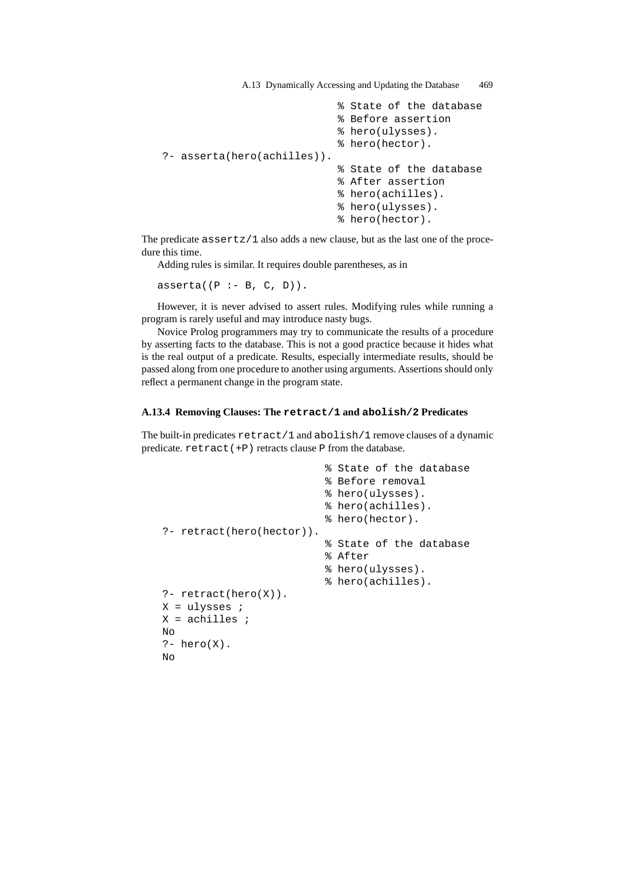```
                              % State of the database
                              % Before assertion
                              % hero(ulysses).
                              % hero(hector).
?- asserta(hero(achilles)).
                              % State of the database
                              % After assertion
                              % hero(achilles).
                              % hero(ulysses).
                              % hero(hector).
```

The predicate `assertz/1` also adds a new clause, but as the last one of the procedure this time.

Adding rules is similar. It requires double parentheses, as in

```
asserta((P :- B, C, D)).
```

However, it is never advised to assert rules. Modifying rules while running a program is rarely useful and may introduce nasty bugs.

Novice Prolog programmers may try to communicate the results of a procedure by asserting facts to the database. This is not a good practice because it hides what is the real output of a predicate. Results, especially intermediate results, should be passed along from one procedure to another using arguments. Assertions should only reflect a permanent change in the program state.

### A.13.4 Removing Clauses: The `retract/1` and `abolish/2` Predicates

The built-in predicates `retract/1` and `abolish/1` remove clauses of a dynamic predicate. `retract(+P)` retracts clause `P` from the database.

```
                              % State of the database
                              % Before removal
                              % hero(ulysses).
                              % hero(achilles).
                              % hero(hector).
?- retract(hero(hector)).
                              % State of the database
                              % After
                              % hero(ulysses).
                              % hero(achilles).
?- retract(hero(X)).
X = ulysses ;
X = achilles ;
No
?- hero(X).
No
```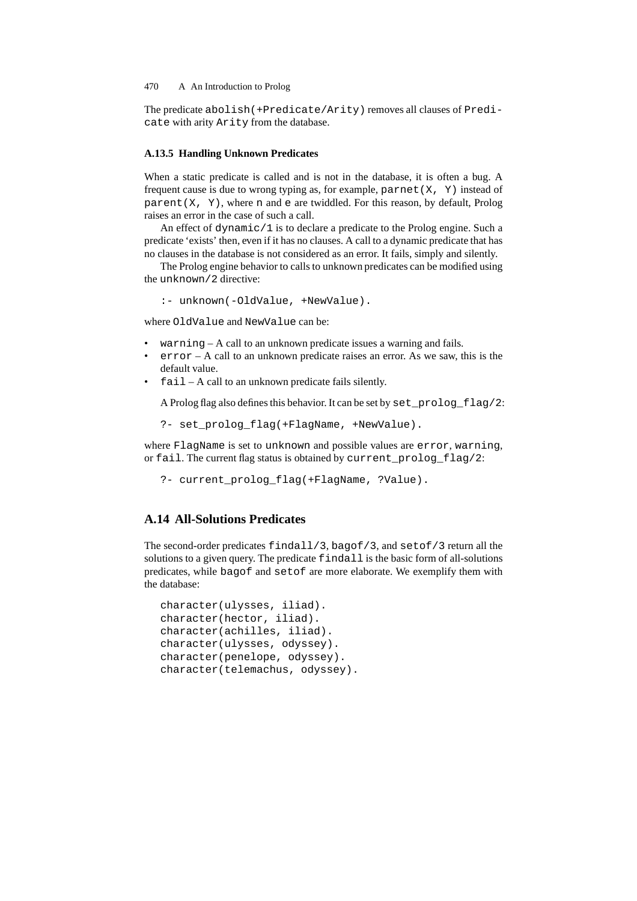The predicate `abolish(+Predicate/Arity)` removes all clauses of `Predicate` with arity `Arity` from the database.

#### A.13.5 Handling Unknown Predicates

When a static predicate is called and is not in the database, it is often a bug. A frequent cause is due to wrong typing as, for example, `parnet(X, Y)` instead of `parent(X, Y)`, where `n` and `e` are twiddled. For this reason, by default, Prolog raises an error in the case of such a call.

An effect of `dynamic/1` is to declare a predicate to the Prolog engine. Such a predicate 'exists' then, even if it has no clauses. A call to a dynamic predicate that has no clauses in the database is not considered as an error. It fails, simply and silently.

The Prolog engine behavior to calls to unknown predicates can be modified using the `unknown/2` directive:

```
:- unknown(-OldValue, +NewValue).
```

where `OldValue` and `NewValue` can be:

- `warning` – A call to an unknown predicate issues a warning and fails.
- `error` – A call to an unknown predicate raises an error. As we saw, this is the default value.
- `fail` – A call to an unknown predicate fails silently.

A Prolog flag also defines this behavior. It can be set by `set_prolog_flag/2`:

```
?- set_prolog_flag(+FlagName, +NewValue).
```

where `FlagName` is set to `unknown` and possible values are `error`, `warning`, or `fail`. The current flag status is obtained by `current_prolog_flag/2`:

```
?- current_prolog_flag(+FlagName, ?Value).
```

## A.14 All-Solutions Predicates

The second-order predicates `findall/3`, `bagof/3`, and `setof/3` return all the solutions to a given query. The predicate `findall` is the basic form of all-solutions predicates, while `bagof` and `setof` are more elaborate. We exemplify them with the database:

```
character(ulysses, iliad).
character(hector, iliad).
character(achilles, iliad).
character(ulysses, odyssey).
character(penelope, odyssey).
character(telemachus, odyssey).
```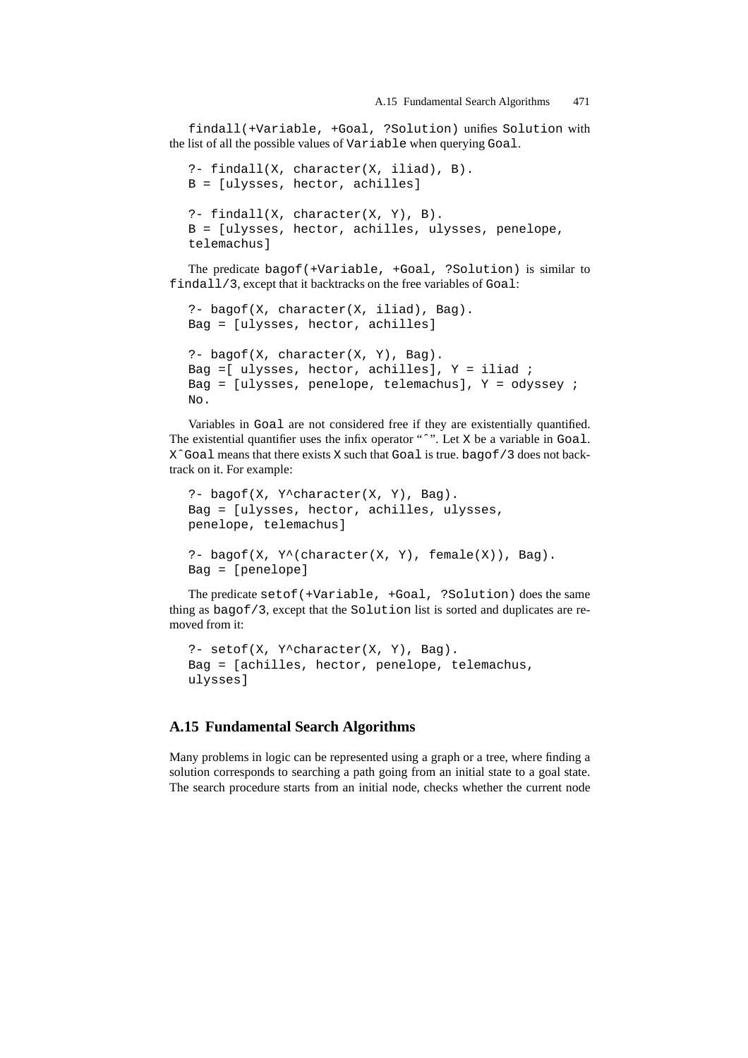`findall(+Variable, +Goal, ?Solution)` unifies `Solution` with the list of all the possible values of `Variable` when querying `Goal`.

```
?- findall(X, character(X, iliad), B).
B = [ulysses, hector, achilles]

?- findall(X, character(X, Y), B).
B = [ulysses, hector, achilles, ulysses, penelope,
telemachus]
```

The predicate `bagof(+Variable, +Goal, ?Solution)` is similar to `findall/3`, except that it backtracks on the free variables of `Goal`:

```
?- bagof(X, character(X, iliad), Bag).
Bag = [ulysses, hector, achilles]

?- bagof(X, character(X, Y), Bag).
Bag =[ ulysses, hector, achilles], Y = iliad ;
Bag = [ulysses, penelope, telemachus], Y = odyssey ;
No.
```

Variables in `Goal` are not considered free if they are existentially quantified. The existential quantifier uses the infix operator "^". Let `X` be a variable in `Goal`. `X^Goal` means that there exists `X` such that `Goal` is true. `bagof/3` does not backtrack on it. For example:

```
?- bagof(X, Y^character(X, Y), Bag).
Bag = [ulysses, hector, achilles, ulysses,
penelope, telemachus]

?- bagof(X, Y^(character(X, Y), female(X)), Bag).
Bag = [penelope]
```

The predicate `setof(+Variable, +Goal, ?Solution)` does the same thing as `bagof/3`, except that the `Solution` list is sorted and duplicates are removed from it:

```
?- setof(X, Y^character(X, Y), Bag).
Bag = [achilles, hector, penelope, telemachus,
ulysses]
```

## A.15 Fundamental Search Algorithms

Many problems in logic can be represented using a graph or a tree, where finding a solution corresponds to searching a path going from an initial state to a goal state. The search procedure starts from an initial node, checks whether the current node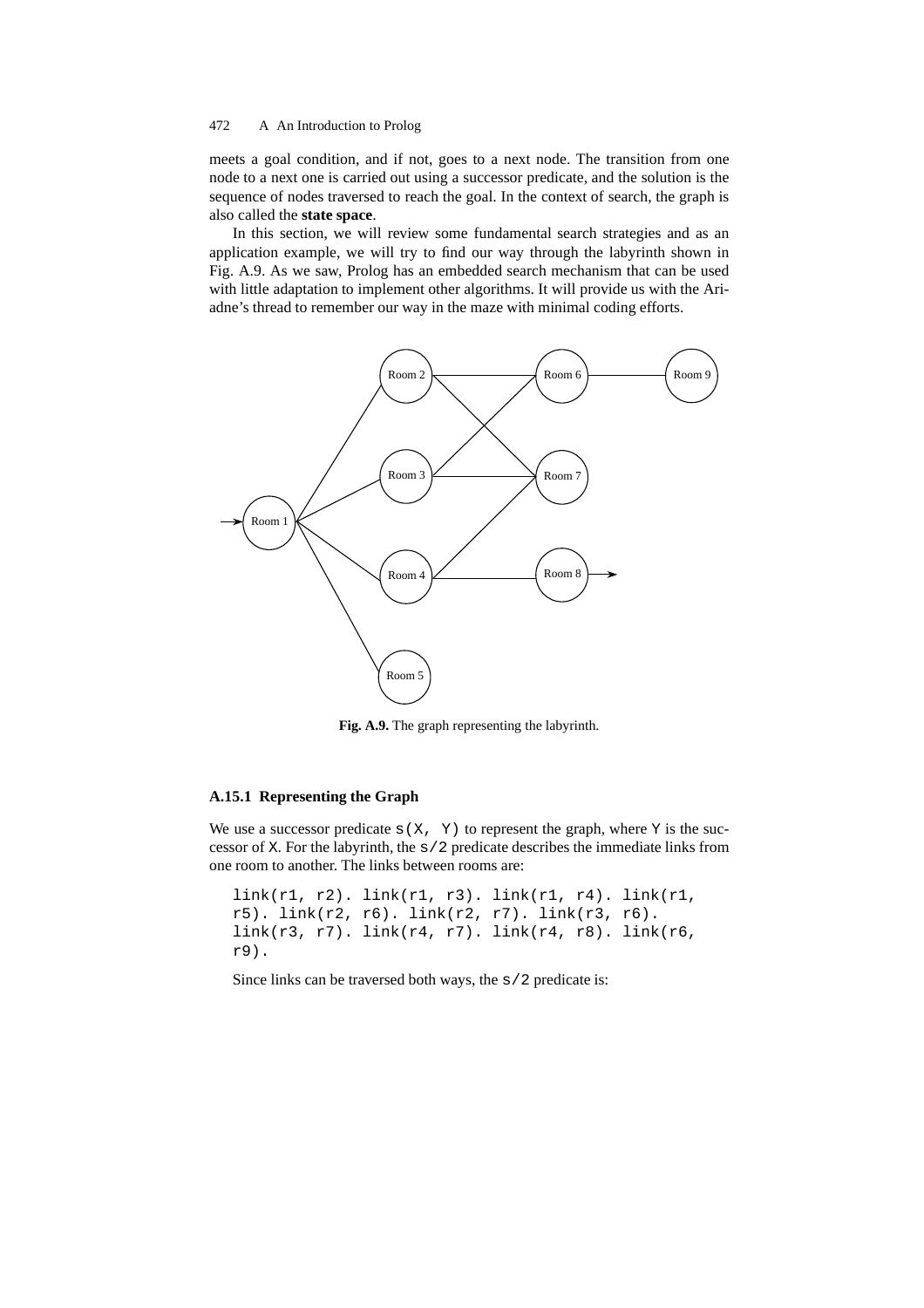meets a goal condition, and if not, goes to a next node. The transition from one node to a next one is carried out using a successor predicate, and the solution is the sequence of nodes traversed to reach the goal. In the context of search, the graph is also called the **state space**.

In this section, we will review some fundamental search strategies and as an application example, we will try to find our way through the labyrinth shown in Fig. A.9. As we saw, Prolog has an embedded search mechanism that can be used with little adaptation to implement other algorithms. It will provide us with the Ariadne's thread to remember our way in the maze with minimal coding efforts.

**Fig. A.9.** The graph representing the labyrinth.

### A.15.1 Representing the Graph

We use a successor predicate `s(X, Y)` to represent the graph, where `Y` is the successor of `X`. For the labyrinth, the `s/2` predicate describes the immediate links from one room to another. The links between rooms are:

```
link(r1, r2). link(r1, r3). link(r1, r4). link(r1,
r5). link(r2, r6). link(r2, r7). link(r3, r6).
link(r3, r7). link(r4, r7). link(r4, r8). link(r6,
r9).
```

Since links can be traversed both ways, the `s/2` predicate is: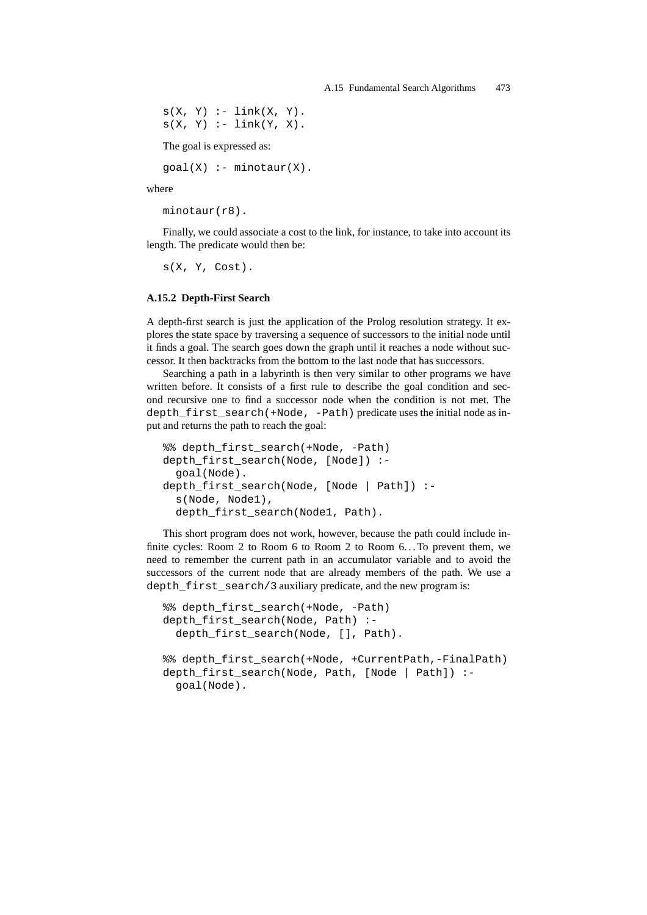```
s(X, Y) :- link(X, Y).
s(X, Y) :- link(Y, X).
```

The goal is expressed as:

```
goal(X) :- minotaur(X).
```

where

```
minotaur(r8).
```

Finally, we could associate a cost to the link, for instance, to take into account its length. The predicate would then be:

```
s(X, Y, Cost).
```

### A.15.2 Depth-First Search

A depth-first search is just the application of the Prolog resolution strategy. It explores the state space by traversing a sequence of successors to the initial node until it finds a goal. The search goes down the graph until it reaches a node without successor. It then backtracks from the bottom to the last node that has successors.

Searching a path in a labyrinth is then very similar to other programs we have written before. It consists of a first rule to describe the goal condition and second recursive one to find a successor node when the condition is not met. The `depth_first_search(+Node, -Path)` predicate uses the initial node as input and returns the path to reach the goal:

```
%% depth_first_search(+Node, -Path)
depth_first_search(Node, [Node]) :-
  goal(Node).
depth_first_search(Node, [Node | Path]) :-
  s(Node, Node1),
  depth_first_search(Node1, Path).
```

This short program does not work, however, because the path could include infinite cycles: Room 2 to Room 6 to Room 2 to Room 6... To prevent them, we need to remember the current path in an accumulator variable and to avoid the successors of the current node that are already members of the path. We use a `depth_first_search/3` auxiliary predicate, and the new program is:

```
%% depth_first_search(+Node, -Path)
depth_first_search(Node, Path) :-
  depth_first_search(Node, [], Path).

%% depth_first_search(+Node, +CurrentPath,-FinalPath)
depth_first_search(Node, Path, [Node | Path]) :-
  goal(Node).
```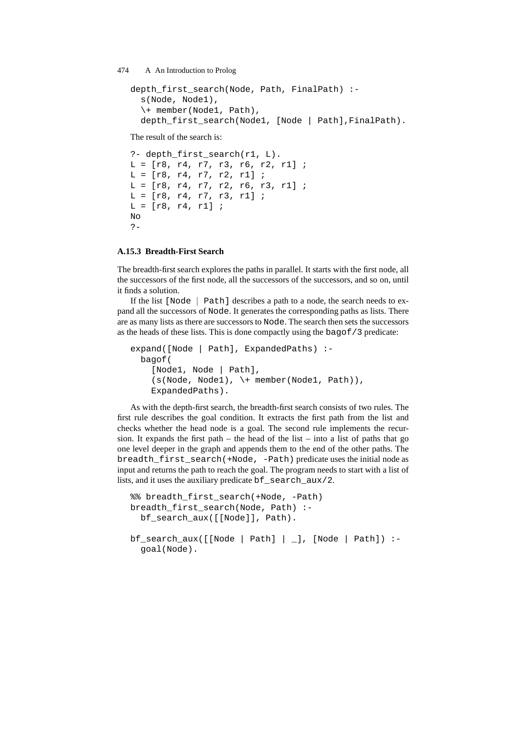```
depth_first_search(Node, Path, FinalPath) :-
  s(Node, Node1),
  \+ member(Node1, Path),
  depth_first_search(Node1, [Node | Path],FinalPath).
```

The result of the search is:

```
?- depth_first_search(r1, L).
L = [r8, r4, r7, r3, r6, r2, r1] ;
L = [r8, r4, r7, r2, r1] ;
L = [r8, r4, r7, r2, r6, r3, r1] ;
L = [r8, r4, r7, r3, r1] ;
L = [r8, r4, r1] ;
No
?-
```

### A.15.3 Breadth-First Search

The breadth-first search explores the paths in parallel. It starts with the first node, all the successors of the first node, all the successors of the successors, and so on, until it finds a solution.

If the list `[Node | Path]` describes a path to a node, the search needs to expand all the successors of `Node`. It generates the corresponding paths as lists. There are as many lists as there are successors to `Node`. The search then sets the successors as the heads of these lists. This is done compactly using the `bagof/3` predicate:

```
expand([Node | Path], ExpandedPaths) :-
  bagof(
    [Node1, Node | Path],
    (s(Node, Node1), \+ member(Node1, Path)),
    ExpandedPaths).
```

As with the depth-first search, the breadth-first search consists of two rules. The first rule describes the goal condition. It extracts the first path from the list and checks whether the head node is a goal. The second rule implements the recursion. It expands the first path – the head of the list – into a list of paths that go one level deeper in the graph and appends them to the end of the other paths. The `breadth_first_search(+Node, -Path)` predicate uses the initial node as input and returns the path to reach the goal. The program needs to start with a list of lists, and it uses the auxiliary predicate `bf_search_aux/2`.

```
%% breadth_first_search(+Node, -Path)
breadth_first_search(Node, Path) :-
  bf_search_aux([[Node]], Path).

bf_search_aux([[Node | Path] | _], [Node | Path]) :-
  goal(Node).
```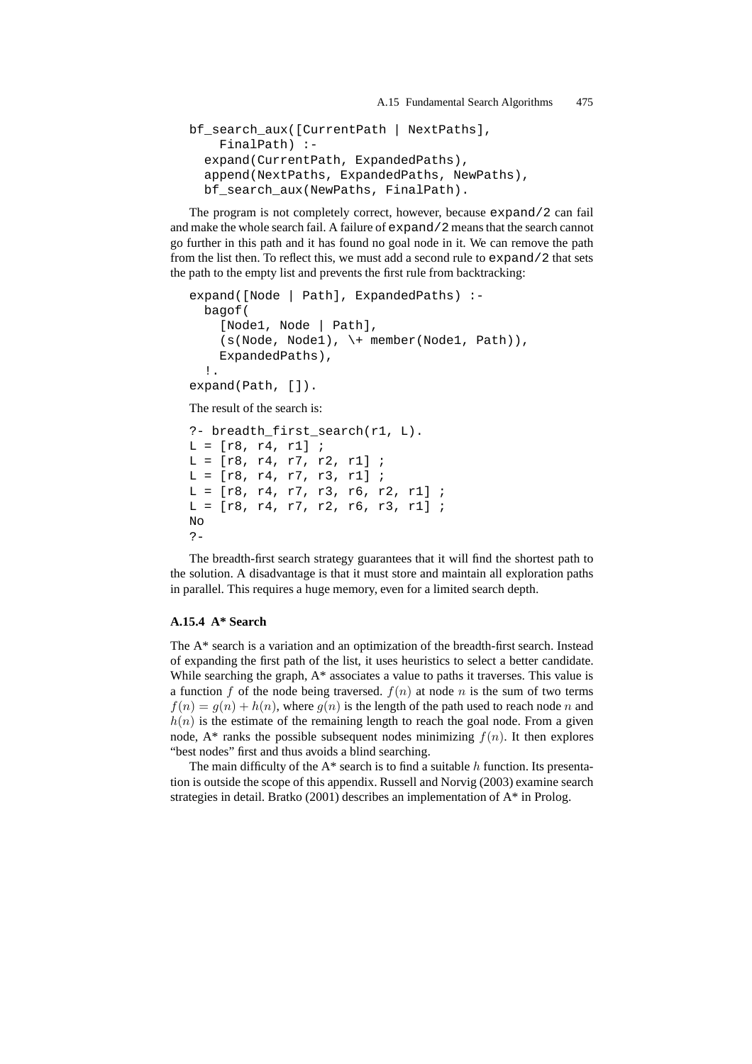```
bf_search_aux([CurrentPath | NextPaths],
    FinalPath) :-
  expand(CurrentPath, ExpandedPaths),
  append(NextPaths, ExpandedPaths, NewPaths),
  bf_search_aux(NewPaths, FinalPath).
```

The program is not completely correct, however, because `expand/2` can fail and make the whole search fail. A failure of `expand/2` means that the search cannot go further in this path and it has found no goal node in it. We can remove the path from the list then. To reflect this, we must add a second rule to `expand/2` that sets the path to the empty list and prevents the first rule from backtracking:

```
expand([Node | Path], ExpandedPaths) :-
  bagof(
    [Node1, Node | Path],
    (s(Node, Node1), \+ member(Node1, Path)),
    ExpandedPaths),
  !.
expand(Path, []).
```

The result of the search is:

```
?- breadth_first_search(r1, L).
L = [r8, r4, r1] ;
L = [r8, r4, r7, r2, r1] ;
L = [r8, r4, r7, r3, r1] ;
L = [r8, r4, r7, r3, r6, r2, r1] ;
L = [r8, r4, r7, r2, r6, r3, r1] ;
No
?-
```

The breadth-first search strategy guarantees that it will find the shortest path to the solution. A disadvantage is that it must store and maintain all exploration paths in parallel. This requires a huge memory, even for a limited search depth.

### A.15.4 A* Search

The A* search is a variation and an optimization of the breadth-first search. Instead of expanding the first path of the list, it uses heuristics to select a better candidate. While searching the graph, A* associates a value to paths it traverses. This value is a function $f$ of the node being traversed. $f(n)$ at node $n$ is the sum of two terms $f(n) = g(n) + h(n)$, where $g(n)$ is the length of the path used to reach node $n$ and $h(n)$ is the estimate of the remaining length to reach the goal node. From a given node, A* ranks the possible subsequent nodes minimizing $f(n)$. It then explores "best nodes" first and thus avoids a blind searching.

The main difficulty of the A* search is to find a suitable $h$ function. Its presentation is outside the scope of this appendix. Russell and Norvig (2003) examine search strategies in detail. Bratko (2001) describes an implementation of A* in Prolog.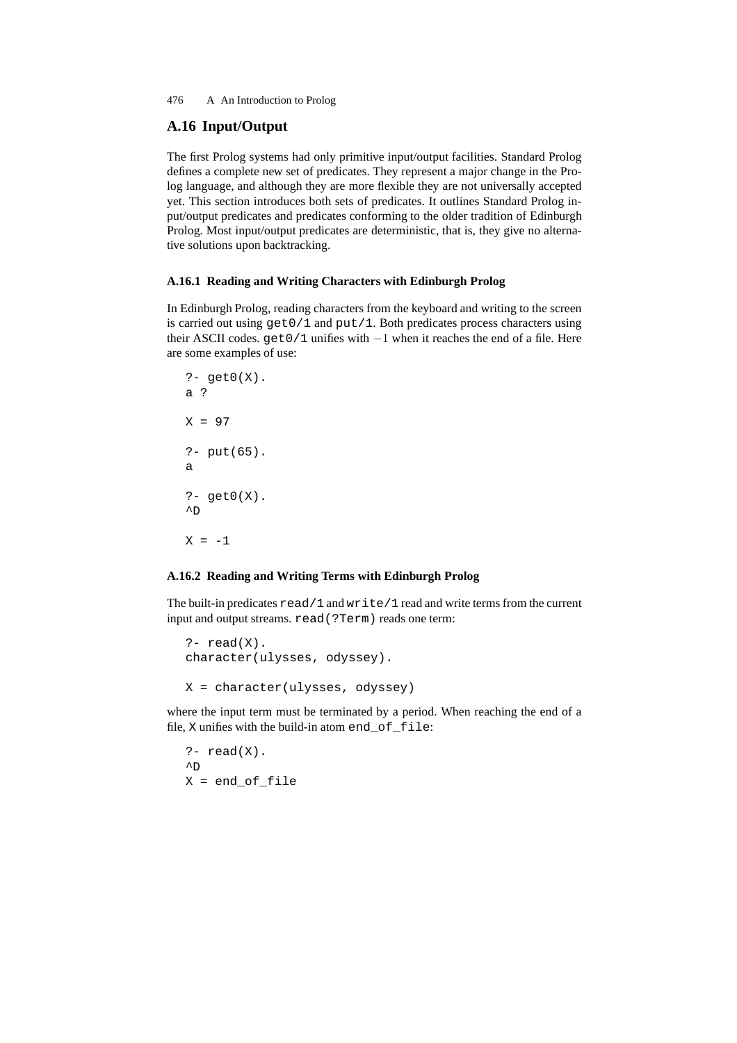## A.16 Input/Output

The first Prolog systems had only primitive input/output facilities. Standard Prolog defines a complete new set of predicates. They represent a major change in the Prolog language, and although they are more flexible they are not universally accepted yet. This section introduces both sets of predicates. It outlines Standard Prolog input/output predicates and predicates conforming to the older tradition of Edinburgh Prolog. Most input/output predicates are deterministic, that is, they give no alternative solutions upon backtracking.

### A.16.1 Reading and Writing Characters with Edinburgh Prolog

In Edinburgh Prolog, reading characters from the keyboard and writing to the screen is carried out using `get0/1` and `put/1`. Both predicates process characters using their ASCII codes. `get0/1` unifies with $-1$ when it reaches the end of a file. Here are some examples of use:

```
?- get0(X).
a ?

X = 97

?- put(65).
a

?- get0(X).
^D

X = -1
```

### A.16.2 Reading and Writing Terms with Edinburgh Prolog

The built-in predicates `read/1` and `write/1` read and write terms from the current input and output streams. `read(?Term)` reads one term:

```
?- read(X).
character(ulysses, odyssey).

X = character(ulysses, odyssey)
```

where the input term must be terminated by a period. When reaching the end of a file, X unifies with the build-in atom `end_of_file`:

```
?- read(X).
^D
X = end_of_file
```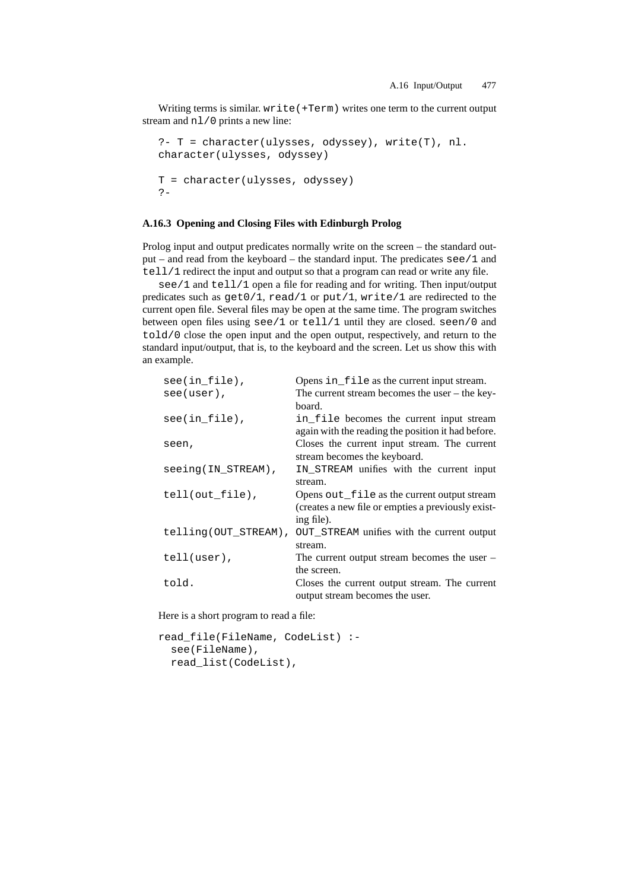Writing terms is similar. `write(+Term)` writes one term to the current output stream and `nl/0` prints a new line:

```
?- T = character(ulysses, odyssey), write(T), nl.
character(ulysses, odyssey)

T = character(ulysses, odyssey)
?-
```

### A.16.3 Opening and Closing Files with Edinburgh Prolog

Prolog input and output predicates normally write on the screen – the standard output – and read from the keyboard – the standard input. The predicates `see/1` and `tell/1` redirect the input and output so that a program can read or write any file.

`see/1` and `tell/1` open a file for reading and for writing. Then input/output predicates such as `get0/1`, `read/1` or `put/1`, `write/1` are redirected to the current open file. Several files may be open at the same time. The program switches between open files using `see/1` or `tell/1` until they are closed. `seen/0` and `told/0` close the open input and the open output, respectively, and return to the standard input/output, that is, to the keyboard and the screen. Let us show this with an example.

| | |
|---|---|
| `see(in_file),` | Opens `in_file` as the current input stream. |
| `see(user),` | The current stream becomes the user – the keyboard. |
| `see(in_file),` | `in_file` becomes the current input stream again with the reading the position it had before. |
| `seen,` | Closes the current input stream. The current stream becomes the keyboard. |
| `seeing(IN_STREAM),` | `IN_STREAM` unifies with the current input stream. |
| `tell(out_file),` | Opens `out_file` as the current output stream (creates a new file or empties a previously existing file). |
| `telling(OUT_STREAM),` | `OUT_STREAM` unifies with the current output stream. |
| `tell(user),` | The current output stream becomes the user – the screen. |
| `told.` | Closes the current output stream. The current output stream becomes the user. |

Here is a short program to read a file:

```
read_file(FileName, CodeList) :-
  see(FileName),
  read_list(CodeList),
```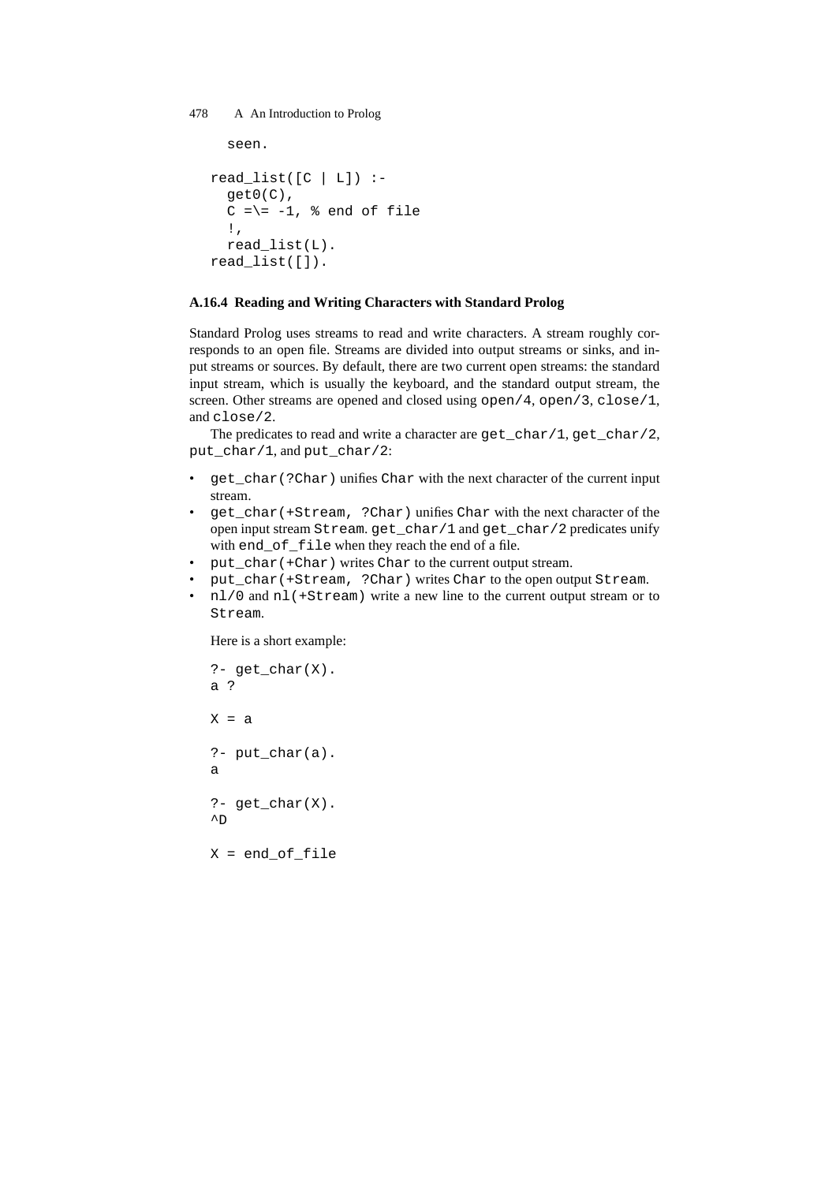```
  seen.

read_list([C | L]) :-
  get0(C),
  C =\= -1, % end of file
  !,
  read_list(L).
read_list([]).
```

### A.16.4 Reading and Writing Characters with Standard Prolog

Standard Prolog uses streams to read and write characters. A stream roughly corresponds to an open file. Streams are divided into output streams or sinks, and input streams or sources. By default, there are two current open streams: the standard input stream, which is usually the keyboard, and the standard output stream, the screen. Other streams are opened and closed using `open/4`, `open/3`, `close/1`, and `close/2`.

The predicates to read and write a character are `get_char/1`, `get_char/2`, `put_char/1`, and `put_char/2`:

- `get_char(?Char)` unifies `Char` with the next character of the current input stream.
- `get_char(+Stream, ?Char)` unifies `Char` with the next character of the open input stream `Stream`. `get_char/1` and `get_char/2` predicates unify with `end_of_file` when they reach the end of a file.
- `put_char(+Char)` writes `Char` to the current output stream.
- `put_char(+Stream, ?Char)` writes `Char` to the open output `Stream`.
- `nl/0` and `nl(+Stream)` write a new line to the current output stream or to `Stream`.

Here is a short example:

```
?- get_char(X).
a ?

X = a

?- put_char(a).
a

?- get_char(X).
^D

X = end_of_file
```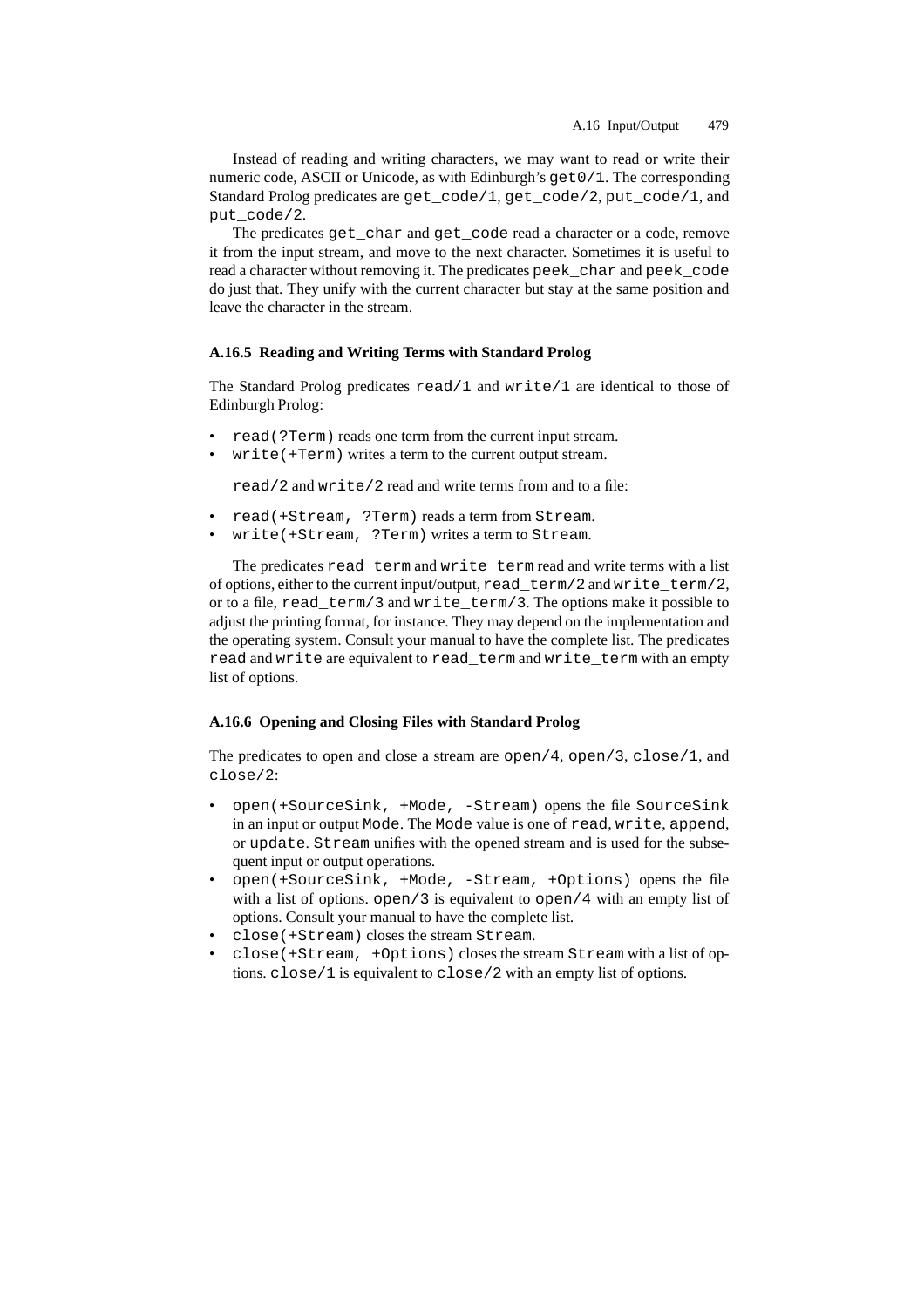Instead of reading and writing characters, we may want to read or write their numeric code, ASCII or Unicode, as with Edinburgh's `get0/1`. The corresponding Standard Prolog predicates are `get_code/1`, `get_code/2`, `put_code/1`, and `put_code/2`.

The predicates `get_char` and `get_code` read a character or a code, remove it from the input stream, and move to the next character. Sometimes it is useful to read a character without removing it. The predicates `peek_char` and `peek_code` do just that. They unify with the current character but stay at the same position and leave the character in the stream.

### A.16.5 Reading and Writing Terms with Standard Prolog

The Standard Prolog predicates `read/1` and `write/1` are identical to those of Edinburgh Prolog:

- `read(?Term)` reads one term from the current input stream.
- `write(+Term)` writes a term to the current output stream.

`read/2` and `write/2` read and write terms from and to a file:

- `read(+Stream, ?Term)` reads a term from `Stream`.
- `write(+Stream, ?Term)` writes a term to `Stream`.

The predicates `read_term` and `write_term` read and write terms with a list of options, either to the current input/output, `read_term/2` and `write_term/2`, or to a file, `read_term/3` and `write_term/3`. The options make it possible to adjust the printing format, for instance. They may depend on the implementation and the operating system. Consult your manual to have the complete list. The predicates `read` and `write` are equivalent to `read_term` and `write_term` with an empty list of options.

### A.16.6 Opening and Closing Files with Standard Prolog

The predicates to open and close a stream are `open/4`, `open/3`, `close/1`, and `close/2`:

- `open(+SourceSink, +Mode, -Stream)` opens the file `SourceSink` in an input or output `Mode`. The `Mode` value is one of `read`, `write`, `append`, or `update`. `Stream` unifies with the opened stream and is used for the subsequent input or output operations.
- `open(+SourceSink, +Mode, -Stream, +Options)` opens the file with a list of options. `open/3` is equivalent to `open/4` with an empty list of options. Consult your manual to have the complete list.
- `close(+Stream)` closes the stream `Stream`.
- `close(+Stream, +Options)` closes the stream `Stream` with a list of options. `close/1` is equivalent to `close/2` with an empty list of options.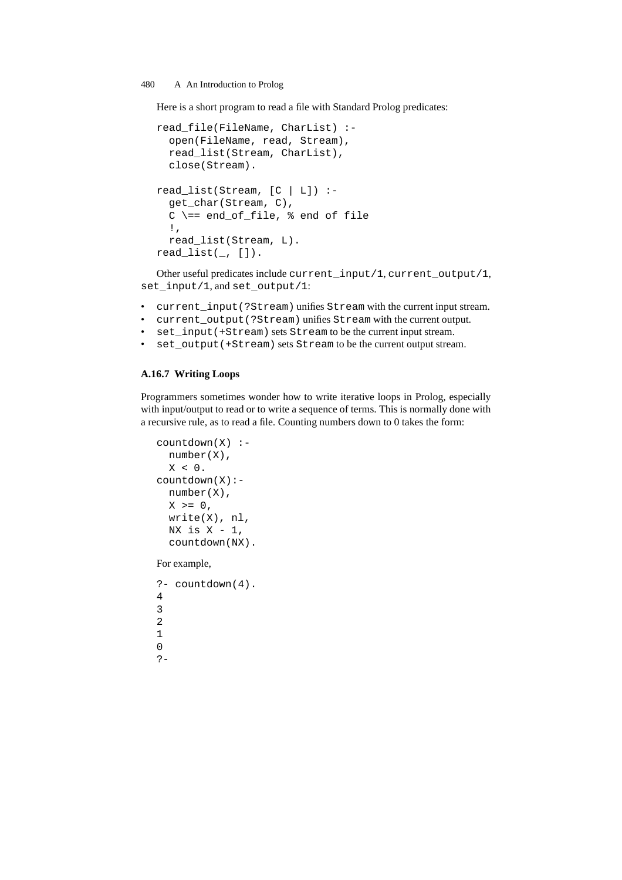Here is a short program to read a file with Standard Prolog predicates:

```
read_file(FileName, CharList) :-
  open(FileName, read, Stream),
  read_list(Stream, CharList),
  close(Stream).

read_list(Stream, [C | L]) :-
  get_char(Stream, C),
  C \== end_of_file, % end of file
  !,
  read_list(Stream, L).
read_list(_, []).
```

Other useful predicates include `current_input/1`, `current_output/1`, `set_input/1`, and `set_output/1`:

- `current_input(?Stream)` unifies `Stream` with the current input stream.
- `current_output(?Stream)` unifies `Stream` with the current output.
- `set_input(+Stream)` sets `Stream` to be the current input stream.
- `set_output(+Stream)` sets `Stream` to be the current output stream.

### A.16.7 Writing Loops

Programmers sometimes wonder how to write iterative loops in Prolog, especially with input/output to read or to write a sequence of terms. This is normally done with a recursive rule, as to read a file. Counting numbers down to 0 takes the form:

```
countdown(X) :-
  number(X),
  X < 0.
countdown(X):-
  number(X),
  X >= 0,
  write(X), nl,
  NX is X - 1,
  countdown(NX).
```

For example,

```
?- countdown(4).
4
3
2
1
0
?-
```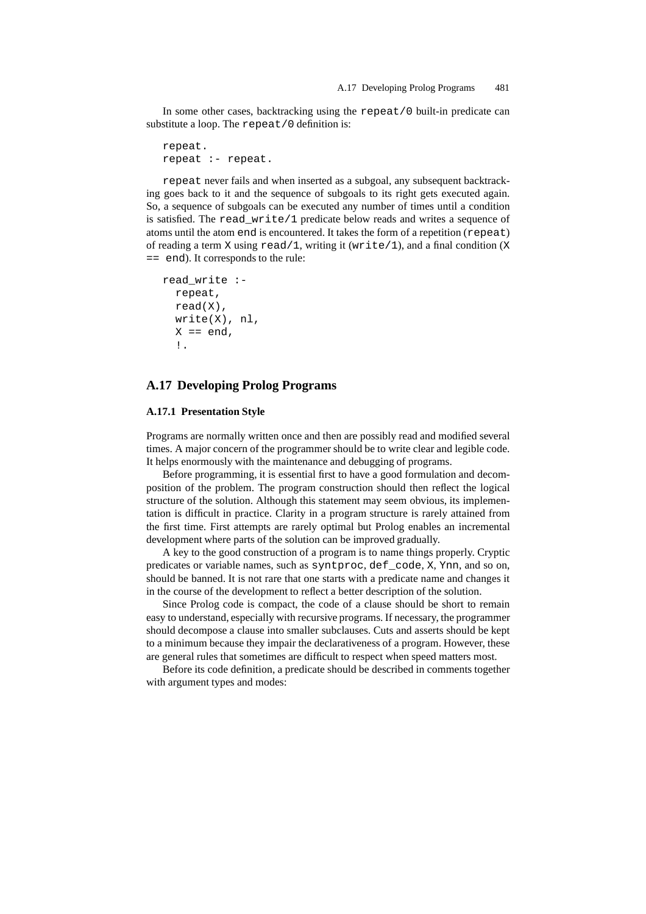In some other cases, backtracking using the `repeat/0` built-in predicate can substitute a loop. The `repeat/0` definition is:

```
repeat.
repeat :- repeat.
```

`repeat` never fails and when inserted as a subgoal, any subsequent backtracking goes back to it and the sequence of subgoals to its right gets executed again. So, a sequence of subgoals can be executed any number of times until a condition is satisfied. The `read_write/1` predicate below reads and writes a sequence of atoms until the atom `end` is encountered. It takes the form of a repetition (`repeat`) of reading a term `X` using `read/1`, writing it (`write/1`), and a final condition (`X == end`). It corresponds to the rule:

```
read_write :-
  repeat,
  read(X),
  write(X), nl,
  X == end,
  !.
```

## A.17 Developing Prolog Programs

### A.17.1 Presentation Style

Programs are normally written once and then are possibly read and modified several times. A major concern of the programmer should be to write clear and legible code. It helps enormously with the maintenance and debugging of programs.

Before programming, it is essential first to have a good formulation and decomposition of the problem. The program construction should then reflect the logical structure of the solution. Although this statement may seem obvious, its implementation is difficult in practice. Clarity in a program structure is rarely attained from the first time. First attempts are rarely optimal but Prolog enables an incremental development where parts of the solution can be improved gradually.

A key to the good construction of a program is to name things properly. Cryptic predicates or variable names, such as `syntproc`, `def_code`, `X`, `Ynn`, and so on, should be banned. It is not rare that one starts with a predicate name and changes it in the course of the development to reflect a better description of the solution.

Since Prolog code is compact, the code of a clause should be short to remain easy to understand, especially with recursive programs. If necessary, the programmer should decompose a clause into smaller subclauses. Cuts and asserts should be kept to a minimum because they impair the declarativeness of a program. However, these are general rules that sometimes are difficult to respect when speed matters most.

Before its code definition, a predicate should be described in comments together with argument types and modes: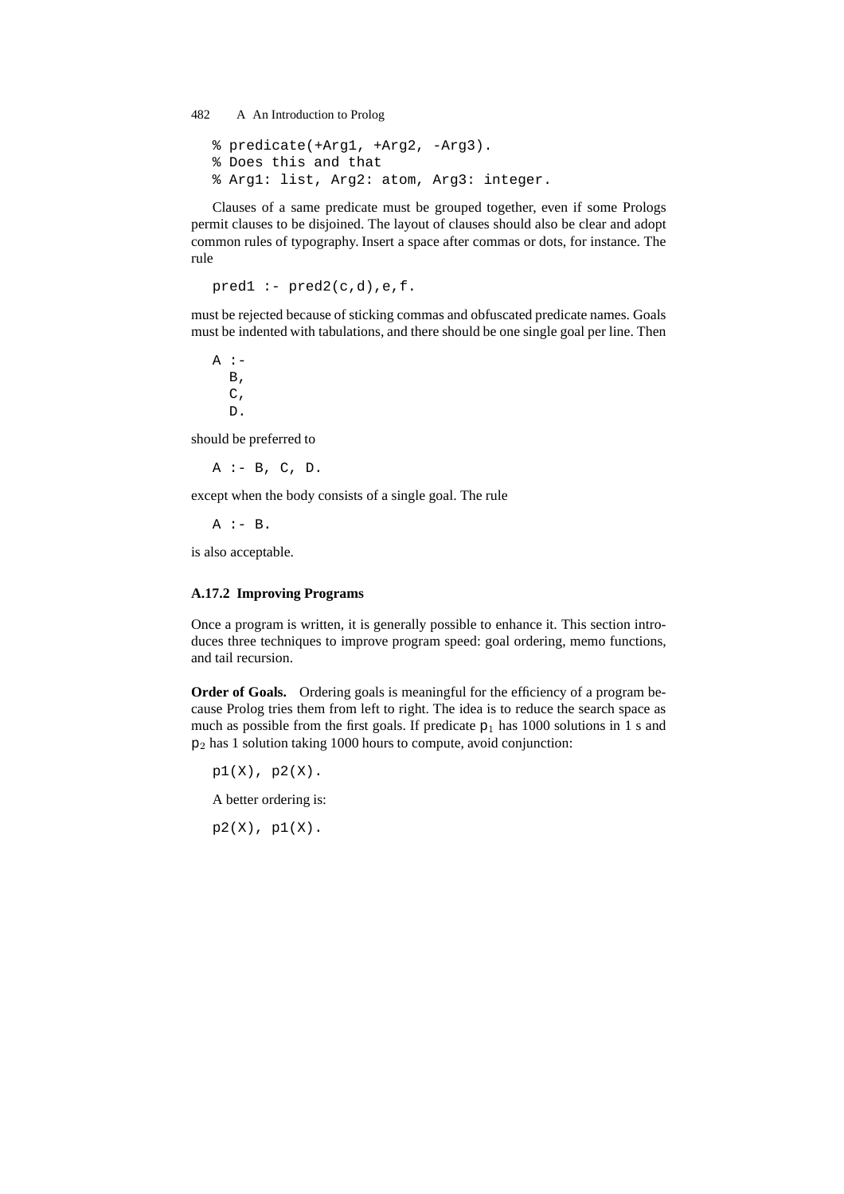```
% predicate(+Arg1, +Arg2, -Arg3).
% Does this and that
% Arg1: list, Arg2: atom, Arg3: integer.
```

Clauses of a same predicate must be grouped together, even if some Prologs permit clauses to be disjoined. The layout of clauses should also be clear and adopt common rules of typography. Insert a space after commas or dots, for instance. The rule

```
pred1 :- pred2(c,d),e,f.
```

must be rejected because of sticking commas and obfuscated predicate names. Goals must be indented with tabulations, and there should be one single goal per line. Then

```
A :-
  B,
  C,
  D.
```

should be preferred to

```
A :- B, C, D.
```

except when the body consists of a single goal. The rule

```
A :- B.
```

is also acceptable.

### A.17.2 Improving Programs

Once a program is written, it is generally possible to enhance it. This section introduces three techniques to improve program speed: goal ordering, memo functions, and tail recursion.

**Order of Goals.** Ordering goals is meaningful for the efficiency of a program because Prolog tries them from left to right. The idea is to reduce the search space as much as possible from the first goals. If predicate $p_1$ has 1000 solutions in 1 s and $p_2$ has 1 solution taking 1000 hours to compute, avoid conjunction:

```
p1(X), p2(X).
```

A better ordering is:

```
p2(X), p1(X).
```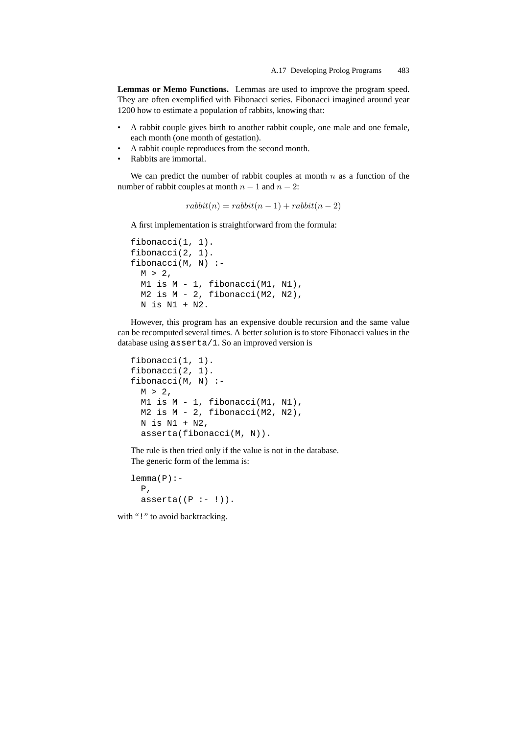**Lemmas or Memo Functions.** Lemmas are used to improve the program speed. They are often exemplified with Fibonacci series. Fibonacci imagined around year 1200 how to estimate a population of rabbits, knowing that:

- A rabbit couple gives birth to another rabbit couple, one male and one female, each month (one month of gestation).
- A rabbit couple reproduces from the second month.
- Rabbits are immortal.

We can predict the number of rabbit couples at month $n$ as a function of the number of rabbit couples at month $n-1$ and $n-2$:

$$rabbit(n) = rabbit(n-1) + rabbit(n-2)$$

A first implementation is straightforward from the formula:

```
fibonacci(1, 1).
fibonacci(2, 1).
fibonacci(M, N) :-
  M > 2,
  M1 is M - 1, fibonacci(M1, N1),
  M2 is M - 2, fibonacci(M2, N2),
  N is N1 + N2.
```

However, this program has an expensive double recursion and the same value can be recomputed several times. A better solution is to store Fibonacci values in the database using `asserta/1`. So an improved version is

```
fibonacci(1, 1).
fibonacci(2, 1).
fibonacci(M, N) :-
  M > 2,
  M1 is M - 1, fibonacci(M1, N1),
  M2 is M - 2, fibonacci(M2, N2),
  N is N1 + N2,
  asserta(fibonacci(M, N)).
```

The rule is then tried only if the value is not in the database.

The generic form of the lemma is:

```
lemma(P):-
  P,
  asserta((P :- !)).
```

with "!" to avoid backtracking.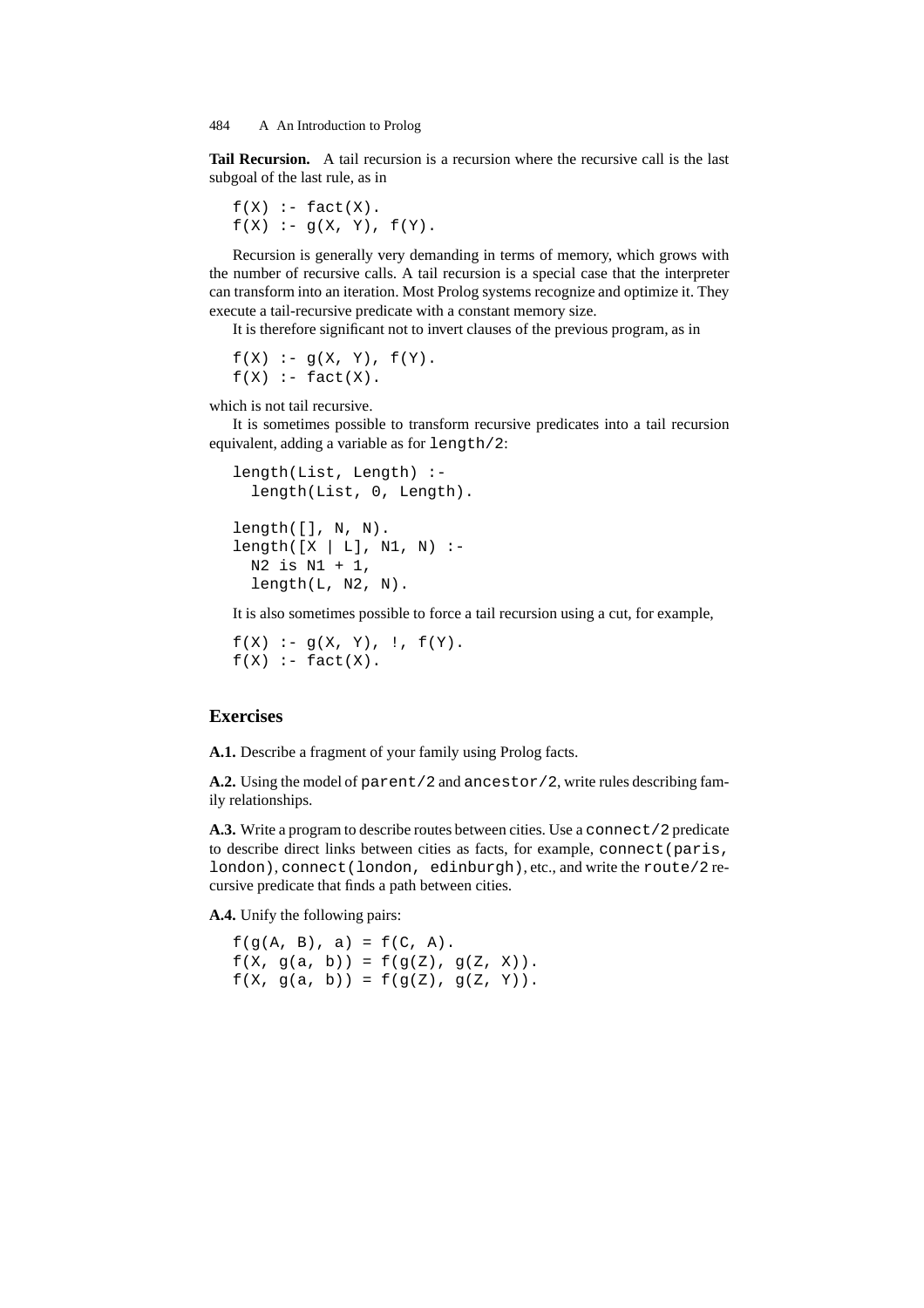**Tail Recursion.** A tail recursion is a recursion where the recursive call is the last subgoal of the last rule, as in

```
f(X) :- fact(X).
f(X) :- g(X, Y), f(Y).
```

Recursion is generally very demanding in terms of memory, which grows with the number of recursive calls. A tail recursion is a special case that the interpreter can transform into an iteration. Most Prolog systems recognize and optimize it. They execute a tail-recursive predicate with a constant memory size.

It is therefore significant not to invert clauses of the previous program, as in

```
f(X) :- g(X, Y), f(Y).
f(X) :- fact(X).
```

which is not tail recursive.

It is sometimes possible to transform recursive predicates into a tail recursion equivalent, adding a variable as for `length/2`:

```
length(List, Length) :-
  length(List, 0, Length).

length([], N, N).
length([X | L], N1, N) :-
  N2 is N1 + 1,
  length(L, N2, N).
```

It is also sometimes possible to force a tail recursion using a cut, for example,

```
f(X) :- g(X, Y), !, f(Y).
f(X) :- fact(X).
```

## Exercises

**A.1.** Describe a fragment of your family using Prolog facts.

**A.2.** Using the model of `parent/2` and `ancestor/2`, write rules describing family relationships.

**A.3.** Write a program to describe routes between cities. Use a `connect/2` predicate to describe direct links between cities as facts, for example, `connect(paris, london)`, `connect(london, edinburgh)`, etc., and write the `route/2` recursive predicate that finds a path between cities.

**A.4.** Unify the following pairs:

```
f(g(A, B), a) = f(C, A).
f(X, g(a, b)) = f(g(Z), g(Z, X)).
f(X, g(a, b)) = f(g(Z), g(Z, Y)).
```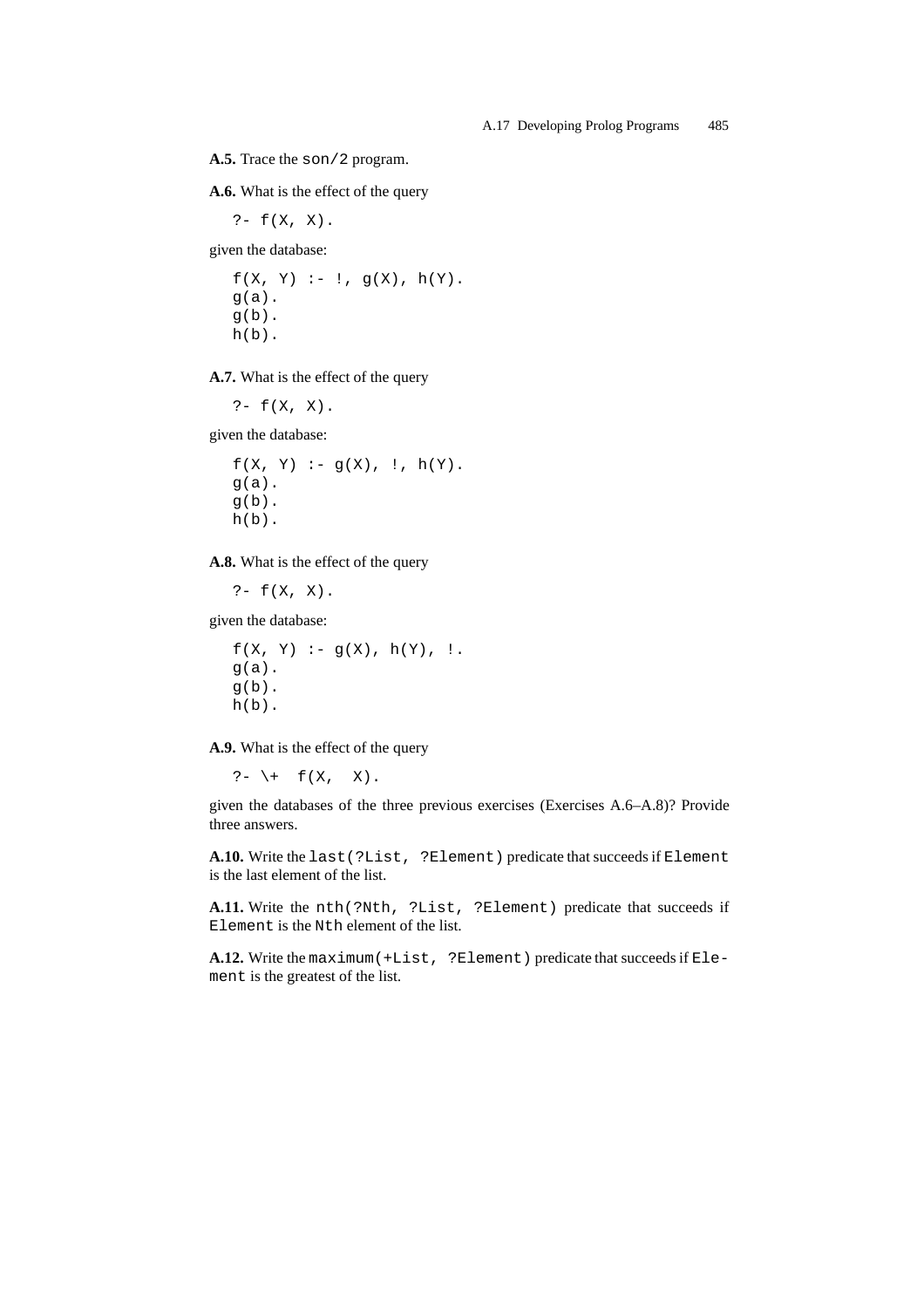**A.5.** Trace the `son/2` program.

**A.6.** What is the effect of the query

```
?- f(X, X).
```

given the database:

```
f(X, Y) :- !, g(X), h(Y).
g(a).
g(b).
h(b).
```

**A.7.** What is the effect of the query

```
?- f(X, X).
```

given the database:

```
f(X, Y) :- g(X), !, h(Y).
g(a).
g(b).
h(b).
```

**A.8.** What is the effect of the query

```
?- f(X, X).
```

given the database:

```
f(X, Y) :- g(X), h(Y), !.
g(a).
g(b).
h(b).
```

**A.9.** What is the effect of the query

```
?- \+  f(X,  X).
```

given the databases of the three previous exercises (Exercises A.6–A.8)? Provide three answers.

**A.10.** Write the `last(?List, ?Element)` predicate that succeeds if `Element` is the last element of the list.

**A.11.** Write the `nth(?Nth, ?List, ?Element)` predicate that succeeds if `Element` is the `Nth` element of the list.

**A.12.** Write the `maximum(+List, ?Element)` predicate that succeeds if `Element` is the greatest of the list.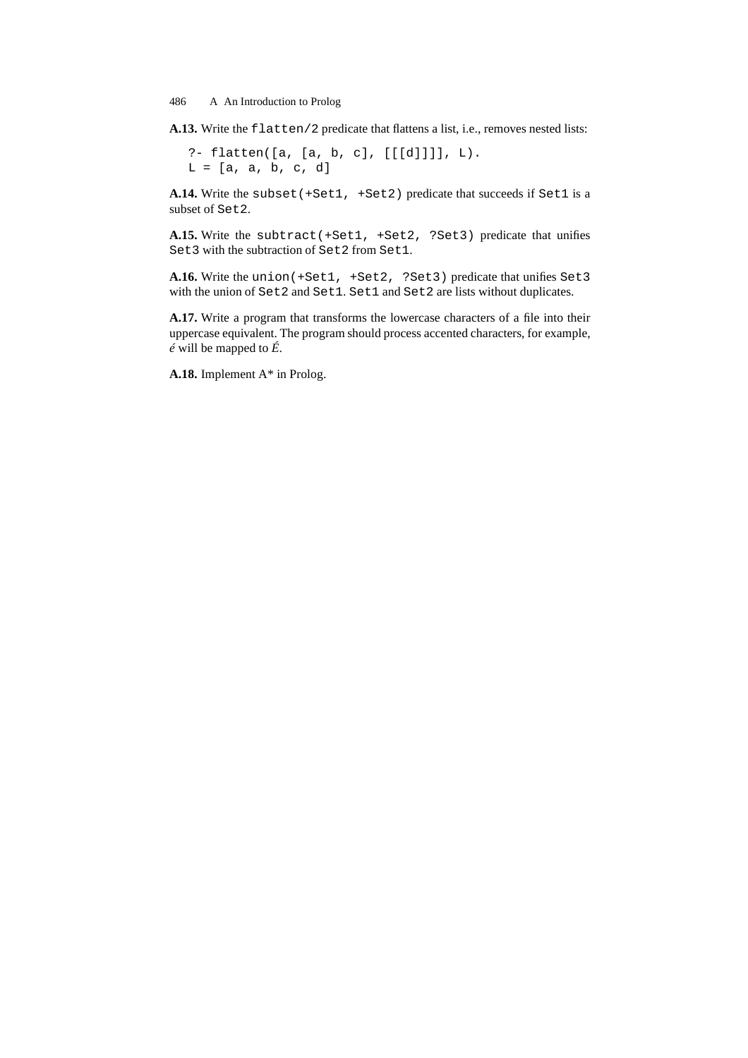**A.13.** Write the `flatten/2` predicate that flattens a list, i.e., removes nested lists:

```
?- flatten([a, [a, b, c], [[[d]]]], L).
L = [a, a, b, c, d]
```

**A.14.** Write the `subset(+Set1, +Set2)` predicate that succeeds if `Set1` is a subset of `Set2`.

**A.15.** Write the `subtract(+Set1, +Set2, ?Set3)` predicate that unifies `Set3` with the subtraction of `Set2` from `Set1`.

**A.16.** Write the `union(+Set1, +Set2, ?Set3)` predicate that unifies `Set3` with the union of `Set2` and `Set1`. `Set1` and `Set2` are lists without duplicates.

**A.17.** Write a program that transforms the lowercase characters of a file into their uppercase equivalent. The program should process accented characters, for example, *é* will be mapped to *É*.

**A.18.** Implement A* in Prolog.